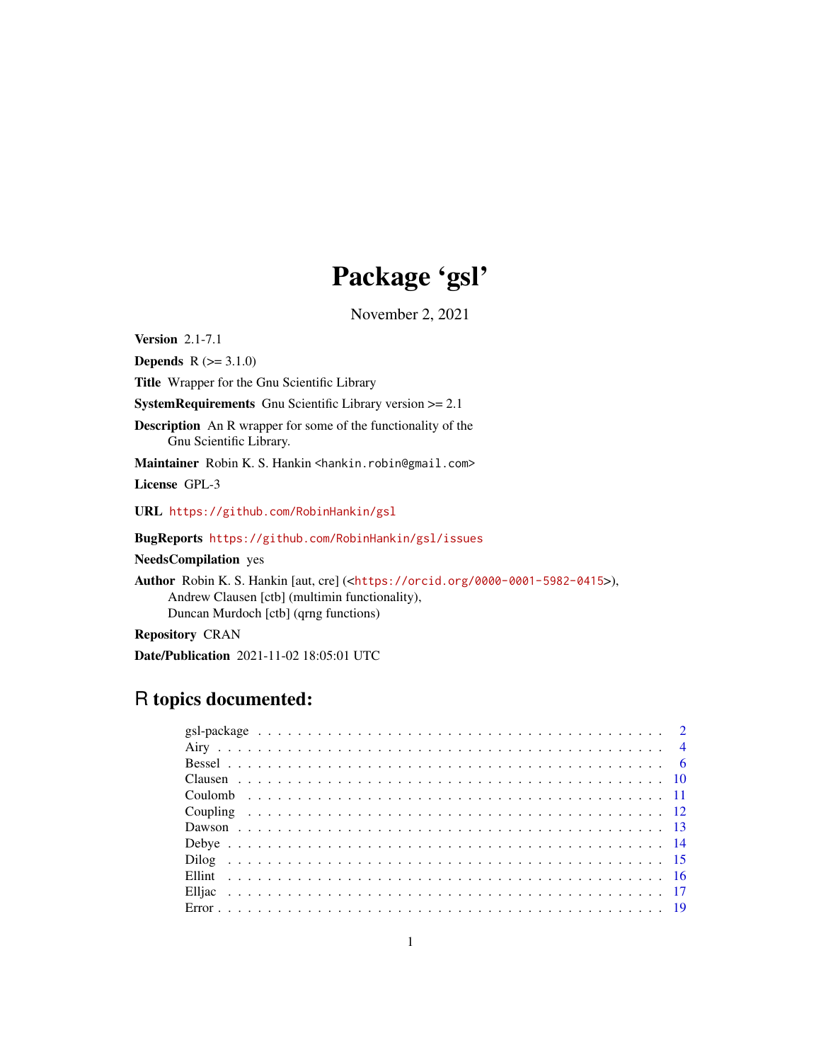# Package 'gsl'

November 2, 2021

**Version** 2.1-7.1

**Depends** R (>= 3.1.0)

**Title** Wrapper for the Gnu Scientific Library

**SystemRequirements** Gnu Scientific Library version >= 2.1

**Description** An R wrapper for some of the functionality of the Gnu Scientific Library.

**Maintainer** Robin K. S. Hankin <hankin.robin@gmail.com>

**License** GPL-3

**URL** https://github.com/RobinHankin/gsl

**BugReports** https://github.com/RobinHankin/gsl/issues

**NeedsCompilation** yes

**Author** Robin K. S. Hankin [aut, cre] (<https://orcid.org/0000-0001-5982-0415>), Andrew Clausen [ctb] (multimin functionality), Duncan Murdoch [ctb] (qrng functions)

**Repository** CRAN

**Date/Publication** 2021-11-02 18:05:01 UTC

## R topics documented:

- gsl-package . . . . . . . . . . . . . . . . . . . . . . . . . . . . . . . . . . . . . . . . . 2
- Airy . . . . . . . . . . . . . . . . . . . . . . . . . . . . . . . . . . . . . . . . . . . . . . 4
- Bessel . . . . . . . . . . . . . . . . . . . . . . . . . . . . . . . . . . . . . . . . . . . . . 6
- Clausen . . . . . . . . . . . . . . . . . . . . . . . . . . . . . . . . . . . . . . . . . . . 10
- Coulomb . . . . . . . . . . . . . . . . . . . . . . . . . . . . . . . . . . . . . . . . . . 11
- Coupling . . . . . . . . . . . . . . . . . . . . . . . . . . . . . . . . . . . . . . . . . . 12
- Dawson . . . . . . . . . . . . . . . . . . . . . . . . . . . . . . . . . . . . . . . . . . . 13
- Debye . . . . . . . . . . . . . . . . . . . . . . . . . . . . . . . . . . . . . . . . . . . . 14
- Dilog . . . . . . . . . . . . . . . . . . . . . . . . . . . . . . . . . . . . . . . . . . . . 15
- Ellint . . . . . . . . . . . . . . . . . . . . . . . . . . . . . . . . . . . . . . . . . . . . 16
- Elljac . . . . . . . . . . . . . . . . . . . . . . . . . . . . . . . . . . . . . . . . . . . . 17
- Error . . . . . . . . . . . . . . . . . . . . . . . . . . . . . . . . . . . . . . . . . . . . 19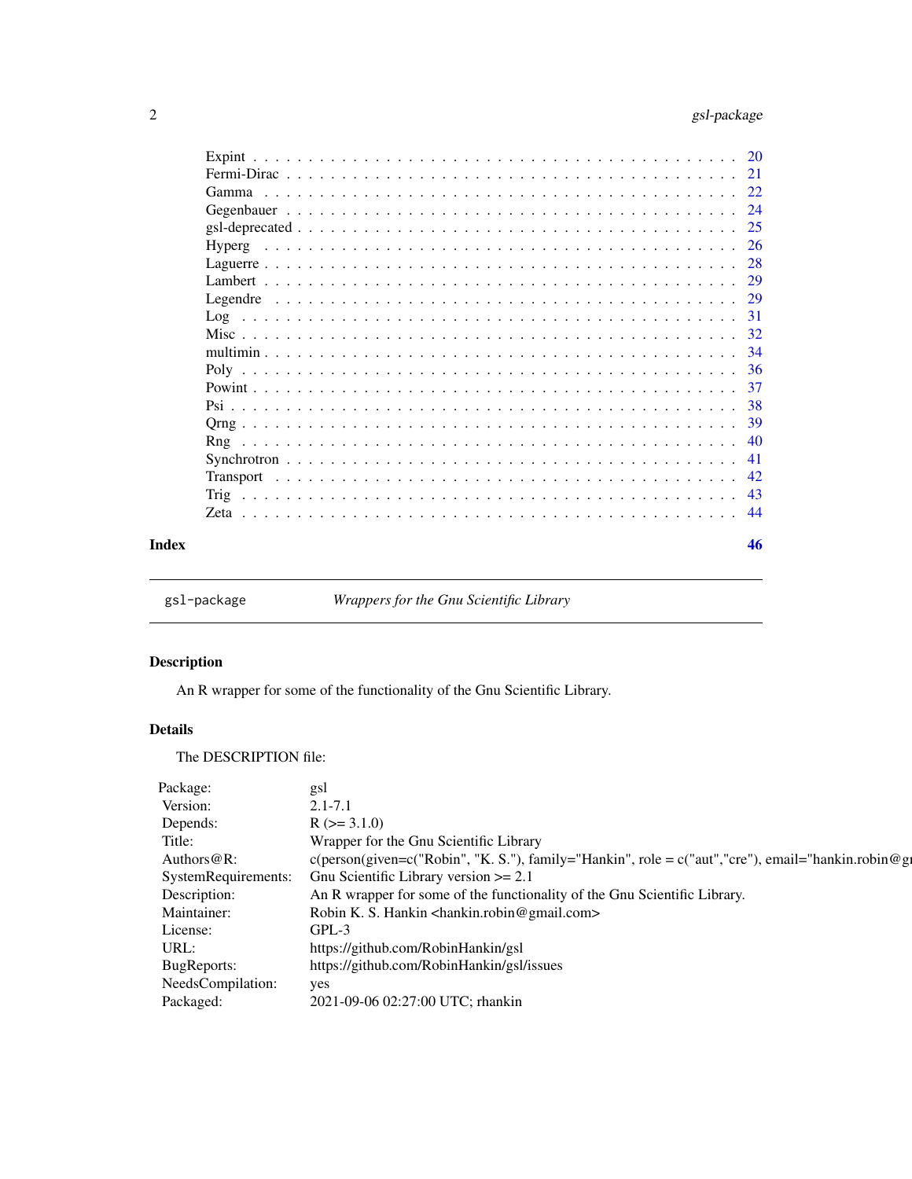| | |
|---|---|
| Expint | 20 |
| Fermi-Dirac | 21 |
| Gamma | 22 |
| Gegenbauer | 24 |
| gsl-deprecated | 25 |
| Hyperg | 26 |
| Laguerre | 28 |
| Lambert | 29 |
| Legendre | 29 |
| Log | 31 |
| Misc | 32 |
| multimin | 34 |
| Poly | 36 |
| Powint | 37 |
| Psi | 38 |
| Qrng | 39 |
| Rng | 40 |
| Synchrotron | 41 |
| Transport | 42 |
| Trig | 43 |
| Zeta | 44 |

**Index** **46**

---

`gsl-package` *Wrappers for the Gnu Scientific Library*

---

## Description

An R wrapper for some of the functionality of the Gnu Scientific Library.

## Details

The DESCRIPTION file:

| | |
|---|---|
| Package: | gsl |
| Version: | 2.1-7.1 |
| Depends: | R (>= 3.1.0) |
| Title: | Wrapper for the Gnu Scientific Library |
| Authors@R: | c(person(given=c("Robin", "K. S."), family="Hankin", role = c("aut","cre"), email="hankin.robin@g |
| SystemRequirements: | Gnu Scientific Library version >= 2.1 |
| Description: | An R wrapper for some of the functionality of the Gnu Scientific Library. |
| Maintainer: | Robin K. S. Hankin <hankin.robin@gmail.com> |
| License: | GPL-3 |
| URL: | https://github.com/RobinHankin/gsl |
| BugReports: | https://github.com/RobinHankin/gsl/issues |
| NeedsCompilation: | yes |
| Packaged: | 2021-09-06 02:27:00 UTC; rhankin |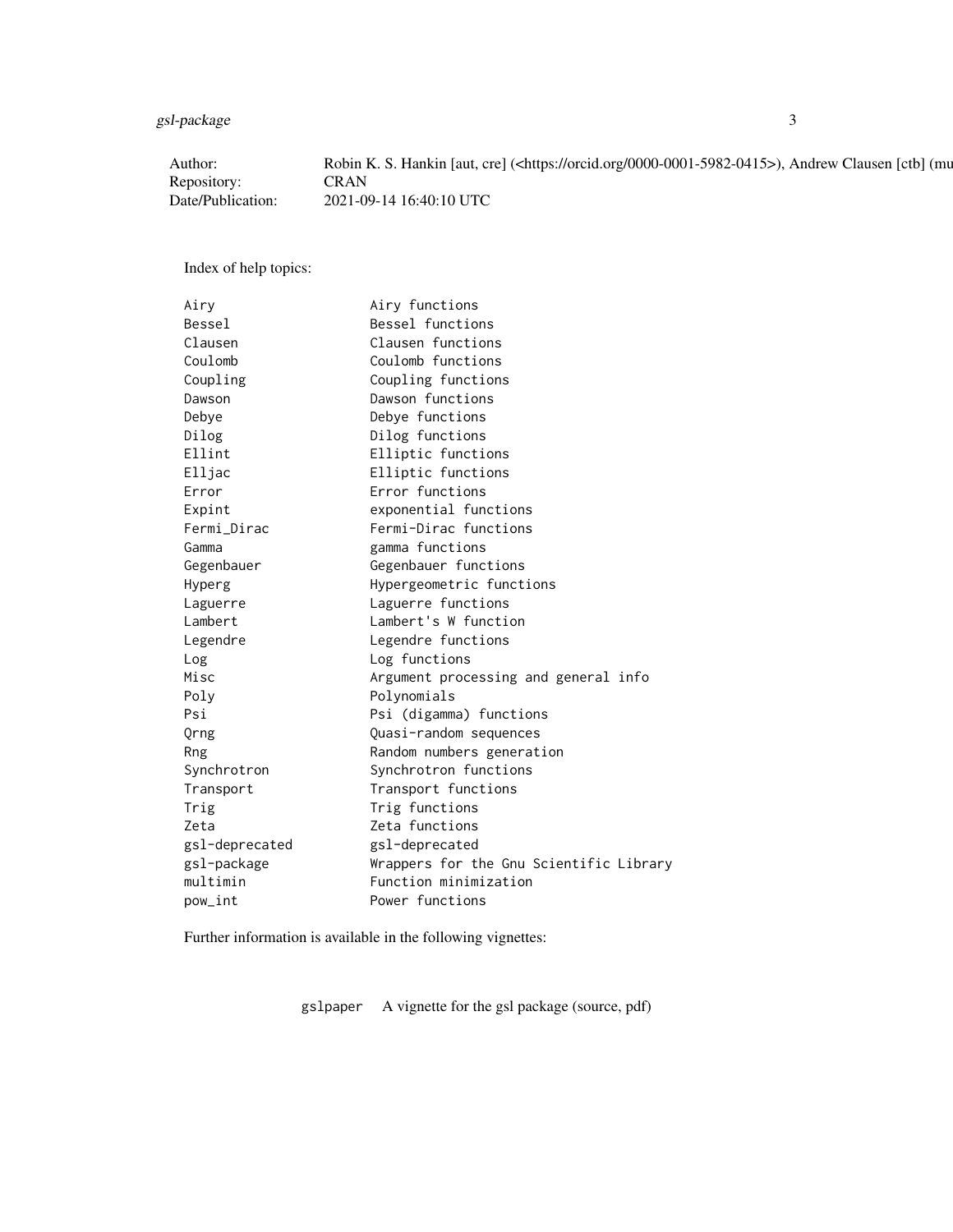| | |
|---|---|
| Author: | Robin K. S. Hankin [aut, cre] (<https://orcid.org/0000-0001-5982-0415>), Andrew Clausen [ctb] (mu |
| Repository: | CRAN |
| Date/Publication: | 2021-09-14 16:40:10 UTC |

Index of help topics:

```
Airy                    Airy functions
Bessel                  Bessel functions
Clausen                 Clausen functions
Coulomb                 Coulomb functions
Coupling                Coupling functions
Dawson                  Dawson functions
Debye                   Debye functions
Dilog                   Dilog functions
Ellint                  Elliptic functions
Elljac                  Elliptic functions
Error                   Error functions
Expint                  exponential functions
Fermi_Dirac             Fermi-Dirac functions
Gamma                   gamma functions
Gegenbauer              Gegenbauer functions
Hyperg                  Hypergeometric functions
Laguerre                Laguerre functions
Lambert                 Lambert's W function
Legendre                Legendre functions
Log                     Log functions
Misc                    Argument processing and general info
Poly                    Polynomials
Psi                     Psi (digamma) functions
Qrng                    Quasi-random sequences
Rng                     Random numbers generation
Synchrotron             Synchrotron functions
Transport               Transport functions
Trig                    Trig functions
Zeta                    Zeta functions
gsl-deprecated          gsl-deprecated
gsl-package             Wrappers for the Gnu Scientific Library
multimin                Function minimization
pow_int                 Power functions
```

Further information is available in the following vignettes:

| | |
|---|---|
| `gslpaper` | A vignette for the gsl package (source, pdf) |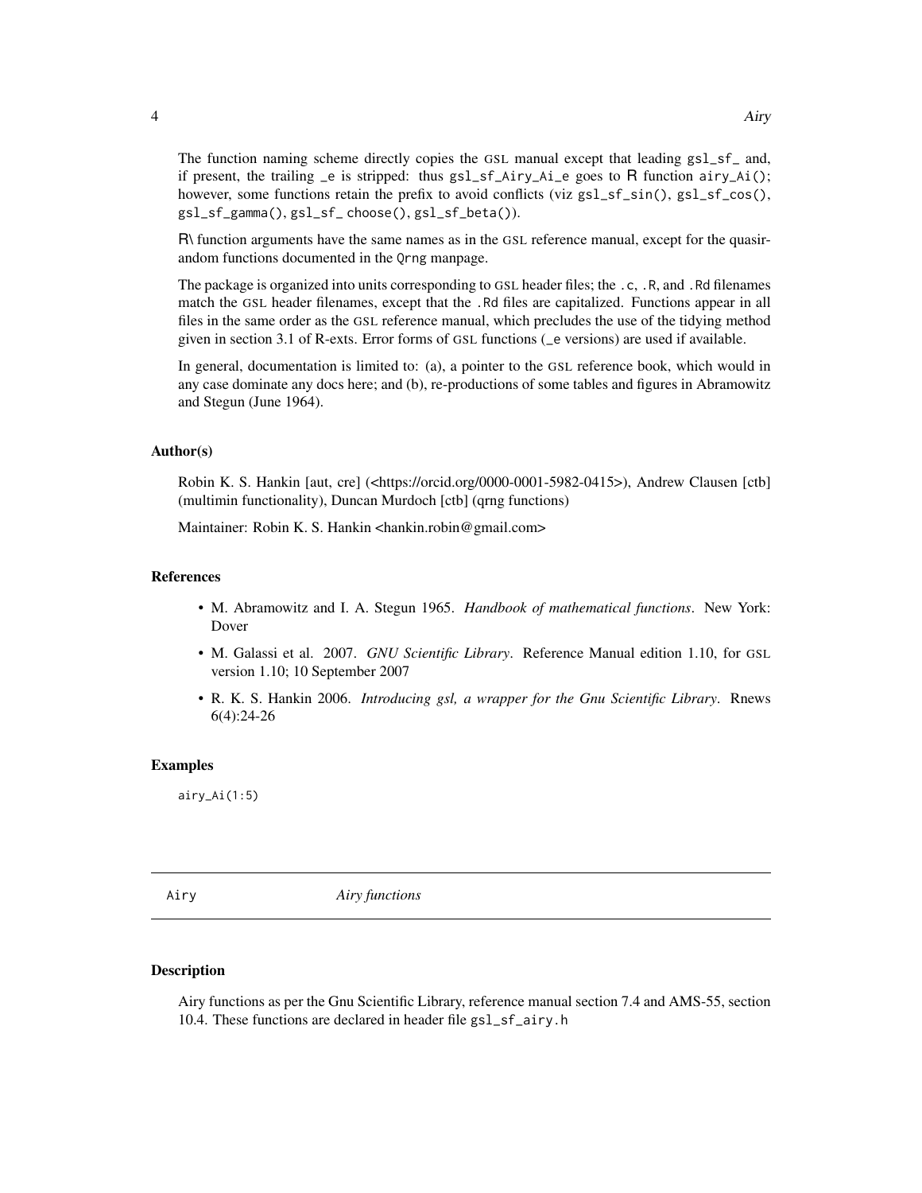The function naming scheme directly copies the GSL manual except that leading `gsl_sf_` and, if present, the trailing `_e` is stripped: thus `gsl_sf_Airy_Ai_e` goes to R function `airy_Ai()`; however, some functions retain the prefix to avoid conflicts (viz `gsl_sf_sin()`, `gsl_sf_cos()`, `gsl_sf_gamma()`, `gsl_sf_ choose()`, `gsl_sf_beta()`).

R\ function arguments have the same names as in the GSL reference manual, except for the quasirandom functions documented in the `Qrng` manpage.

The package is organized into units corresponding to GSL header files; the `.c`, `.R`, and `.Rd` filenames match the GSL header filenames, except that the `.Rd` files are capitalized. Functions appear in all files in the same order as the GSL reference manual, which precludes the use of the tidying method given in section 3.1 of R-exts. Error forms of GSL functions (`_e` versions) are used if available.

In general, documentation is limited to: (a), a pointer to the GSL reference book, which would in any case dominate any docs here; and (b), re-productions of some tables and figures in Abramowitz and Stegun (June 1964).

### Author(s)

Robin K. S. Hankin [aut, cre] (<https://orcid.org/0000-0001-5982-0415>), Andrew Clausen [ctb] (multimin functionality), Duncan Murdoch [ctb] (qrng functions)

Maintainer: Robin K. S. Hankin <hankin.robin@gmail.com>

### References

- M. Abramowitz and I. A. Stegun 1965. *Handbook of mathematical functions*. New York: Dover
- M. Galassi et al. 2007. *GNU Scientific Library*. Reference Manual edition 1.10, for GSL version 1.10; 10 September 2007
- R. K. S. Hankin 2006. *Introducing gsl, a wrapper for the Gnu Scientific Library*. Rnews 6(4):24-26

### Examples

```
airy_Ai(1:5)
```

---

## Airy — *Airy functions*

### Description

Airy functions as per the Gnu Scientific Library, reference manual section 7.4 and AMS-55, section 10.4. These functions are declared in header file `gsl_sf_airy.h`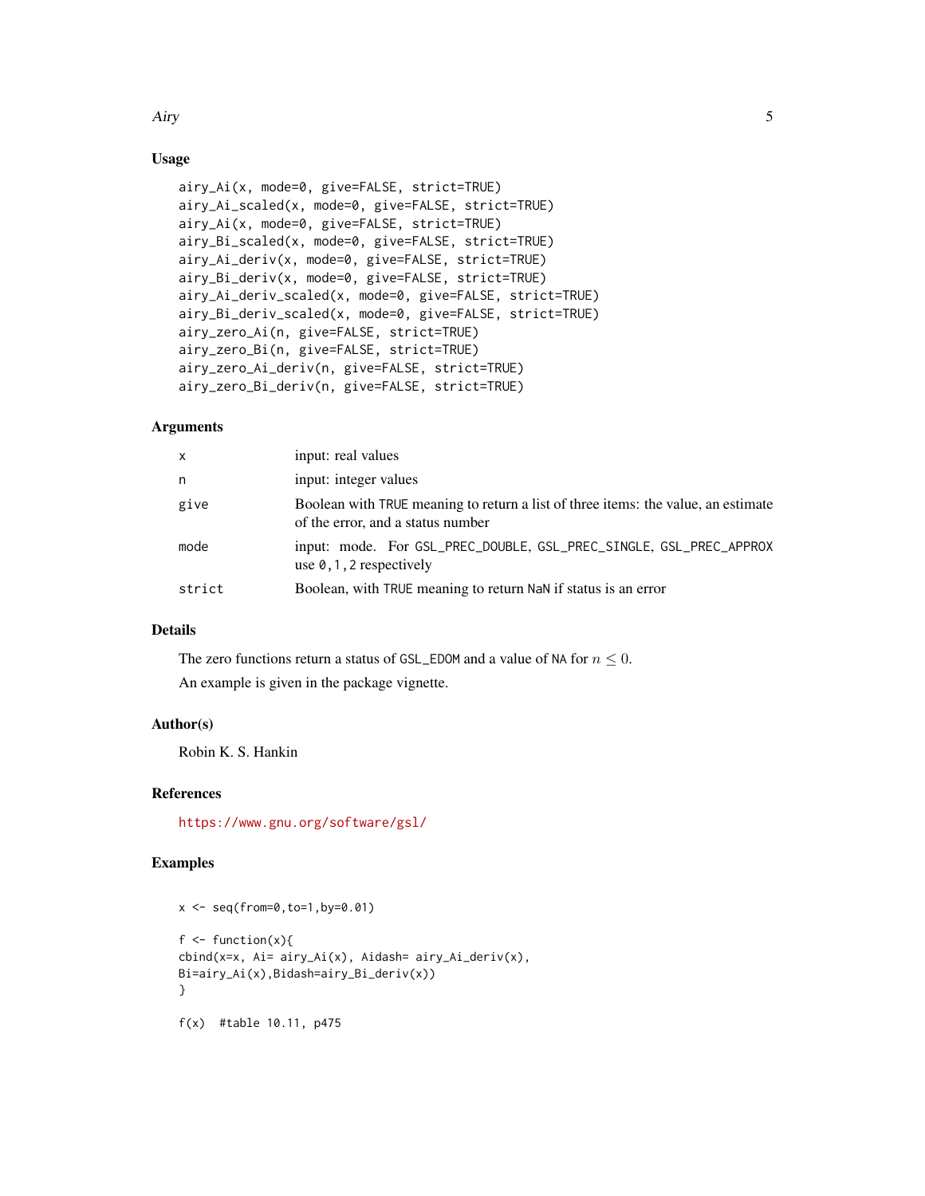## Usage

```
airy_Ai(x, mode=0, give=FALSE, strict=TRUE)
airy_Ai_scaled(x, mode=0, give=FALSE, strict=TRUE)
airy_Ai(x, mode=0, give=FALSE, strict=TRUE)
airy_Bi_scaled(x, mode=0, give=FALSE, strict=TRUE)
airy_Ai_deriv(x, mode=0, give=FALSE, strict=TRUE)
airy_Bi_deriv(x, mode=0, give=FALSE, strict=TRUE)
airy_Ai_deriv_scaled(x, mode=0, give=FALSE, strict=TRUE)
airy_Bi_deriv_scaled(x, mode=0, give=FALSE, strict=TRUE)
airy_zero_Ai(n, give=FALSE, strict=TRUE)
airy_zero_Bi(n, give=FALSE, strict=TRUE)
airy_zero_Ai_deriv(n, give=FALSE, strict=TRUE)
airy_zero_Bi_deriv(n, give=FALSE, strict=TRUE)
```

## Arguments

| | |
|---|---|
| `x` | input: real values |
| `n` | input: integer values |
| `give` | Boolean with `TRUE` meaning to return a list of three items: the value, an estimate of the error, and a status number |
| `mode` | input: mode. For `GSL_PREC_DOUBLE`, `GSL_PREC_SINGLE`, `GSL_PREC_APPROX` use `0,1,2` respectively |
| `strict` | Boolean, with `TRUE` meaning to return `NaN` if status is an error |

## Details

The zero functions return a status of `GSL_EDOM` and a value of `NA` for $n \leq 0$.

An example is given in the package vignette.

## Author(s)

Robin K. S. Hankin

## References

https://www.gnu.org/software/gsl/

## Examples

```
x <- seq(from=0,to=1,by=0.01)

f <- function(x){
cbind(x=x, Ai= airy_Ai(x), Aidash= airy_Ai_deriv(x),
Bi=airy_Ai(x),Bidash=airy_Bi_deriv(x))
}

f(x)  #table 10.11, p475
```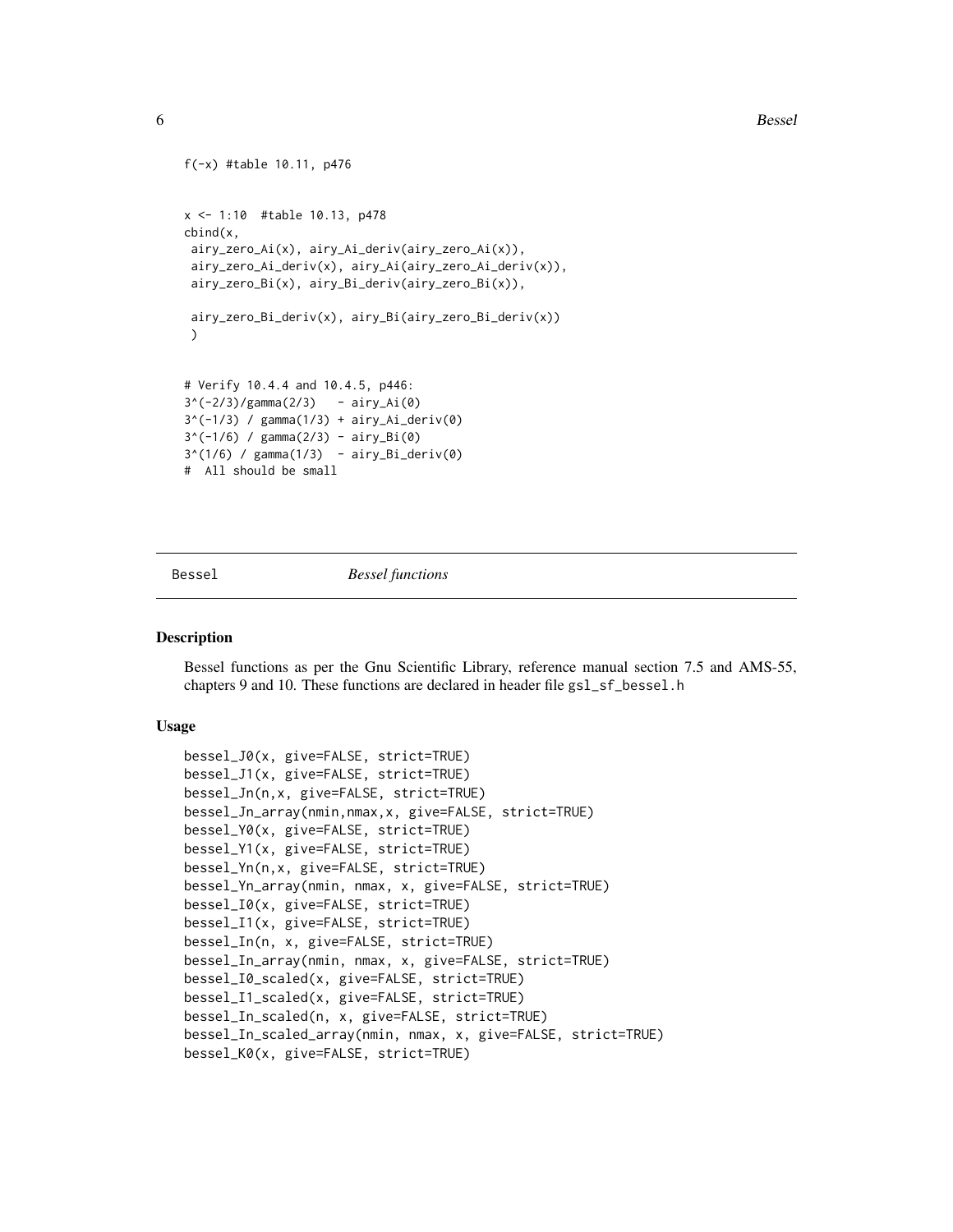```
f(-x) #table 10.11, p476


x <- 1:10  #table 10.13, p478
cbind(x,
 airy_zero_Ai(x), airy_Ai_deriv(airy_zero_Ai(x)),
 airy_zero_Ai_deriv(x), airy_Ai(airy_zero_Ai_deriv(x)),
 airy_zero_Bi(x), airy_Bi_deriv(airy_zero_Bi(x)),

 airy_zero_Bi_deriv(x), airy_Bi(airy_zero_Bi_deriv(x))
 )


# Verify 10.4.4 and 10.4.5, p446:
3^(-2/3)/gamma(2/3)   - airy_Ai(0)
3^(-1/3) / gamma(1/3) + airy_Ai_deriv(0)
3^(-1/6) / gamma(2/3) - airy_Bi(0)
3^(1/6) / gamma(1/3)  - airy_Bi_deriv(0)
#  All should be small
```

## Bessel — *Bessel functions*

### Description

Bessel functions as per the Gnu Scientific Library, reference manual section 7.5 and AMS-55, chapters 9 and 10. These functions are declared in header file `gsl_sf_bessel.h`

### Usage

```
bessel_J0(x, give=FALSE, strict=TRUE)
bessel_J1(x, give=FALSE, strict=TRUE)
bessel_Jn(n,x, give=FALSE, strict=TRUE)
bessel_Jn_array(nmin,nmax,x, give=FALSE, strict=TRUE)
bessel_Y0(x, give=FALSE, strict=TRUE)
bessel_Y1(x, give=FALSE, strict=TRUE)
bessel_Yn(n,x, give=FALSE, strict=TRUE)
bessel_Yn_array(nmin, nmax, x, give=FALSE, strict=TRUE)
bessel_I0(x, give=FALSE, strict=TRUE)
bessel_I1(x, give=FALSE, strict=TRUE)
bessel_In(n, x, give=FALSE, strict=TRUE)
bessel_In_array(nmin, nmax, x, give=FALSE, strict=TRUE)
bessel_I0_scaled(x, give=FALSE, strict=TRUE)
bessel_I1_scaled(x, give=FALSE, strict=TRUE)
bessel_In_scaled(n, x, give=FALSE, strict=TRUE)
bessel_In_scaled_array(nmin, nmax, x, give=FALSE, strict=TRUE)
bessel_K0(x, give=FALSE, strict=TRUE)
```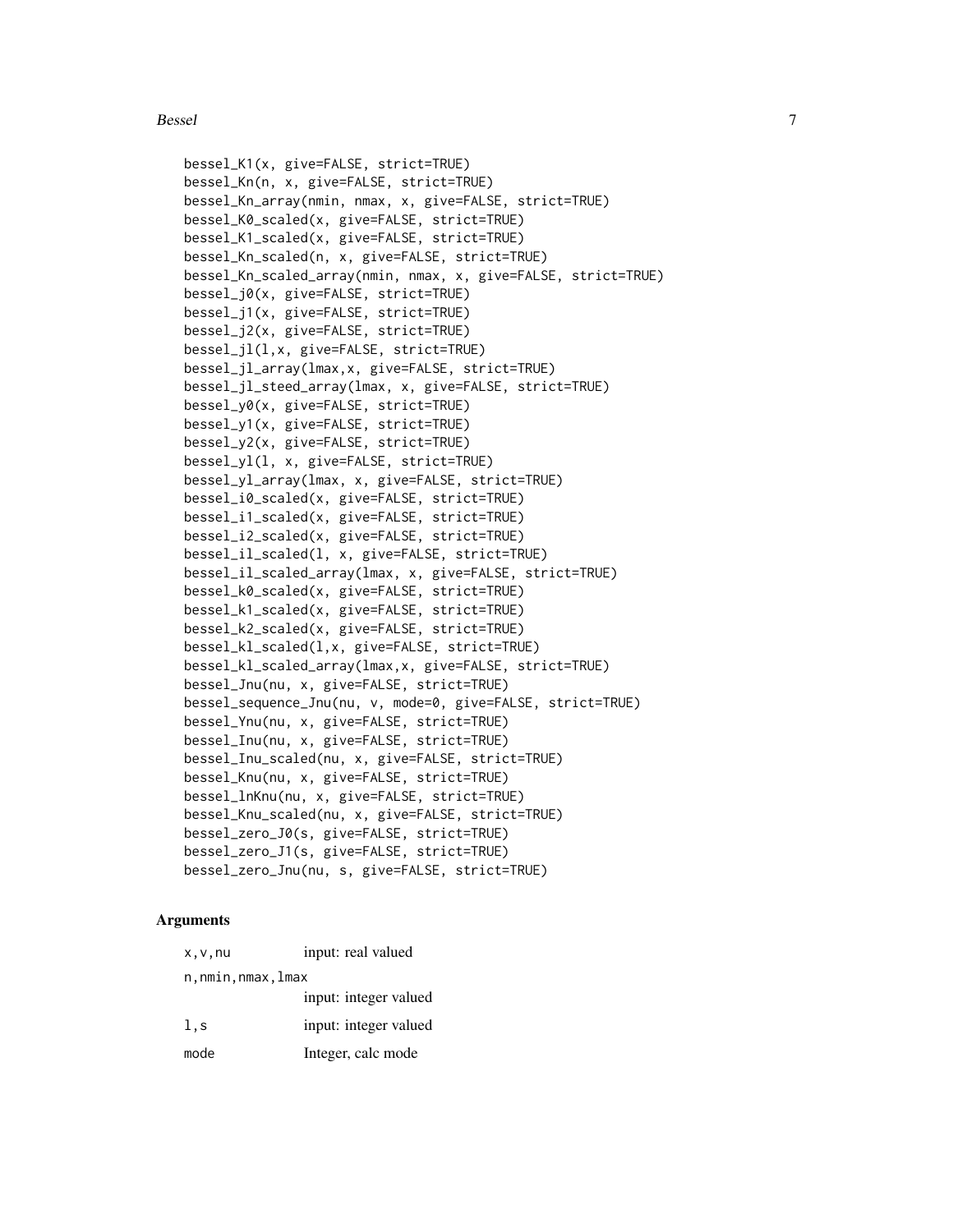```
bessel_K1(x, give=FALSE, strict=TRUE)
bessel_Kn(n, x, give=FALSE, strict=TRUE)
bessel_Kn_array(nmin, nmax, x, give=FALSE, strict=TRUE)
bessel_K0_scaled(x, give=FALSE, strict=TRUE)
bessel_K1_scaled(x, give=FALSE, strict=TRUE)
bessel_Kn_scaled(n, x, give=FALSE, strict=TRUE)
bessel_Kn_scaled_array(nmin, nmax, x, give=FALSE, strict=TRUE)
bessel_j0(x, give=FALSE, strict=TRUE)
bessel_j1(x, give=FALSE, strict=TRUE)
bessel_j2(x, give=FALSE, strict=TRUE)
bessel_jl(l,x, give=FALSE, strict=TRUE)
bessel_jl_array(lmax,x, give=FALSE, strict=TRUE)
bessel_jl_steed_array(lmax, x, give=FALSE, strict=TRUE)
bessel_y0(x, give=FALSE, strict=TRUE)
bessel_y1(x, give=FALSE, strict=TRUE)
bessel_y2(x, give=FALSE, strict=TRUE)
bessel_yl(l, x, give=FALSE, strict=TRUE)
bessel_yl_array(lmax, x, give=FALSE, strict=TRUE)
bessel_i0_scaled(x, give=FALSE, strict=TRUE)
bessel_i1_scaled(x, give=FALSE, strict=TRUE)
bessel_i2_scaled(x, give=FALSE, strict=TRUE)
bessel_il_scaled(l, x, give=FALSE, strict=TRUE)
bessel_il_scaled_array(lmax, x, give=FALSE, strict=TRUE)
bessel_k0_scaled(x, give=FALSE, strict=TRUE)
bessel_k1_scaled(x, give=FALSE, strict=TRUE)
bessel_k2_scaled(x, give=FALSE, strict=TRUE)
bessel_kl_scaled(l,x, give=FALSE, strict=TRUE)
bessel_kl_scaled_array(lmax,x, give=FALSE, strict=TRUE)
bessel_Jnu(nu, x, give=FALSE, strict=TRUE)
bessel_sequence_Jnu(nu, v, mode=0, give=FALSE, strict=TRUE)
bessel_Ynu(nu, x, give=FALSE, strict=TRUE)
bessel_Inu(nu, x, give=FALSE, strict=TRUE)
bessel_Inu_scaled(nu, x, give=FALSE, strict=TRUE)
bessel_Knu(nu, x, give=FALSE, strict=TRUE)
bessel_lnKnu(nu, x, give=FALSE, strict=TRUE)
bessel_Knu_scaled(nu, x, give=FALSE, strict=TRUE)
bessel_zero_J0(s, give=FALSE, strict=TRUE)
bessel_zero_J1(s, give=FALSE, strict=TRUE)
bessel_zero_Jnu(nu, s, give=FALSE, strict=TRUE)
```

## Arguments

| | |
|---|---|
| `x,v,nu` | input: real valued |
| `n,nmin,nmax,lmax` | input: integer valued |
| `l,s` | input: integer valued |
| `mode` | Integer, calc mode |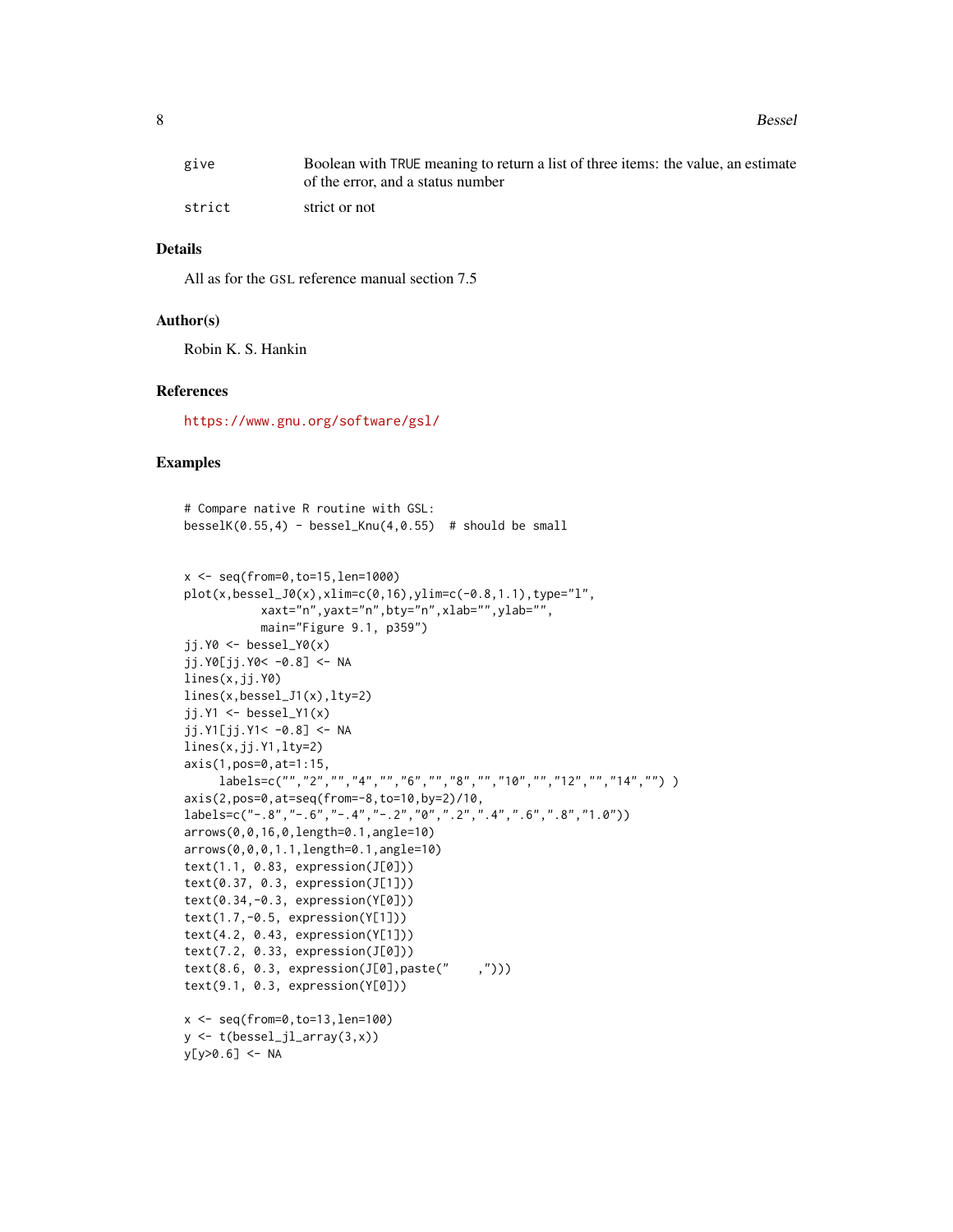| | |
|---|---|
| `give` | Boolean with TRUE meaning to return a list of three items: the value, an estimate of the error, and a status number |
| `strict` | strict or not |

## Details

All as for the GSL reference manual section 7.5

## Author(s)

Robin K. S. Hankin

## References

https://www.gnu.org/software/gsl/

## Examples

```
# Compare native R routine with GSL:
besselK(0.55,4) - bessel_Knu(4,0.55)  # should be small


x <- seq(from=0,to=15,len=1000)
plot(x,bessel_J0(x),xlim=c(0,16),ylim=c(-0.8,1.1),type="l",
          xaxt="n",yaxt="n",bty="n",xlab="",ylab="",
          main="Figure 9.1, p359")
jj.Y0 <- bessel_Y0(x)
jj.Y0[jj.Y0< -0.8] <- NA
lines(x,jj.Y0)
lines(x,bessel_J1(x),lty=2)
jj.Y1 <- bessel_Y1(x)
jj.Y1[jj.Y1< -0.8] <- NA
lines(x,jj.Y1,lty=2)
axis(1,pos=0,at=1:15,
     labels=c("","2","","4","","6","","8","","10","","12","","14","") )
axis(2,pos=0,at=seq(from=-8,to=10,by=2)/10,
labels=c("-.8","-.6","-.4","-.2","0",".2",".4",".6",".8","1.0"))
arrows(0,0,16,0,length=0.1,angle=10)
arrows(0,0,0,1.1,length=0.1,angle=10)
text(1.1, 0.83, expression(J[0]))
text(0.37, 0.3, expression(J[1]))
text(0.34,-0.3, expression(Y[0]))
text(1.7,-0.5, expression(Y[1]))
text(4.2, 0.43, expression(Y[1]))
text(7.2, 0.33, expression(J[0]))
text(8.6, 0.3, expression(J[0],paste("    ,")))
text(9.1, 0.3, expression(Y[0]))

x <- seq(from=0,to=13,len=100)
y <- t(bessel_jl_array(3,x))
y[y>0.6] <- NA
```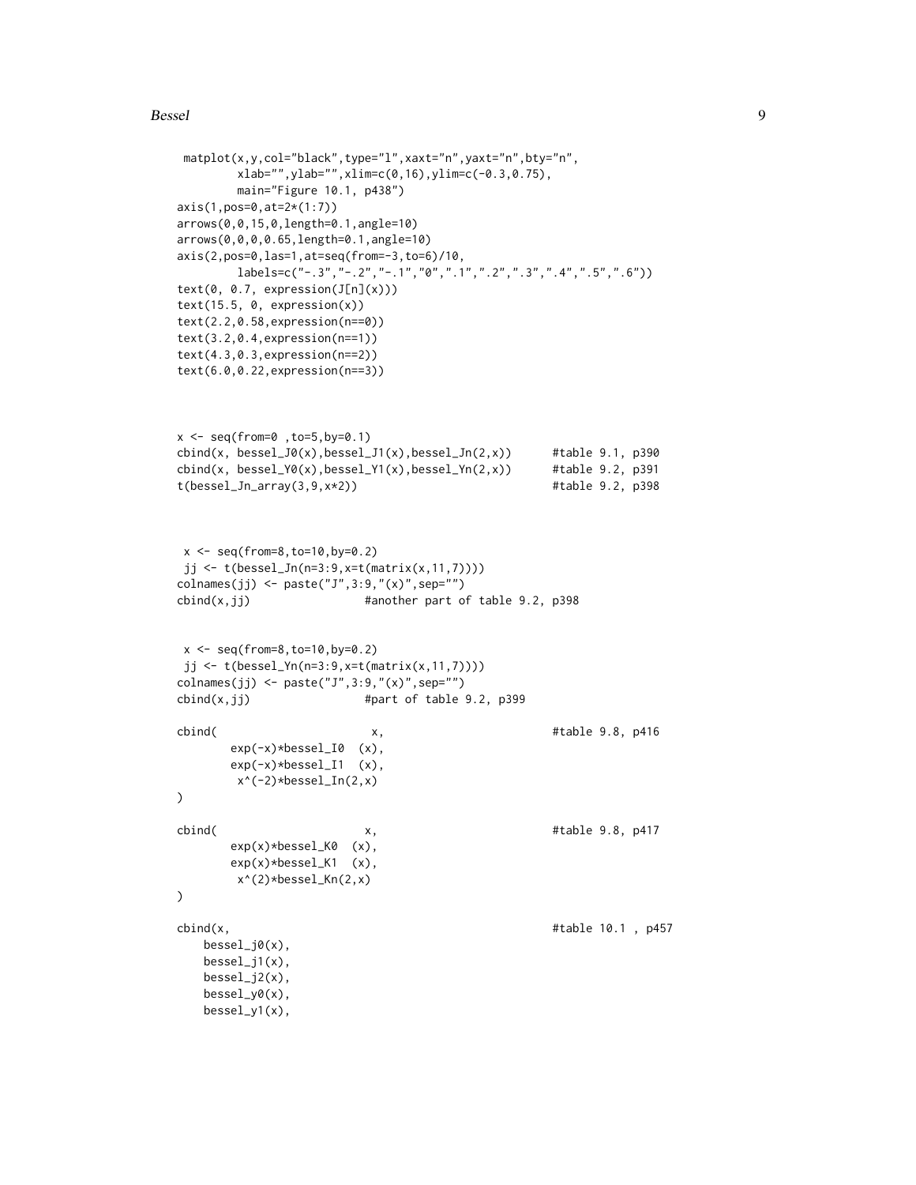```
 matplot(x,y,col="black",type="l",xaxt="n",yaxt="n",bty="n",
        xlab="",ylab="",xlim=c(0,16),ylim=c(-0.3,0.75),
        main="Figure 10.1, p438")
axis(1,pos=0,at=2*(1:7))
arrows(0,0,15,0,length=0.1,angle=10)
arrows(0,0,0,0.65,length=0.1,angle=10)
axis(2,pos=0,las=1,at=seq(from=-3,to=6)/10,
        labels=c("-.3","-.2","-.1","0",".1",".2",".3",".4",".5",".6"))
text(0, 0.7, expression(J[n](x)))
text(15.5, 0, expression(x))
text(2.2,0.58,expression(n==0))
text(3.2,0.4,expression(n==1))
text(4.3,0.3,expression(n==2))
text(6.0,0.22,expression(n==3))



x <- seq(from=0 ,to=5,by=0.1)
cbind(x, bessel_J0(x),bessel_J1(x),bessel_Jn(2,x))      #table 9.1, p390
cbind(x, bessel_Y0(x),bessel_Y1(x),bessel_Yn(2,x))      #table 9.2, p391
t(bessel_Jn_array(3,9,x*2))                             #table 9.2, p398



 x <- seq(from=8,to=10,by=0.2)
 jj <- t(bessel_Jn(n=3:9,x=t(matrix(x,11,7))))
colnames(jj) <- paste("J",3:9,"(x)",sep="")
cbind(x,jj)                 #another part of table 9.2, p398


 x <- seq(from=8,to=10,by=0.2)
 jj <- t(bessel_Yn(n=3:9,x=t(matrix(x,11,7))))
colnames(jj) <- paste("J",3:9,"(x)",sep="")
cbind(x,jj)                 #part of table 9.2, p399

cbind(                     x,                           #table 9.8, p416
        exp(-x)*bessel_I0  (x),
        exp(-x)*bessel_I1  (x),
         x^(-2)*bessel_In(2,x)
)

cbind(                     x,                           #table 9.8, p417
        exp(x)*bessel_K0  (x),
        exp(x)*bessel_K1  (x),
         x^(2)*bessel_Kn(2,x)
)

cbind(x,                                                #table 10.1 , p457
    bessel_j0(x),
    bessel_j1(x),
    bessel_j2(x),
    bessel_y0(x),
    bessel_y1(x),
```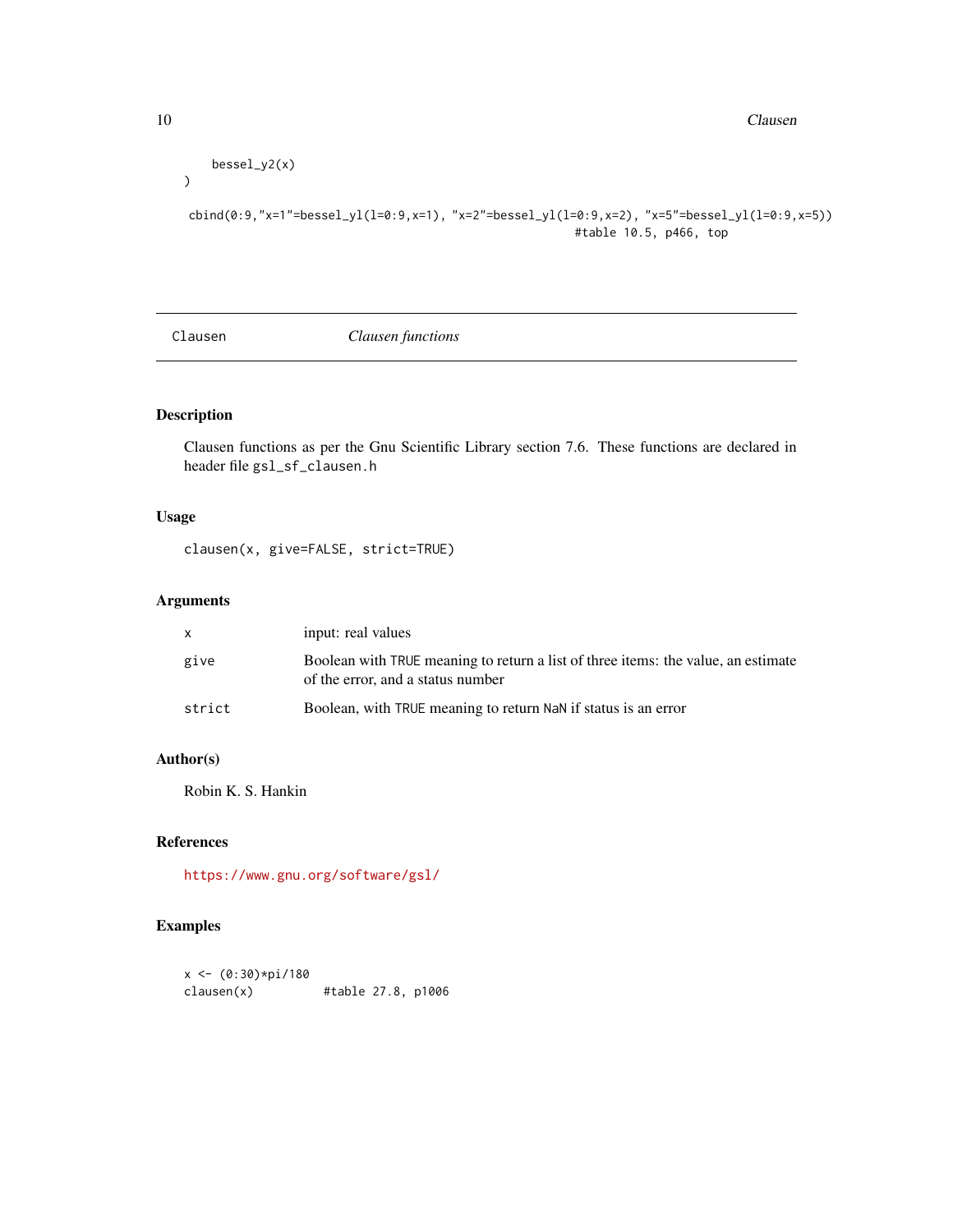```
    bessel_y2(x)
)

cbind(0:9,"x=1"=bessel_yl(l=0:9,x=1), "x=2"=bessel_yl(l=0:9,x=2), "x=5"=bessel_yl(l=0:9,x=5))
                                                          #table 10.5, p466, top
```

---

Clausen *Clausen functions*

---

## Description

Clausen functions as per the Gnu Scientific Library section 7.6. These functions are declared in header file `gsl_sf_clausen.h`

## Usage

```
clausen(x, give=FALSE, strict=TRUE)
```

## Arguments

| | |
|---|---|
| `x` | input: real values |
| `give` | Boolean with TRUE meaning to return a list of three items: the value, an estimate of the error, and a status number |
| `strict` | Boolean, with TRUE meaning to return NaN if status is an error |

## Author(s)

Robin K. S. Hankin

## References

https://www.gnu.org/software/gsl/

## Examples

```
x <- (0:30)*pi/180
clausen(x)          #table 27.8, p1006
```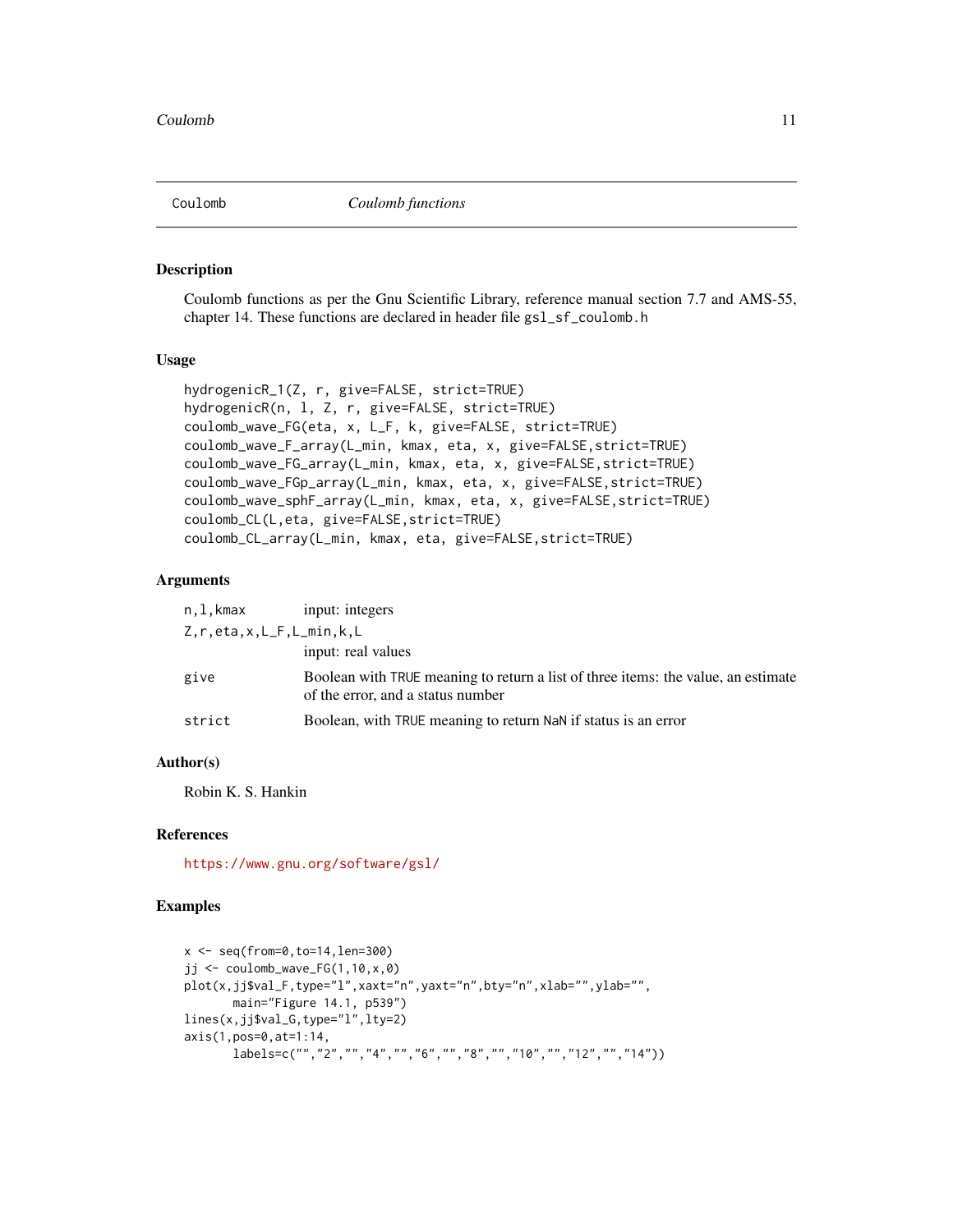Coulomb *Coulomb functions*

## Description

Coulomb functions as per the Gnu Scientific Library, reference manual section 7.7 and AMS-55, chapter 14. These functions are declared in header file `gsl_sf_coulomb.h`

## Usage

```
hydrogenicR_1(Z, r, give=FALSE, strict=TRUE)
hydrogenicR(n, l, Z, r, give=FALSE, strict=TRUE)
coulomb_wave_FG(eta, x, L_F, k, give=FALSE, strict=TRUE)
coulomb_wave_F_array(L_min, kmax, eta, x, give=FALSE,strict=TRUE)
coulomb_wave_FG_array(L_min, kmax, eta, x, give=FALSE,strict=TRUE)
coulomb_wave_FGp_array(L_min, kmax, eta, x, give=FALSE,strict=TRUE)
coulomb_wave_sphF_array(L_min, kmax, eta, x, give=FALSE,strict=TRUE)
coulomb_CL(L,eta, give=FALSE,strict=TRUE)
coulomb_CL_array(L_min, kmax, eta, give=FALSE,strict=TRUE)
```

## Arguments

| | |
|---|---|
| `n,l,kmax` | input: integers |
| `Z,r,eta,x,L_F,L_min,k,L` | input: real values |
| `give` | Boolean with `TRUE` meaning to return a list of three items: the value, an estimate of the error, and a status number |
| `strict` | Boolean, with `TRUE` meaning to return `NaN` if status is an error |

## Author(s)

Robin K. S. Hankin

## References

https://www.gnu.org/software/gsl/

## Examples

```
x <- seq(from=0,to=14,len=300)
jj <- coulomb_wave_FG(1,10,x,0)
plot(x,jj$val_F,type="l",xaxt="n",yaxt="n",bty="n",xlab="",ylab="",
       main="Figure 14.1, p539")
lines(x,jj$val_G,type="l",lty=2)
axis(1,pos=0,at=1:14,
       labels=c("","2","","4","","6","","8","","10","","12","","14"))
```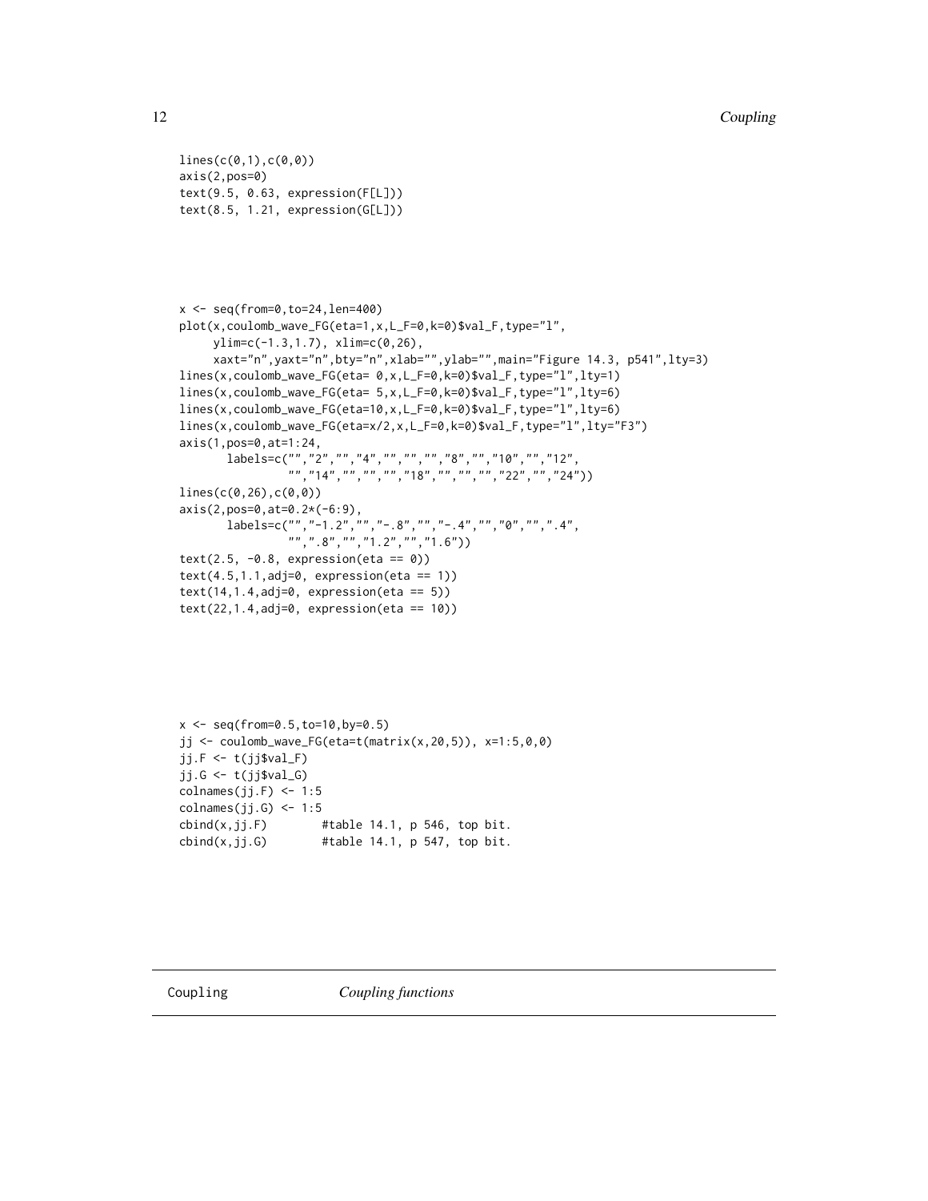```
lines(c(0,1),c(0,0))
axis(2,pos=0)
text(9.5, 0.63, expression(F[L]))
text(8.5, 1.21, expression(G[L]))
```

```
x <- seq(from=0,to=24,len=400)
plot(x,coulomb_wave_FG(eta=1,x,L_F=0,k=0)$val_F,type="l",
     ylim=c(-1.3,1.7), xlim=c(0,26),
     xaxt="n",yaxt="n",bty="n",xlab="",ylab="",main="Figure 14.3, p541",lty=3)
lines(x,coulomb_wave_FG(eta= 0,x,L_F=0,k=0)$val_F,type="l",lty=1)
lines(x,coulomb_wave_FG(eta= 5,x,L_F=0,k=0)$val_F,type="l",lty=6)
lines(x,coulomb_wave_FG(eta=10,x,L_F=0,k=0)$val_F,type="l",lty=6)
lines(x,coulomb_wave_FG(eta=x/2,x,L_F=0,k=0)$val_F,type="l",lty="F3")
axis(1,pos=0,at=1:24,
       labels=c("","2","","4","","","","8","","10","","12",
                "","14","","","","18","","","","22","","24"))
lines(c(0,26),c(0,0))
axis(2,pos=0,at=0.2*(-6:9),
       labels=c("","-1.2","","-.8","","-.4","","0","",".4",
                "",".8","","1.2","","1.6"))
text(2.5, -0.8, expression(eta == 0))
text(4.5,1.1,adj=0, expression(eta == 1))
text(14,1.4,adj=0, expression(eta == 5))
text(22,1.4,adj=0, expression(eta == 10))
```

```
x <- seq(from=0.5,to=10,by=0.5)
jj <- coulomb_wave_FG(eta=t(matrix(x,20,5)), x=1:5,0,0)
jj.F <- t(jj$val_F)
jj.G <- t(jj$val_G)
colnames(jj.F) <- 1:5
colnames(jj.G) <- 1:5
cbind(x,jj.F)        #table 14.1, p 546, top bit.
cbind(x,jj.G)        #table 14.1, p 547, top bit.
```

---

Coupling *Coupling functions*

---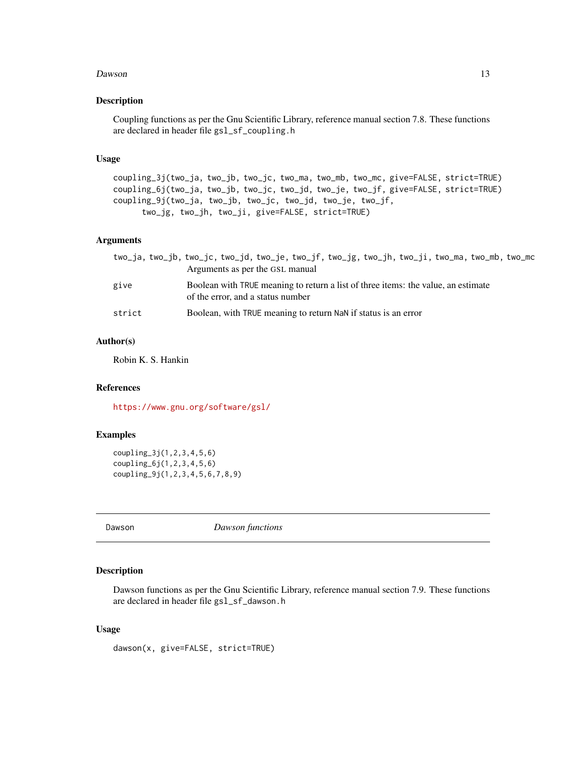## Description

Coupling functions as per the Gnu Scientific Library, reference manual section 7.8. These functions are declared in header file `gsl_sf_coupling.h`

## Usage

```
coupling_3j(two_ja, two_jb, two_jc, two_ma, two_mb, two_mc, give=FALSE, strict=TRUE)
coupling_6j(two_ja, two_jb, two_jc, two_jd, two_je, two_jf, give=FALSE, strict=TRUE)
coupling_9j(two_ja, two_jb, two_jc, two_jd, two_je, two_jf,
      two_jg, two_jh, two_ji, give=FALSE, strict=TRUE)
```

## Arguments

`two_ja, two_jb, two_jc, two_jd, two_je, two_jf, two_jg, two_jh, two_ji, two_ma, two_mb, two_mc`
Arguments as per the GSL manual

`give` Boolean with `TRUE` meaning to return a list of three items: the value, an estimate of the error, and a status number

`strict` Boolean, with `TRUE` meaning to return `NaN` if status is an error

## Author(s)

Robin K. S. Hankin

## References

https://www.gnu.org/software/gsl/

## Examples

```
coupling_3j(1,2,3,4,5,6)
coupling_6j(1,2,3,4,5,6)
coupling_9j(1,2,3,4,5,6,7,8,9)
```

---

# Dawson *Dawson functions*

---

## Description

Dawson functions as per the Gnu Scientific Library, reference manual section 7.9. These functions are declared in header file `gsl_sf_dawson.h`

## Usage

```
dawson(x, give=FALSE, strict=TRUE)
```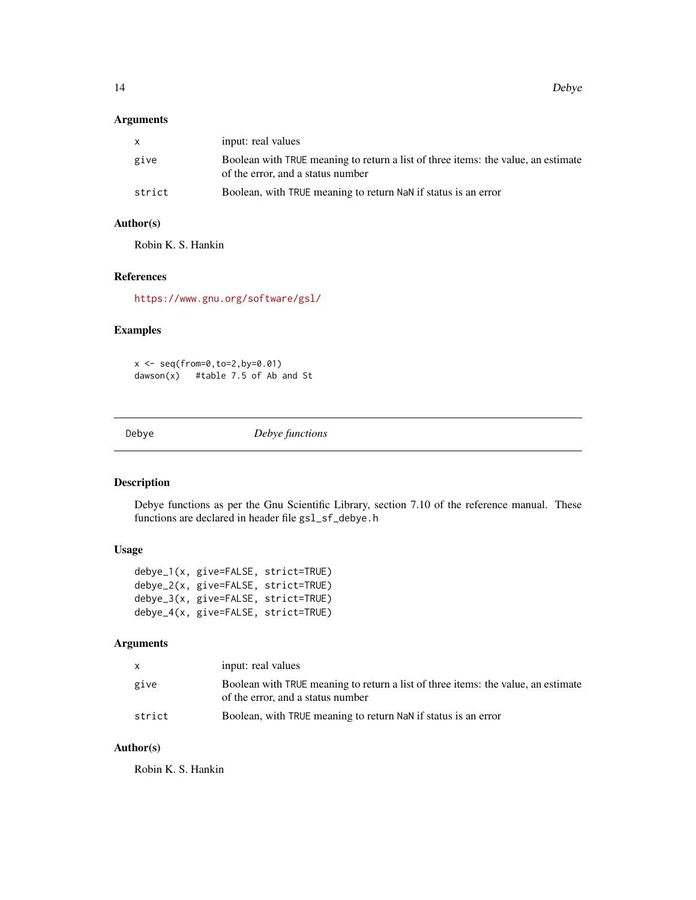### Arguments

| | |
|---|---|
| x | input: real values |
| give | Boolean with TRUE meaning to return a list of three items: the value, an estimate of the error, and a status number |
| strict | Boolean, with TRUE meaning to return NaN if status is an error |

### Author(s)

Robin K. S. Hankin

### References

https://www.gnu.org/software/gsl/

### Examples

```
x <- seq(from=0,to=2,by=0.01)
dawson(x)   #table 7.5 of Ab and St
```

---

## Debye &nbsp;&nbsp;&nbsp;&nbsp; *Debye functions*

---

### Description

Debye functions as per the Gnu Scientific Library, section 7.10 of the reference manual. These functions are declared in header file gsl_sf_debye.h

### Usage

```
debye_1(x, give=FALSE, strict=TRUE)
debye_2(x, give=FALSE, strict=TRUE)
debye_3(x, give=FALSE, strict=TRUE)
debye_4(x, give=FALSE, strict=TRUE)
```

### Arguments

| | |
|---|---|
| x | input: real values |
| give | Boolean with TRUE meaning to return a list of three items: the value, an estimate of the error, and a status number |
| strict | Boolean, with TRUE meaning to return NaN if status is an error |

### Author(s)

Robin K. S. Hankin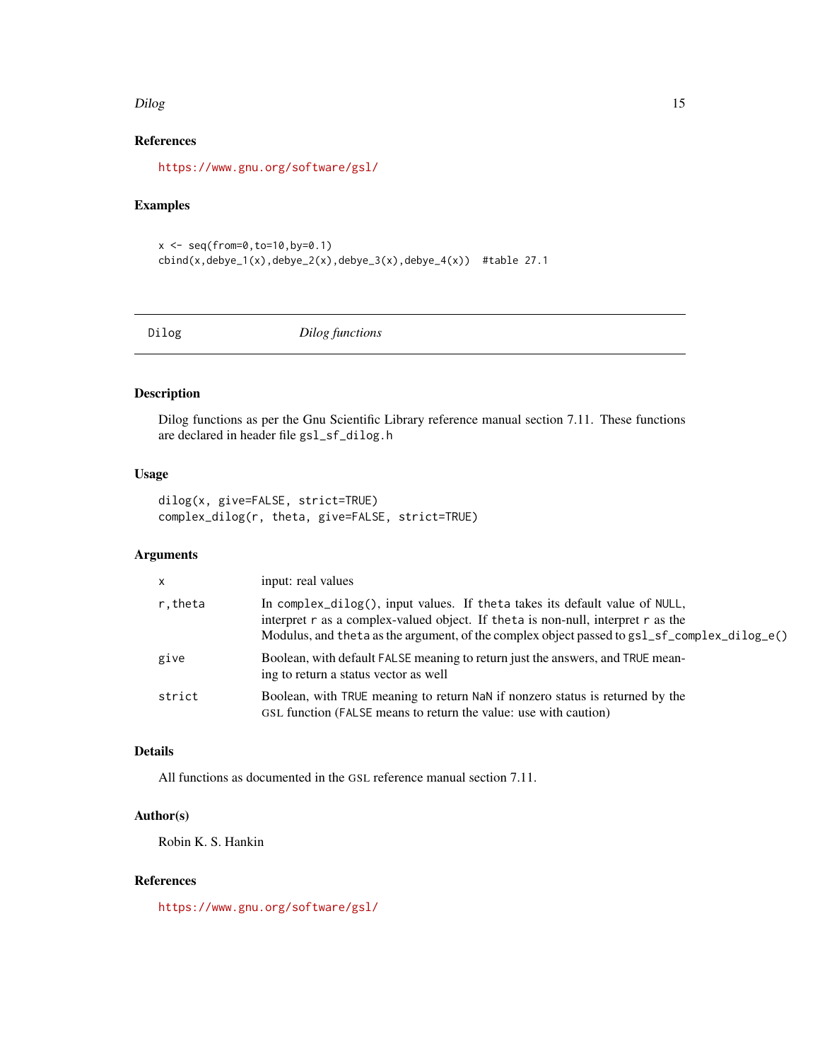### References

https://www.gnu.org/software/gsl/

### Examples

```
x <- seq(from=0,to=10,by=0.1)
cbind(x,debye_1(x),debye_2(x),debye_3(x),debye_4(x))  #table 27.1
```

---

## Dilog *Dilog functions*

---

### Description

Dilog functions as per the Gnu Scientific Library reference manual section 7.11. These functions are declared in header file `gsl_sf_dilog.h`

### Usage

```
dilog(x, give=FALSE, strict=TRUE)
complex_dilog(r, theta, give=FALSE, strict=TRUE)
```

### Arguments

| | |
|---|---|
| `x` | input: real values |
| `r,theta` | In `complex_dilog()`, input values. If `theta` takes its default value of `NULL`, interpret `r` as a complex-valued object. If `theta` is non-null, interpret `r` as the Modulus, and `theta` as the argument, of the complex object passed to `gsl_sf_complex_dilog_e()` |
| `give` | Boolean, with default `FALSE` meaning to return just the answers, and `TRUE` meaning to return a status vector as well |
| `strict` | Boolean, with `TRUE` meaning to return `NaN` if nonzero status is returned by the GSL function (`FALSE` means to return the value: use with caution) |

### Details

All functions as documented in the GSL reference manual section 7.11.

### Author(s)

Robin K. S. Hankin

### References

https://www.gnu.org/software/gsl/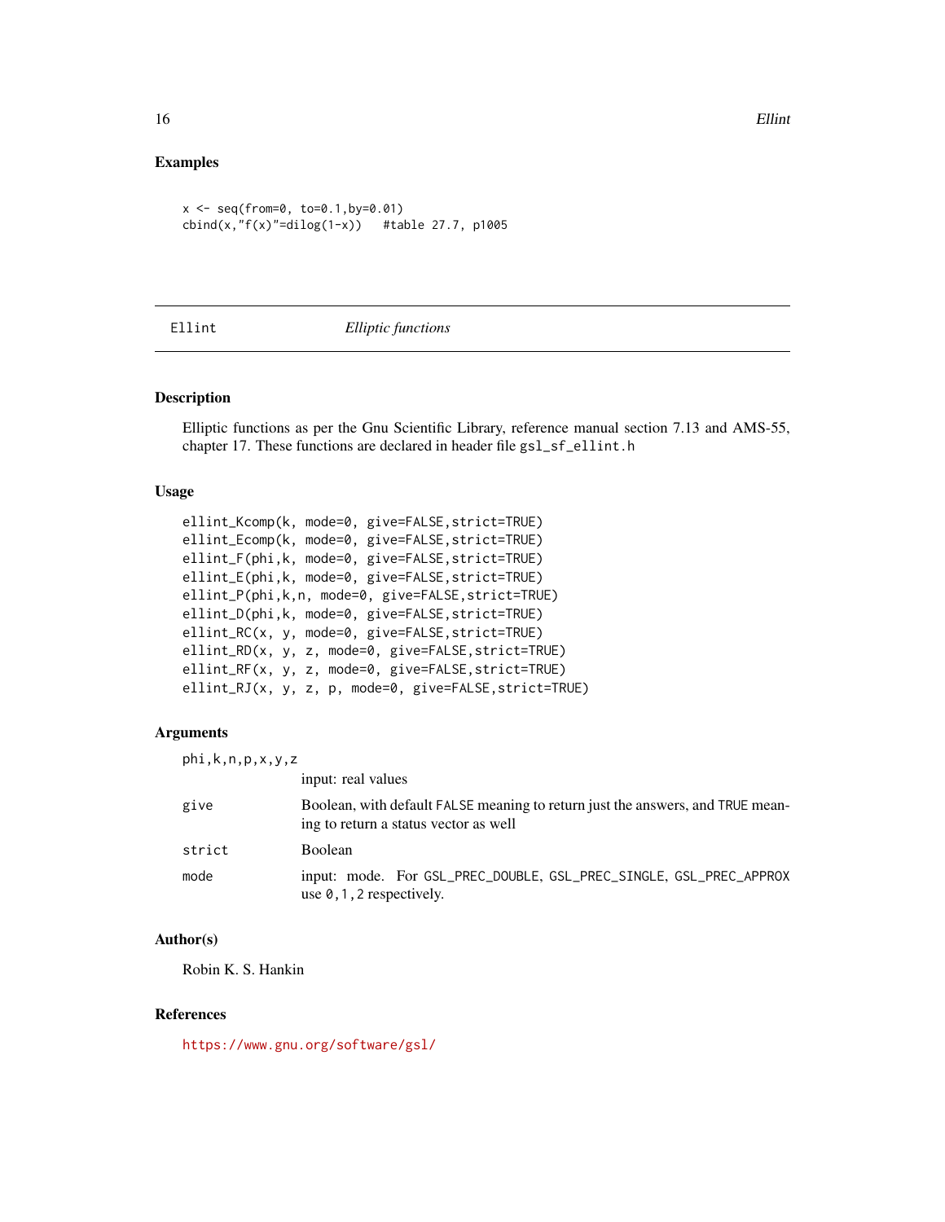## Examples

```
x <- seq(from=0, to=0.1,by=0.01)
cbind(x,"f(x)"=dilog(1-x))   #table 27.7, p1005
```

---

# Ellint *Elliptic functions*

---

## Description

Elliptic functions as per the Gnu Scientific Library, reference manual section 7.13 and AMS-55, chapter 17. These functions are declared in header file `gsl_sf_ellint.h`

## Usage

```
ellint_Kcomp(k, mode=0, give=FALSE,strict=TRUE)
ellint_Ecomp(k, mode=0, give=FALSE,strict=TRUE)
ellint_F(phi,k, mode=0, give=FALSE,strict=TRUE)
ellint_E(phi,k, mode=0, give=FALSE,strict=TRUE)
ellint_P(phi,k,n, mode=0, give=FALSE,strict=TRUE)
ellint_D(phi,k, mode=0, give=FALSE,strict=TRUE)
ellint_RC(x, y, mode=0, give=FALSE,strict=TRUE)
ellint_RD(x, y, z, mode=0, give=FALSE,strict=TRUE)
ellint_RF(x, y, z, mode=0, give=FALSE,strict=TRUE)
ellint_RJ(x, y, z, p, mode=0, give=FALSE,strict=TRUE)
```

## Arguments

| | |
|---|---|
| `phi,k,n,p,x,y,z` | input: real values |
| `give` | Boolean, with default `FALSE` meaning to return just the answers, and `TRUE` meaning to return a status vector as well |
| `strict` | Boolean |
| `mode` | input: mode. For `GSL_PREC_DOUBLE`, `GSL_PREC_SINGLE`, `GSL_PREC_APPROX` use `0,1,2` respectively. |

## Author(s)

Robin K. S. Hankin

## References

https://www.gnu.org/software/gsl/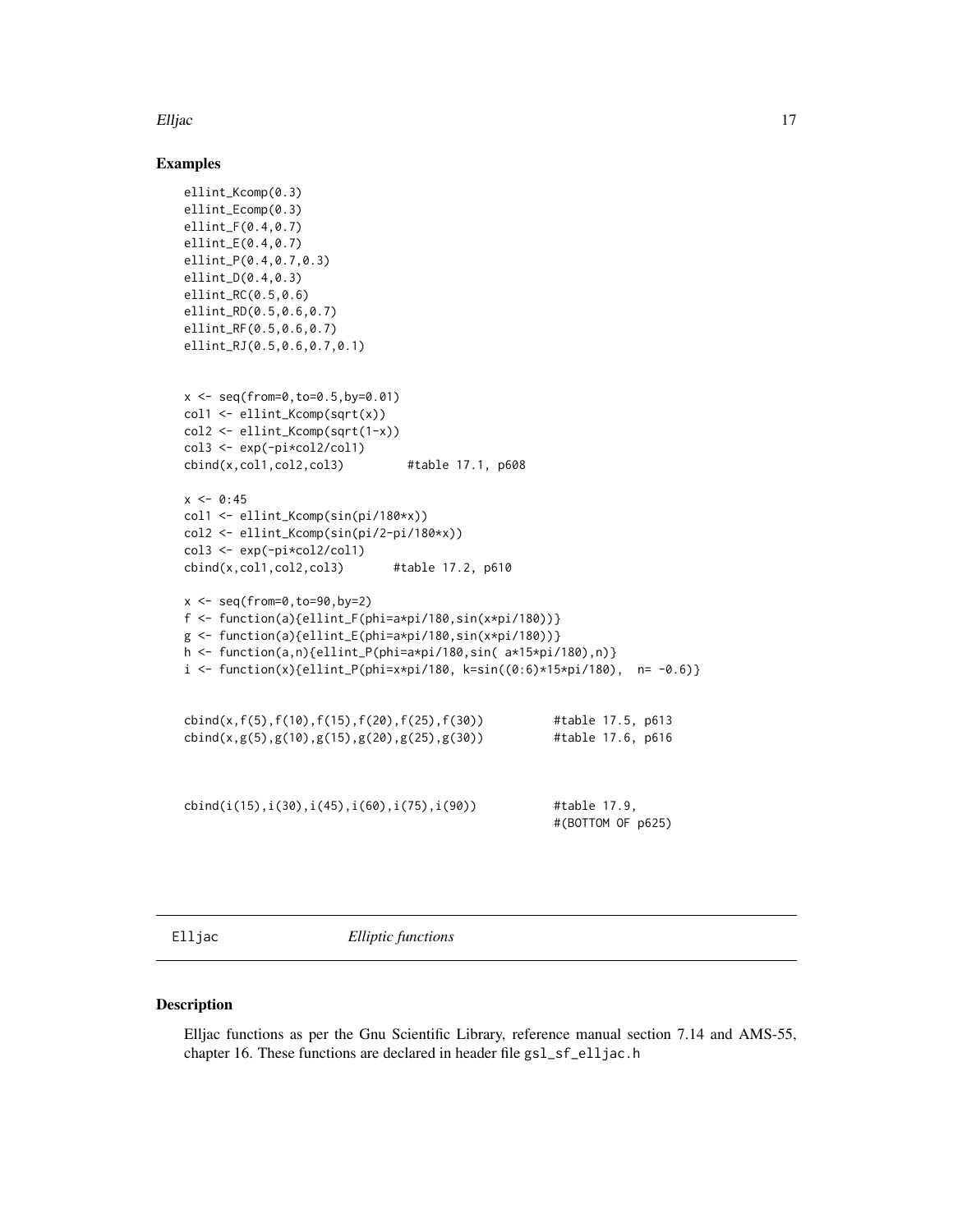## Examples

```
ellint_Kcomp(0.3)
ellint_Ecomp(0.3)
ellint_F(0.4,0.7)
ellint_E(0.4,0.7)
ellint_P(0.4,0.7,0.3)
ellint_D(0.4,0.3)
ellint_RC(0.5,0.6)
ellint_RD(0.5,0.6,0.7)
ellint_RF(0.5,0.6,0.7)
ellint_RJ(0.5,0.6,0.7,0.1)


x <- seq(from=0,to=0.5,by=0.01)
col1 <- ellint_Kcomp(sqrt(x))
col2 <- ellint_Kcomp(sqrt(1-x))
col3 <- exp(-pi*col2/col1)
cbind(x,col1,col2,col3)         #table 17.1, p608

x <- 0:45
col1 <- ellint_Kcomp(sin(pi/180*x))
col2 <- ellint_Kcomp(sin(pi/2-pi/180*x))
col3 <- exp(-pi*col2/col1)
cbind(x,col1,col2,col3)       #table 17.2, p610

x <- seq(from=0,to=90,by=2)
f <- function(a){ellint_F(phi=a*pi/180,sin(x*pi/180))}
g <- function(a){ellint_E(phi=a*pi/180,sin(x*pi/180))}
h <- function(a,n){ellint_P(phi=a*pi/180,sin( a*15*pi/180),n)}
i <- function(x){ellint_P(phi=x*pi/180, k=sin((0:6)*15*pi/180),  n= -0.6)}


cbind(x,f(5),f(10),f(15),f(20),f(25),f(30))          #table 17.5, p613
cbind(x,g(5),g(10),g(15),g(20),g(25),g(30))          #table 17.6, p616



cbind(i(15),i(30),i(45),i(60),i(75),i(90))           #table 17.9,
                                                     #(BOTTOM OF p625)
```

---

Elljac *Elliptic functions*

---

## Description

Elljac functions as per the Gnu Scientific Library, reference manual section 7.14 and AMS-55, chapter 16. These functions are declared in header file `gsl_sf_elljac.h`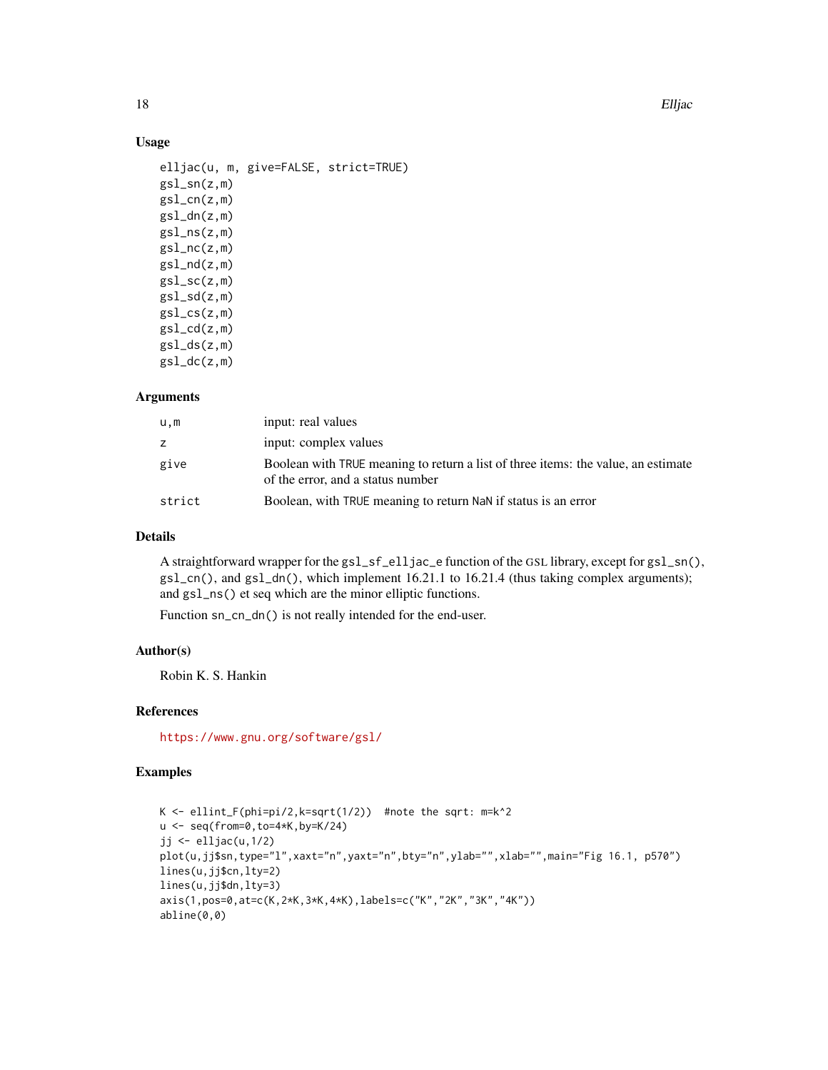## Usage

```
elljac(u, m, give=FALSE, strict=TRUE)
gsl_sn(z,m)
gsl_cn(z,m)
gsl_dn(z,m)
gsl_ns(z,m)
gsl_nc(z,m)
gsl_nd(z,m)
gsl_sc(z,m)
gsl_sd(z,m)
gsl_cs(z,m)
gsl_cd(z,m)
gsl_ds(z,m)
gsl_dc(z,m)
```

## Arguments

| | |
|---|---|
| u,m | input: real values |
| z | input: complex values |
| give | Boolean with TRUE meaning to return a list of three items: the value, an estimate of the error, and a status number |
| strict | Boolean, with TRUE meaning to return NaN if status is an error |

## Details

A straightforward wrapper for the gsl_sf_elljac_e function of the GSL library, except for gsl_sn(), gsl_cn(), and gsl_dn(), which implement 16.21.1 to 16.21.4 (thus taking complex arguments); and gsl_ns() et seq which are the minor elliptic functions.

Function sn_cn_dn() is not really intended for the end-user.

## Author(s)

Robin K. S. Hankin

## References

https://www.gnu.org/software/gsl/

## Examples

```
K <- ellint_F(phi=pi/2,k=sqrt(1/2))  #note the sqrt: m=k^2
u <- seq(from=0,to=4*K,by=K/24)
jj <- elljac(u,1/2)
plot(u,jj$sn,type="l",xaxt="n",yaxt="n",bty="n",ylab="",xlab="",main="Fig 16.1, p570")
lines(u,jj$cn,lty=2)
lines(u,jj$dn,lty=3)
axis(1,pos=0,at=c(K,2*K,3*K,4*K),labels=c("K","2K","3K","4K"))
abline(0,0)
```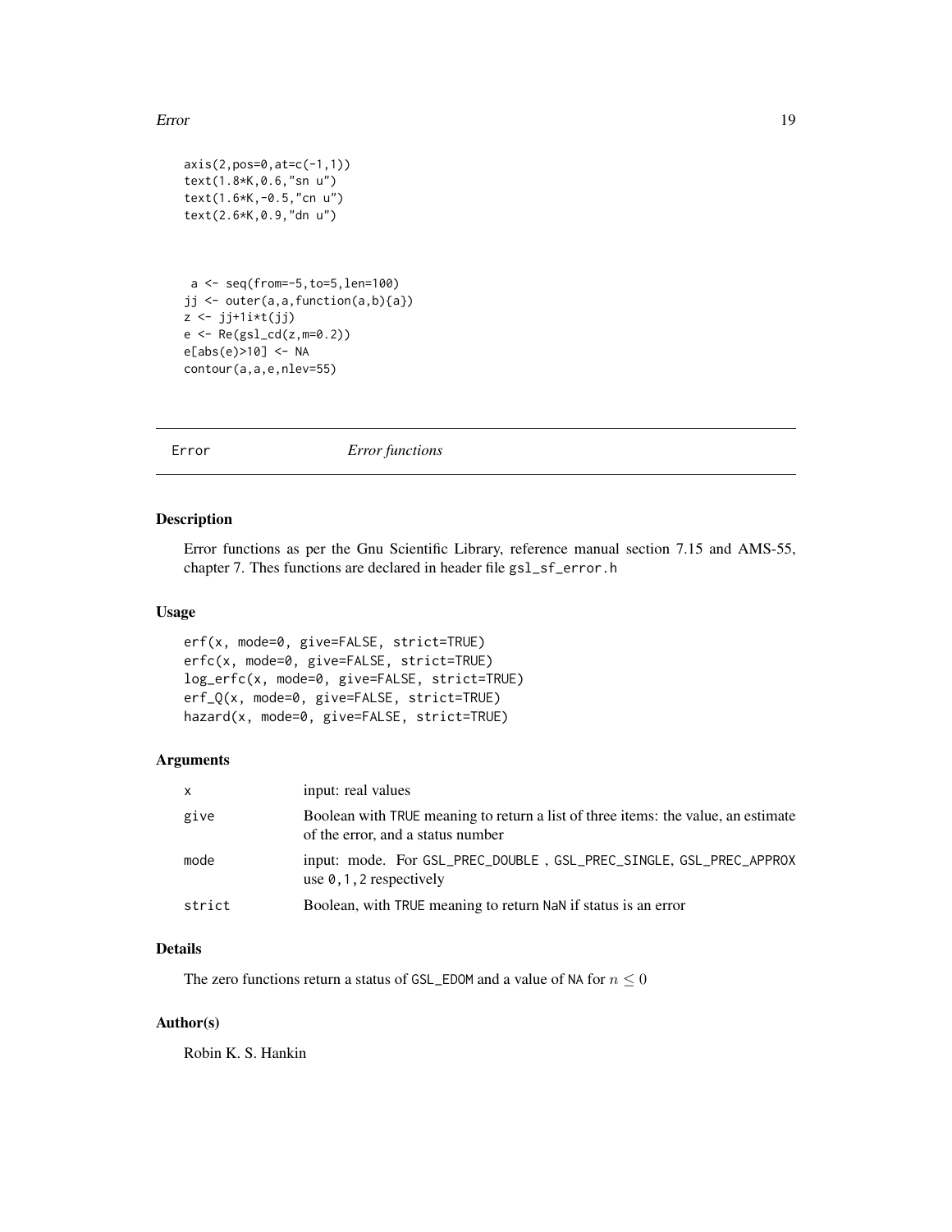```
axis(2,pos=0,at=c(-1,1))
text(1.8*K,0.6,"sn u")
text(1.6*K,-0.5,"cn u")
text(2.6*K,0.9,"dn u")



 a <- seq(from=-5,to=5,len=100)
jj <- outer(a,a,function(a,b){a})
z <- jj+1i*t(jj)
e <- Re(gsl_cd(z,m=0.2))
e[abs(e)>10] <- NA
contour(a,a,e,nlev=55)
```

---

Error *Error functions*

---

## Description

Error functions as per the Gnu Scientific Library, reference manual section 7.15 and AMS-55, chapter 7. Thes functions are declared in header file `gsl_sf_error.h`

## Usage

```
erf(x, mode=0, give=FALSE, strict=TRUE)
erfc(x, mode=0, give=FALSE, strict=TRUE)
log_erfc(x, mode=0, give=FALSE, strict=TRUE)
erf_Q(x, mode=0, give=FALSE, strict=TRUE)
hazard(x, mode=0, give=FALSE, strict=TRUE)
```

## Arguments

| | |
|---|---|
| x | input: real values |
| give | Boolean with TRUE meaning to return a list of three items: the value, an estimate of the error, and a status number |
| mode | input: mode. For GSL_PREC_DOUBLE , GSL_PREC_SINGLE, GSL_PREC_APPROX use 0,1,2 respectively |
| strict | Boolean, with TRUE meaning to return NaN if status is an error |

## Details

The zero functions return a status of GSL_EDOM and a value of NA for $n \leq 0$

## Author(s)

Robin K. S. Hankin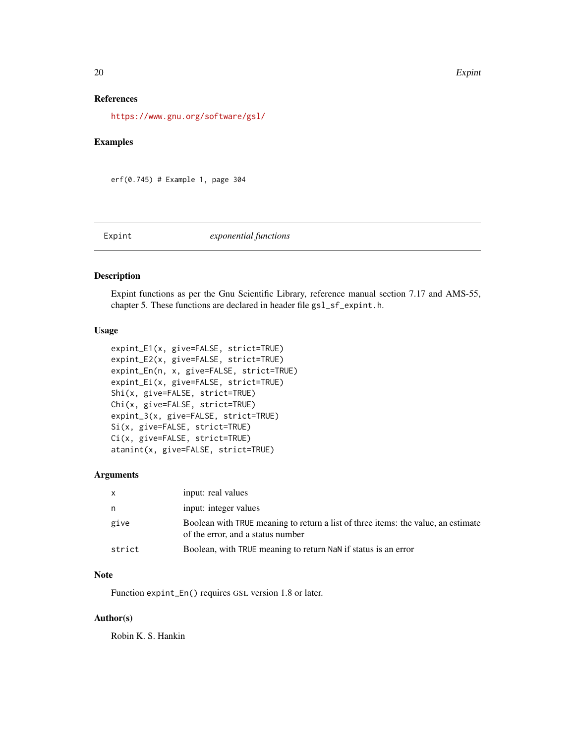### References

https://www.gnu.org/software/gsl/

### Examples

```
erf(0.745) # Example 1, page 304
```

---

## Expint *exponential functions*

---

### Description

Expint functions as per the Gnu Scientific Library, reference manual section 7.17 and AMS-55, chapter 5. These functions are declared in header file `gsl_sf_expint.h`.

### Usage

```
expint_E1(x, give=FALSE, strict=TRUE)
expint_E2(x, give=FALSE, strict=TRUE)
expint_En(n, x, give=FALSE, strict=TRUE)
expint_Ei(x, give=FALSE, strict=TRUE)
Shi(x, give=FALSE, strict=TRUE)
Chi(x, give=FALSE, strict=TRUE)
expint_3(x, give=FALSE, strict=TRUE)
Si(x, give=FALSE, strict=TRUE)
Ci(x, give=FALSE, strict=TRUE)
atanint(x, give=FALSE, strict=TRUE)
```

### Arguments

| | |
|---|---|
| `x` | input: real values |
| `n` | input: integer values |
| `give` | Boolean with `TRUE` meaning to return a list of three items: the value, an estimate of the error, and a status number |
| `strict` | Boolean, with `TRUE` meaning to return `NaN` if status is an error |

### Note

Function `expint_En()` requires GSL version 1.8 or later.

### Author(s)

Robin K. S. Hankin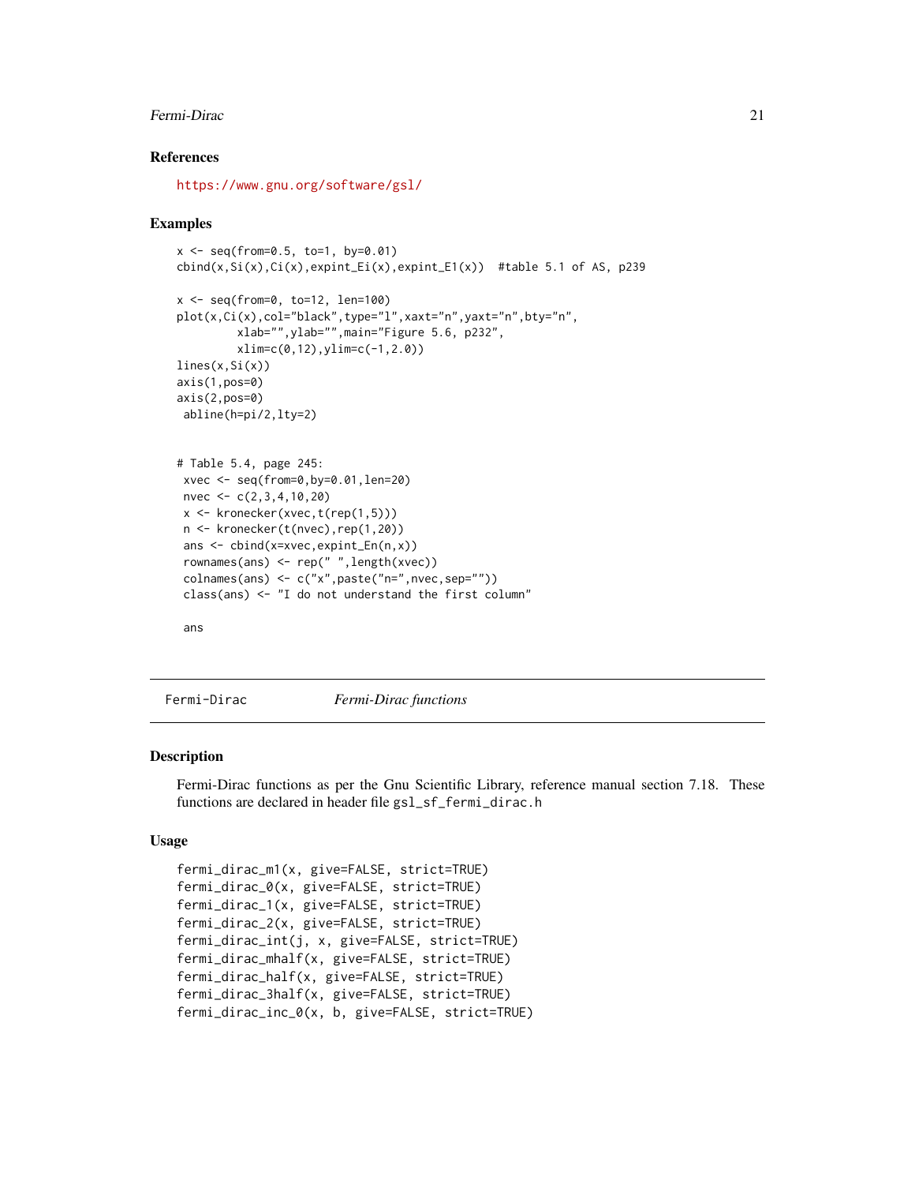## References

https://www.gnu.org/software/gsl/

## Examples

```
x <- seq(from=0.5, to=1, by=0.01)
cbind(x,Si(x),Ci(x),expint_Ei(x),expint_E1(x))  #table 5.1 of AS, p239

x <- seq(from=0, to=12, len=100)
plot(x,Ci(x),col="black",type="l",xaxt="n",yaxt="n",bty="n",
         xlab="",ylab="",main="Figure 5.6, p232",
         xlim=c(0,12),ylim=c(-1,2.0))
lines(x,Si(x))
axis(1,pos=0)
axis(2,pos=0)
 abline(h=pi/2,lty=2)


# Table 5.4, page 245:
 xvec <- seq(from=0,by=0.01,len=20)
 nvec <- c(2,3,4,10,20)
 x <- kronecker(xvec,t(rep(1,5)))
 n <- kronecker(t(nvec),rep(1,20))
 ans <- cbind(x=xvec,expint_En(n,x))
 rownames(ans) <- rep(" ",length(xvec))
 colnames(ans) <- c("x",paste("n=",nvec,sep=""))
 class(ans) <- "I do not understand the first column"

 ans
```

---

Fermi-Dirac        *Fermi-Dirac functions*

---

## Description

Fermi-Dirac functions as per the Gnu Scientific Library, reference manual section 7.18. These functions are declared in header file `gsl_sf_fermi_dirac.h`

## Usage

```
fermi_dirac_m1(x, give=FALSE, strict=TRUE)
fermi_dirac_0(x, give=FALSE, strict=TRUE)
fermi_dirac_1(x, give=FALSE, strict=TRUE)
fermi_dirac_2(x, give=FALSE, strict=TRUE)
fermi_dirac_int(j, x, give=FALSE, strict=TRUE)
fermi_dirac_mhalf(x, give=FALSE, strict=TRUE)
fermi_dirac_half(x, give=FALSE, strict=TRUE)
fermi_dirac_3half(x, give=FALSE, strict=TRUE)
fermi_dirac_inc_0(x, b, give=FALSE, strict=TRUE)
```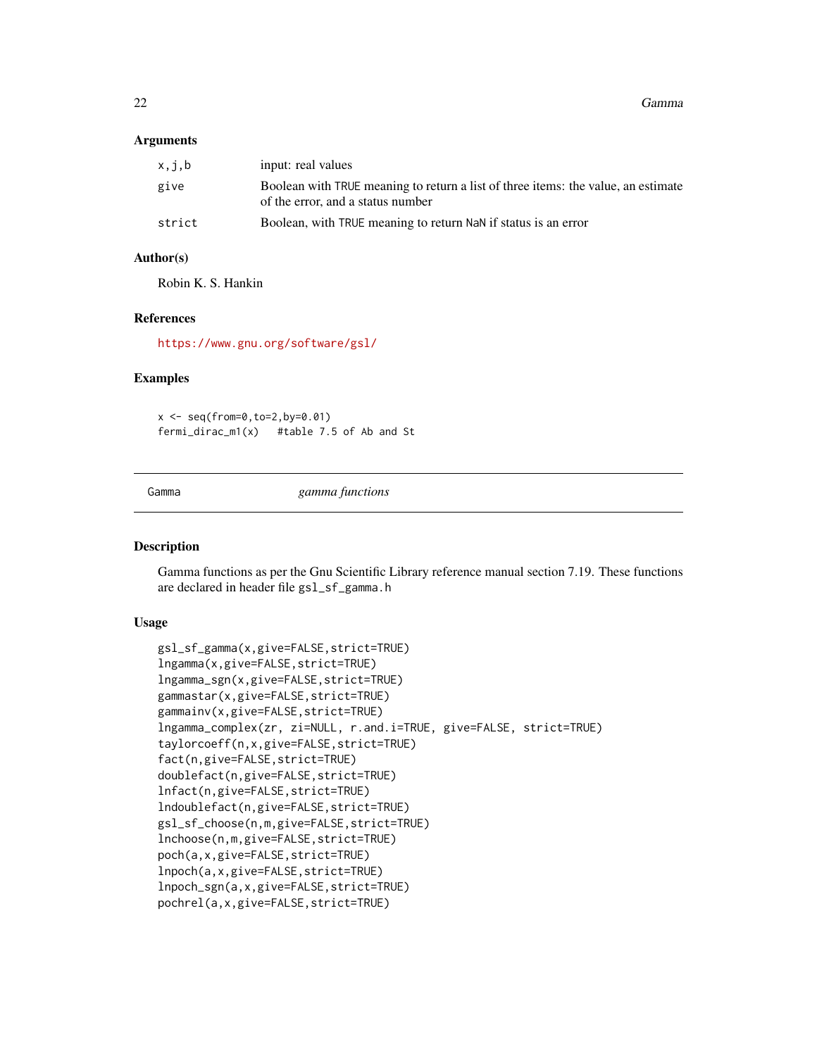### Arguments

| | |
|---|---|
| x,j,b | input: real values |
| give | Boolean with TRUE meaning to return a list of three items: the value, an estimate of the error, and a status number |
| strict | Boolean, with TRUE meaning to return NaN if status is an error |

### Author(s)

Robin K. S. Hankin

### References

https://www.gnu.org/software/gsl/

### Examples

```
x <- seq(from=0,to=2,by=0.01)
fermi_dirac_m1(x)   #table 7.5 of Ab and St
```

---

## Gamma    *gamma functions*

---

### Description

Gamma functions as per the Gnu Scientific Library reference manual section 7.19. These functions are declared in header file gsl_sf_gamma.h

### Usage

```
gsl_sf_gamma(x,give=FALSE,strict=TRUE)
lngamma(x,give=FALSE,strict=TRUE)
lngamma_sgn(x,give=FALSE,strict=TRUE)
gammastar(x,give=FALSE,strict=TRUE)
gammainv(x,give=FALSE,strict=TRUE)
lngamma_complex(zr, zi=NULL, r.and.i=TRUE, give=FALSE, strict=TRUE)
taylorcoeff(n,x,give=FALSE,strict=TRUE)
fact(n,give=FALSE,strict=TRUE)
doublefact(n,give=FALSE,strict=TRUE)
lnfact(n,give=FALSE,strict=TRUE)
lndoublefact(n,give=FALSE,strict=TRUE)
gsl_sf_choose(n,m,give=FALSE,strict=TRUE)
lnchoose(n,m,give=FALSE,strict=TRUE)
poch(a,x,give=FALSE,strict=TRUE)
lnpoch(a,x,give=FALSE,strict=TRUE)
lnpoch_sgn(a,x,give=FALSE,strict=TRUE)
pochrel(a,x,give=FALSE,strict=TRUE)
```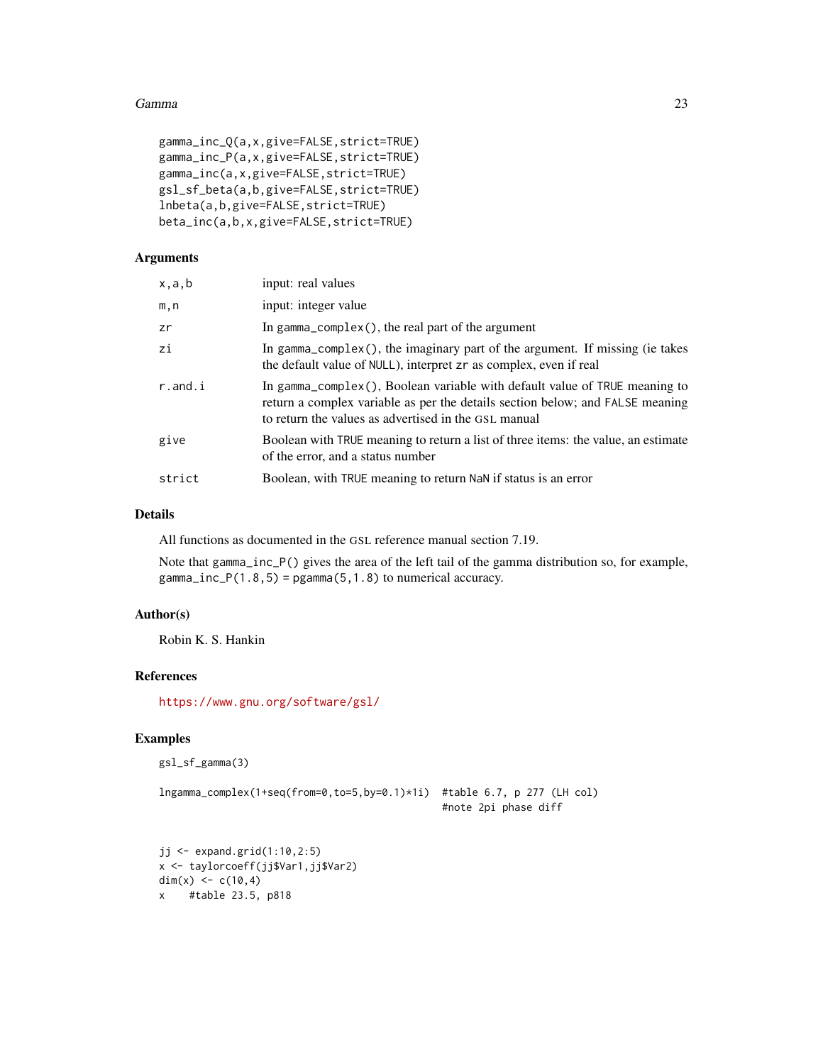```
gamma_inc_Q(a,x,give=FALSE,strict=TRUE)
gamma_inc_P(a,x,give=FALSE,strict=TRUE)
gamma_inc(a,x,give=FALSE,strict=TRUE)
gsl_sf_beta(a,b,give=FALSE,strict=TRUE)
lnbeta(a,b,give=FALSE,strict=TRUE)
beta_inc(a,b,x,give=FALSE,strict=TRUE)
```

## Arguments

| | |
|---|---|
| `x,a,b` | input: real values |
| `m,n` | input: integer value |
| `zr` | In `gamma_complex()`, the real part of the argument |
| `zi` | In `gamma_complex()`, the imaginary part of the argument. If missing (ie takes the default value of `NULL`), interpret `zr` as complex, even if real |
| `r.and.i` | In `gamma_complex()`, Boolean variable with default value of `TRUE` meaning to return a complex variable as per the details section below; and `FALSE` meaning to return the values as advertised in the GSL manual |
| `give` | Boolean with `TRUE` meaning to return a list of three items: the value, an estimate of the error, and a status number |
| `strict` | Boolean, with `TRUE` meaning to return `NaN` if status is an error |

## Details

All functions as documented in the GSL reference manual section 7.19.

Note that `gamma_inc_P()` gives the area of the left tail of the gamma distribution so, for example, `gamma_inc_P(1.8,5) = pgamma(5,1.8)` to numerical accuracy.

## Author(s)

Robin K. S. Hankin

## References

https://www.gnu.org/software/gsl/

## Examples

```
gsl_sf_gamma(3)

lngamma_complex(1+seq(from=0,to=5,by=0.1)*1i)  #table 6.7, p 277 (LH col)
                                               #note 2pi phase diff


jj <- expand.grid(1:10,2:5)
x <- taylorcoeff(jj$Var1,jj$Var2)
dim(x) <- c(10,4)
x    #table 23.5, p818
```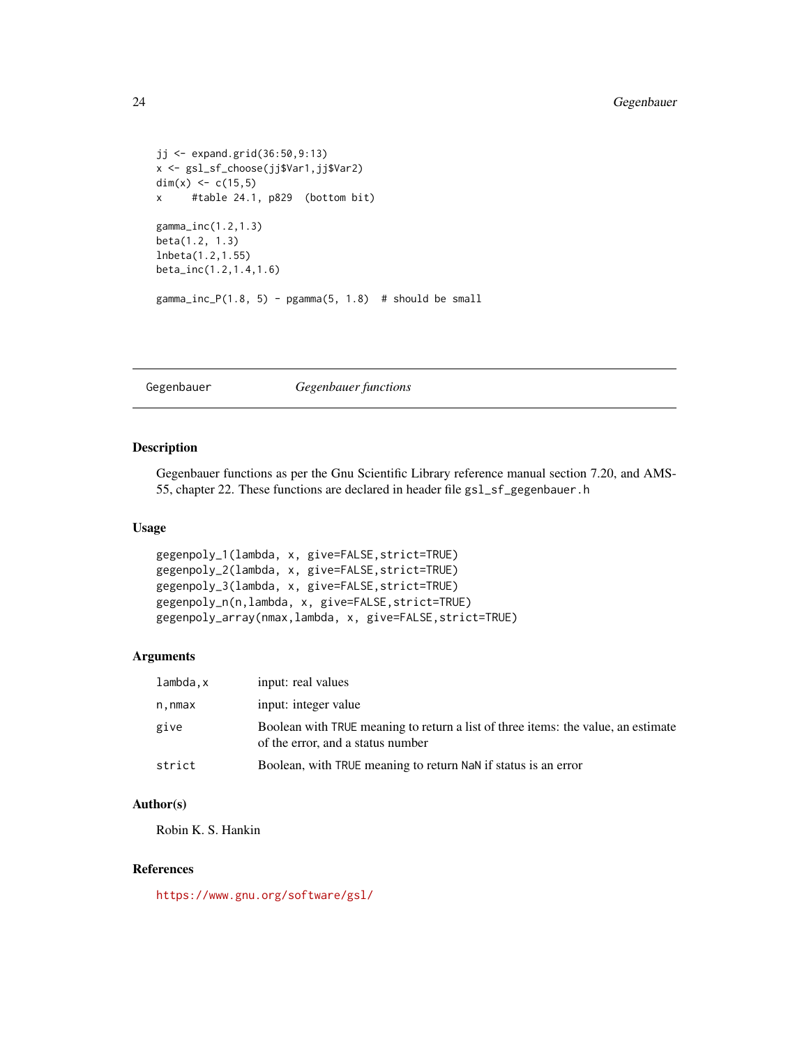```
jj <- expand.grid(36:50,9:13)
x <- gsl_sf_choose(jj$Var1,jj$Var2)
dim(x) <- c(15,5)
x     #table 24.1, p829  (bottom bit)

gamma_inc(1.2,1.3)
beta(1.2, 1.3)
lnbeta(1.2,1.55)
beta_inc(1.2,1.4,1.6)

gamma_inc_P(1.8, 5) - pgamma(5, 1.8)  # should be small
```

---

Gegenbauer &nbsp;&nbsp;&nbsp;&nbsp; *Gegenbauer functions*

---

## Description

Gegenbauer functions as per the Gnu Scientific Library reference manual section 7.20, and AMS-55, chapter 22. These functions are declared in header file `gsl_sf_gegenbauer.h`

## Usage

```
gegenpoly_1(lambda, x, give=FALSE,strict=TRUE)
gegenpoly_2(lambda, x, give=FALSE,strict=TRUE)
gegenpoly_3(lambda, x, give=FALSE,strict=TRUE)
gegenpoly_n(n,lambda, x, give=FALSE,strict=TRUE)
gegenpoly_array(nmax,lambda, x, give=FALSE,strict=TRUE)
```

## Arguments

| | |
|---|---|
| `lambda,x` | input: real values |
| `n,nmax` | input: integer value |
| `give` | Boolean with `TRUE` meaning to return a list of three items: the value, an estimate of the error, and a status number |
| `strict` | Boolean, with `TRUE` meaning to return `NaN` if status is an error |

## Author(s)

Robin K. S. Hankin

## References

https://www.gnu.org/software/gsl/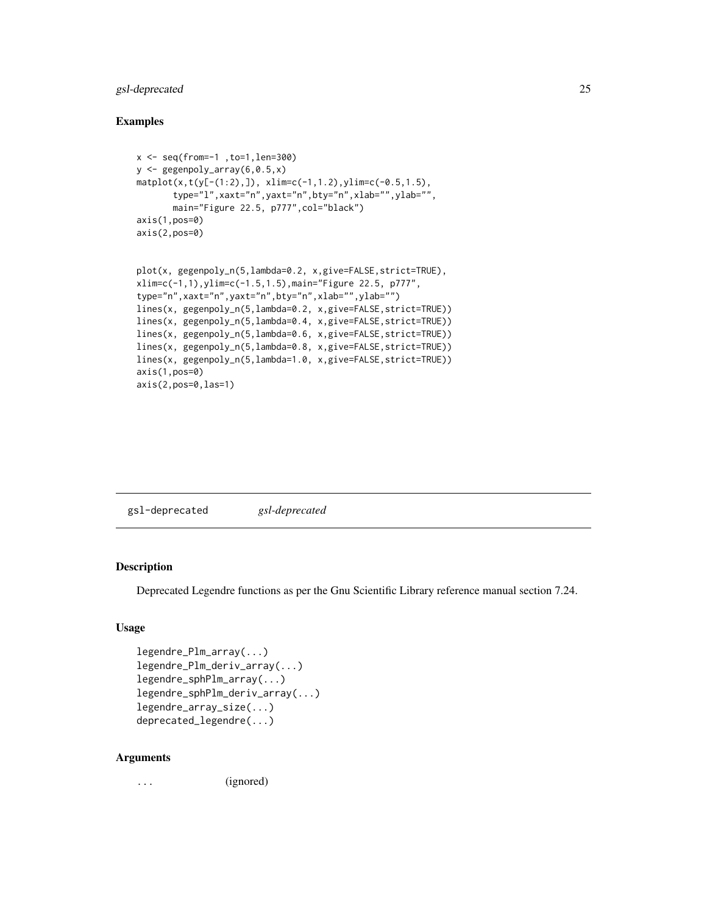### Examples

```
x <- seq(from=-1 ,to=1,len=300)
y <- gegenpoly_array(6,0.5,x)
matplot(x,t(y[-(1:2),]), xlim=c(-1,1.2),ylim=c(-0.5,1.5),
       type="l",xaxt="n",yaxt="n",bty="n",xlab="",ylab="",
       main="Figure 22.5, p777",col="black")
axis(1,pos=0)
axis(2,pos=0)


plot(x, gegenpoly_n(5,lambda=0.2, x,give=FALSE,strict=TRUE),
xlim=c(-1,1),ylim=c(-1.5,1.5),main="Figure 22.5, p777",
type="n",xaxt="n",yaxt="n",bty="n",xlab="",ylab="")
lines(x, gegenpoly_n(5,lambda=0.2, x,give=FALSE,strict=TRUE))
lines(x, gegenpoly_n(5,lambda=0.4, x,give=FALSE,strict=TRUE))
lines(x, gegenpoly_n(5,lambda=0.6, x,give=FALSE,strict=TRUE))
lines(x, gegenpoly_n(5,lambda=0.8, x,give=FALSE,strict=TRUE))
lines(x, gegenpoly_n(5,lambda=1.0, x,give=FALSE,strict=TRUE))
axis(1,pos=0)
axis(2,pos=0,las=1)
```

---

## gsl-deprecated *gsl-deprecated*

### Description

Deprecated Legendre functions as per the Gnu Scientific Library reference manual section 7.24.

### Usage

```
legendre_Plm_array(...)
legendre_Plm_deriv_array(...)
legendre_sphPlm_array(...)
legendre_sphPlm_deriv_array(...)
legendre_array_size(...)
deprecated_legendre(...)
```

### Arguments

`...` (ignored)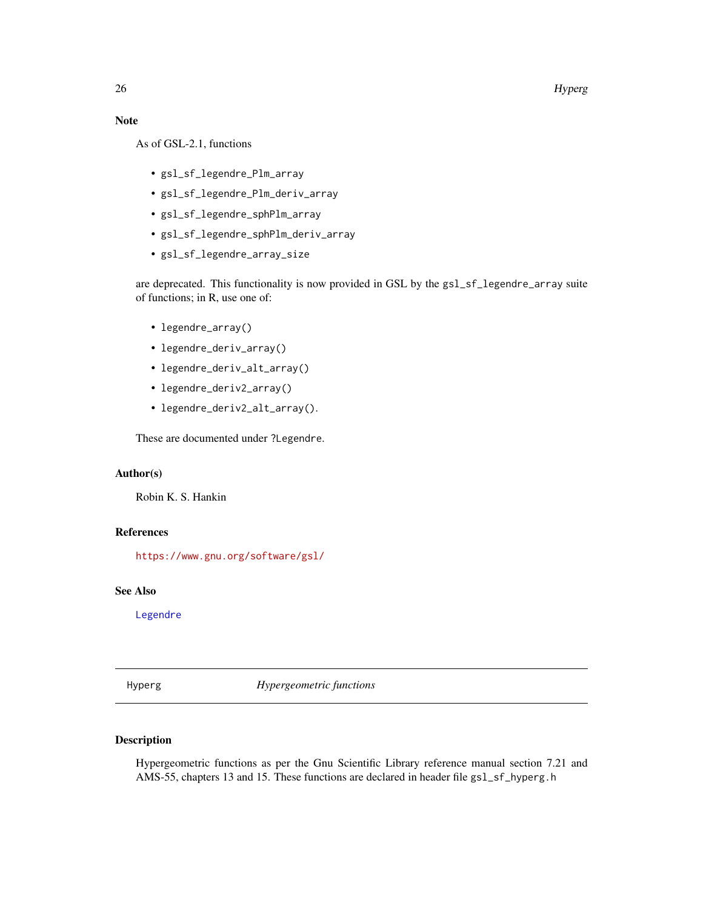### Note

As of GSL-2.1, functions

- `gsl_sf_legendre_Plm_array`
- `gsl_sf_legendre_Plm_deriv_array`
- `gsl_sf_legendre_sphPlm_array`
- `gsl_sf_legendre_sphPlm_deriv_array`
- `gsl_sf_legendre_array_size`

are deprecated. This functionality is now provided in GSL by the `gsl_sf_legendre_array` suite of functions; in R, use one of:

- `legendre_array()`
- `legendre_deriv_array()`
- `legendre_deriv_alt_array()`
- `legendre_deriv2_array()`
- `legendre_deriv2_alt_array()`.

These are documented under `?Legendre`.

### Author(s)

Robin K. S. Hankin

### References

https://www.gnu.org/software/gsl/

### See Also

Legendre

---

## Hyperg — *Hypergeometric functions*

---

### Description

Hypergeometric functions as per the Gnu Scientific Library reference manual section 7.21 and AMS-55, chapters 13 and 15. These functions are declared in header file `gsl_sf_hyperg.h`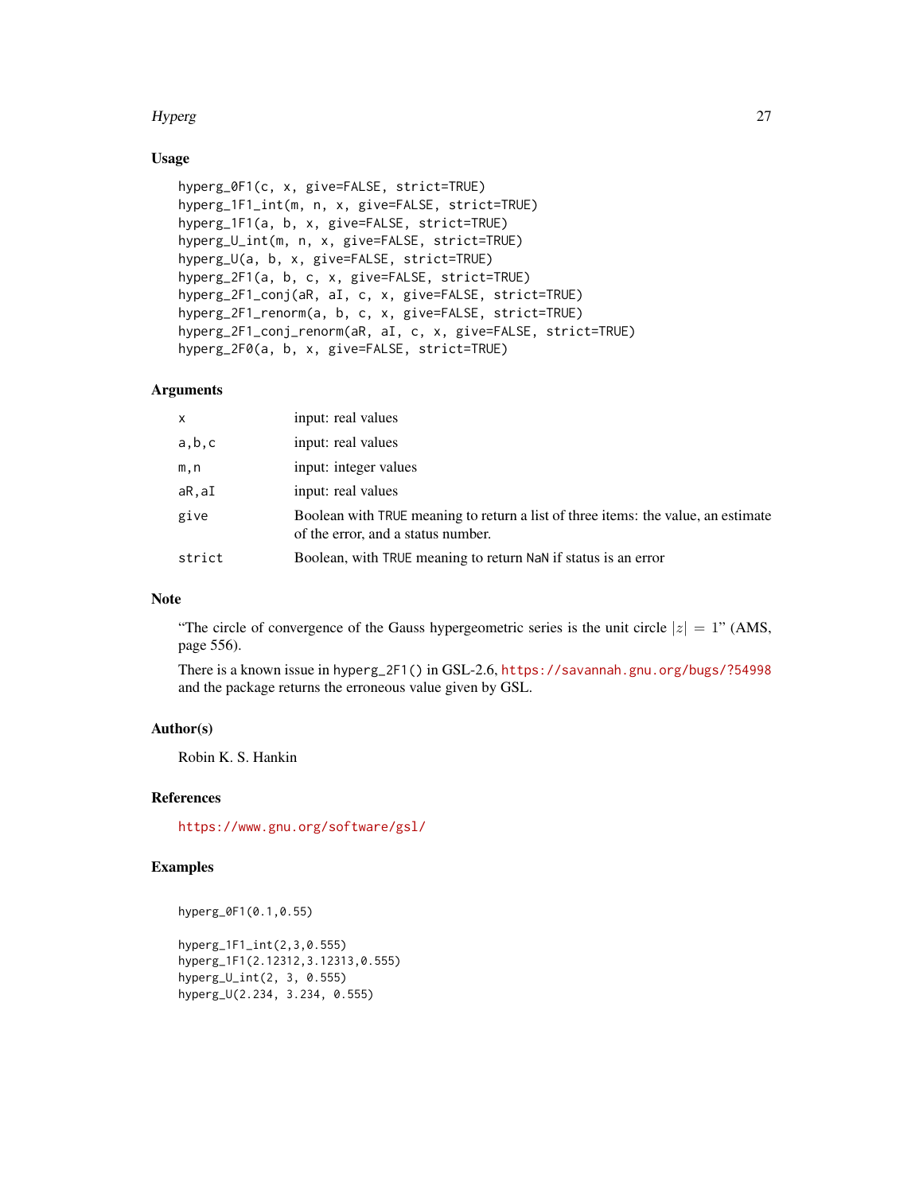## Usage

```
hyperg_0F1(c, x, give=FALSE, strict=TRUE)
hyperg_1F1_int(m, n, x, give=FALSE, strict=TRUE)
hyperg_1F1(a, b, x, give=FALSE, strict=TRUE)
hyperg_U_int(m, n, x, give=FALSE, strict=TRUE)
hyperg_U(a, b, x, give=FALSE, strict=TRUE)
hyperg_2F1(a, b, c, x, give=FALSE, strict=TRUE)
hyperg_2F1_conj(aR, aI, c, x, give=FALSE, strict=TRUE)
hyperg_2F1_renorm(a, b, c, x, give=FALSE, strict=TRUE)
hyperg_2F1_conj_renorm(aR, aI, c, x, give=FALSE, strict=TRUE)
hyperg_2F0(a, b, x, give=FALSE, strict=TRUE)
```

## Arguments

| | |
|---|---|
| `x` | input: real values |
| `a,b,c` | input: real values |
| `m,n` | input: integer values |
| `aR,aI` | input: real values |
| `give` | Boolean with `TRUE` meaning to return a list of three items: the value, an estimate of the error, and a status number. |
| `strict` | Boolean, with `TRUE` meaning to return `NaN` if status is an error |

## Note

"The circle of convergence of the Gauss hypergeometric series is the unit circle $|z| = 1$" (AMS, page 556).

There is a known issue in `hyperg_2F1()` in GSL-2.6, https://savannah.gnu.org/bugs/?54998 and the package returns the erroneous value given by GSL.

## Author(s)

Robin K. S. Hankin

## References

https://www.gnu.org/software/gsl/

## Examples

```
hyperg_0F1(0.1,0.55)

hyperg_1F1_int(2,3,0.555)
hyperg_1F1(2.12312,3.12313,0.555)
hyperg_U_int(2, 3, 0.555)
hyperg_U(2.234, 3.234, 0.555)
```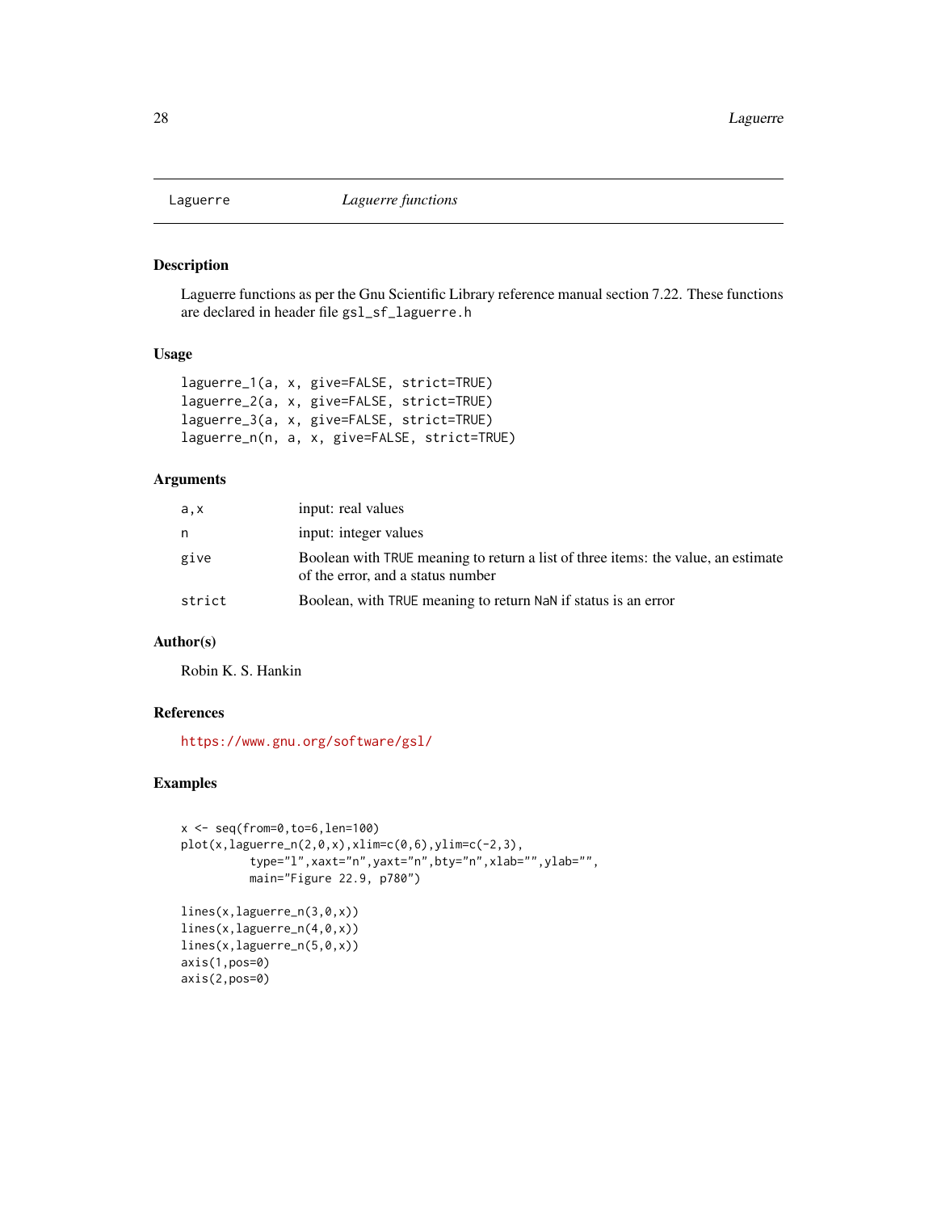# Laguerre — *Laguerre functions*

## Description

Laguerre functions as per the Gnu Scientific Library reference manual section 7.22. These functions are declared in header file `gsl_sf_laguerre.h`

## Usage

```
laguerre_1(a, x, give=FALSE, strict=TRUE)
laguerre_2(a, x, give=FALSE, strict=TRUE)
laguerre_3(a, x, give=FALSE, strict=TRUE)
laguerre_n(n, a, x, give=FALSE, strict=TRUE)
```

## Arguments

| | |
|---|---|
| `a,x` | input: real values |
| `n` | input: integer values |
| `give` | Boolean with `TRUE` meaning to return a list of three items: the value, an estimate of the error, and a status number |
| `strict` | Boolean, with `TRUE` meaning to return `NaN` if status is an error |

## Author(s)

Robin K. S. Hankin

## References

https://www.gnu.org/software/gsl/

## Examples

```
x <- seq(from=0,to=6,len=100)
plot(x,laguerre_n(2,0,x),xlim=c(0,6),ylim=c(-2,3),
          type="l",xaxt="n",yaxt="n",bty="n",xlab="",ylab="",
          main="Figure 22.9, p780")

lines(x,laguerre_n(3,0,x))
lines(x,laguerre_n(4,0,x))
lines(x,laguerre_n(5,0,x))
axis(1,pos=0)
axis(2,pos=0)
```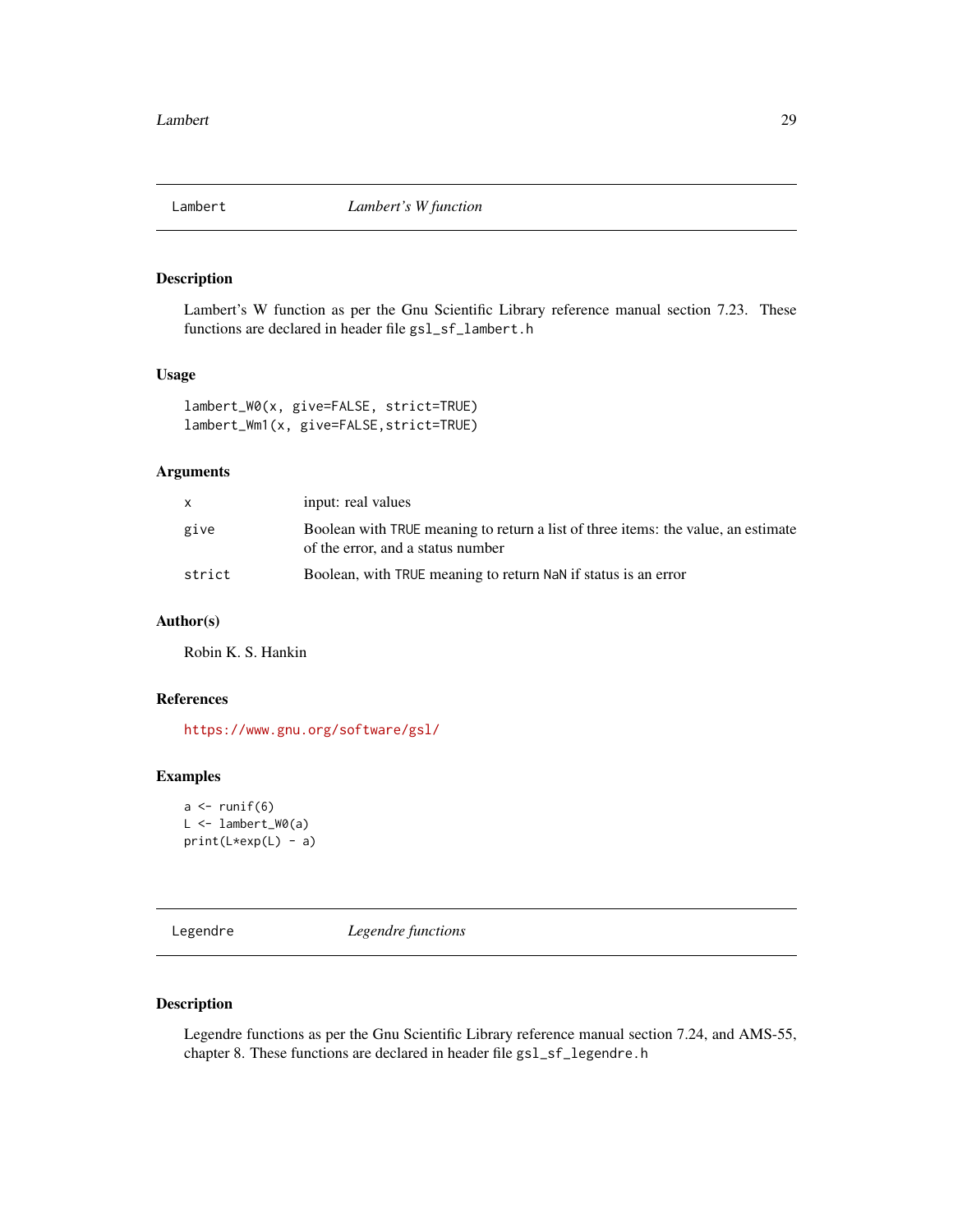## Lambert — *Lambert's W function*

### Description

Lambert's W function as per the Gnu Scientific Library reference manual section 7.23. These functions are declared in header file `gsl_sf_lambert.h`

### Usage

```
lambert_W0(x, give=FALSE, strict=TRUE)
lambert_Wm1(x, give=FALSE,strict=TRUE)
```

### Arguments

| | |
|---|---|
| `x` | input: real values |
| `give` | Boolean with `TRUE` meaning to return a list of three items: the value, an estimate of the error, and a status number |
| `strict` | Boolean, with `TRUE` meaning to return `NaN` if status is an error |

### Author(s)

Robin K. S. Hankin

### References

https://www.gnu.org/software/gsl/

### Examples

```
a <- runif(6)
L <- lambert_W0(a)
print(L*exp(L) - a)
```

## Legendre — *Legendre functions*

### Description

Legendre functions as per the Gnu Scientific Library reference manual section 7.24, and AMS-55, chapter 8. These functions are declared in header file `gsl_sf_legendre.h`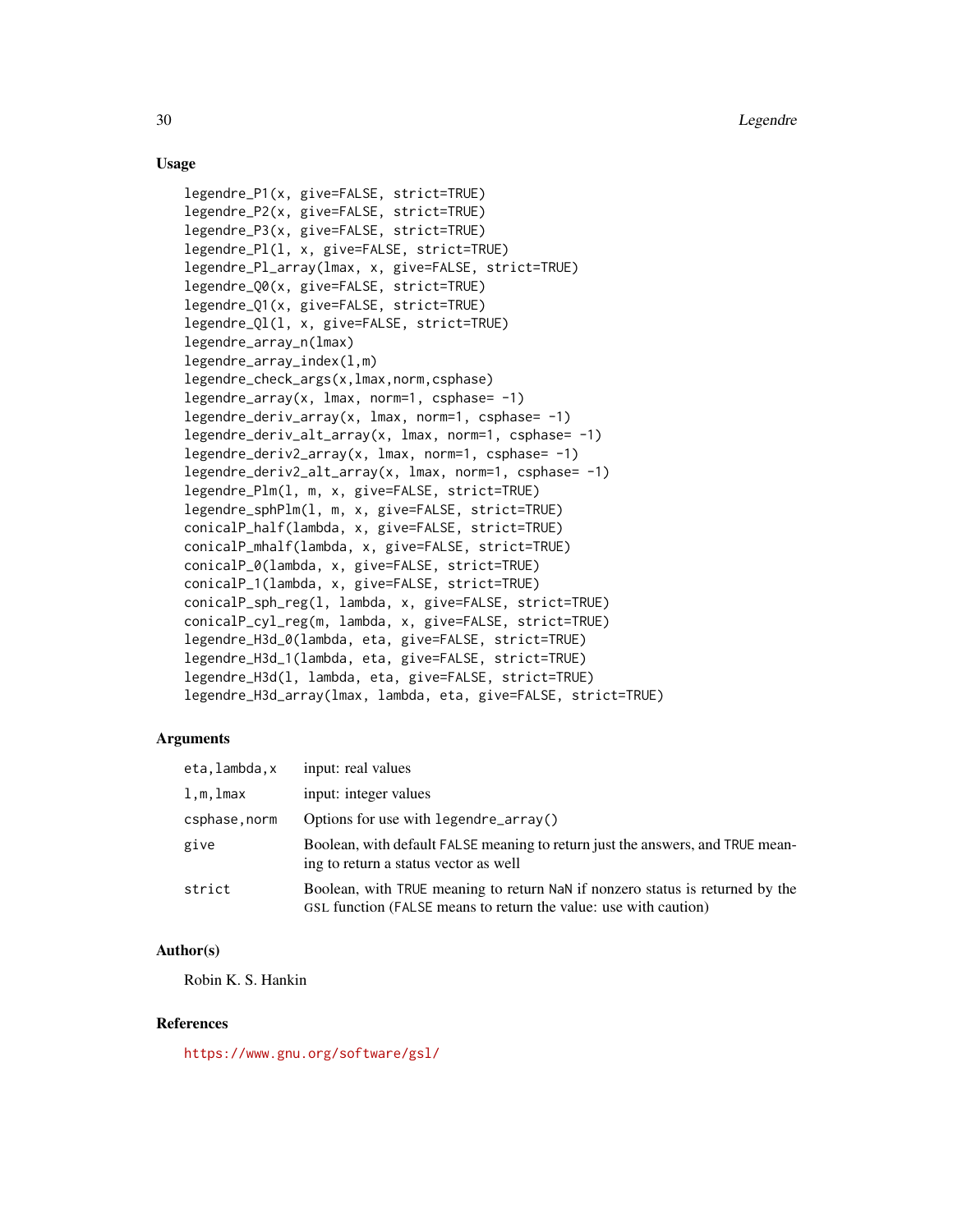## Usage

```
legendre_P1(x, give=FALSE, strict=TRUE)
legendre_P2(x, give=FALSE, strict=TRUE)
legendre_P3(x, give=FALSE, strict=TRUE)
legendre_Pl(l, x, give=FALSE, strict=TRUE)
legendre_Pl_array(lmax, x, give=FALSE, strict=TRUE)
legendre_Q0(x, give=FALSE, strict=TRUE)
legendre_Q1(x, give=FALSE, strict=TRUE)
legendre_Ql(l, x, give=FALSE, strict=TRUE)
legendre_array_n(lmax)
legendre_array_index(l,m)
legendre_check_args(x,lmax,norm,csphase)
legendre_array(x, lmax, norm=1, csphase= -1)
legendre_deriv_array(x, lmax, norm=1, csphase= -1)
legendre_deriv_alt_array(x, lmax, norm=1, csphase= -1)
legendre_deriv2_array(x, lmax, norm=1, csphase= -1)
legendre_deriv2_alt_array(x, lmax, norm=1, csphase= -1)
legendre_Plm(l, m, x, give=FALSE, strict=TRUE)
legendre_sphPlm(l, m, x, give=FALSE, strict=TRUE)
conicalP_half(lambda, x, give=FALSE, strict=TRUE)
conicalP_mhalf(lambda, x, give=FALSE, strict=TRUE)
conicalP_0(lambda, x, give=FALSE, strict=TRUE)
conicalP_1(lambda, x, give=FALSE, strict=TRUE)
conicalP_sph_reg(l, lambda, x, give=FALSE, strict=TRUE)
conicalP_cyl_reg(m, lambda, x, give=FALSE, strict=TRUE)
legendre_H3d_0(lambda, eta, give=FALSE, strict=TRUE)
legendre_H3d_1(lambda, eta, give=FALSE, strict=TRUE)
legendre_H3d(l, lambda, eta, give=FALSE, strict=TRUE)
legendre_H3d_array(lmax, lambda, eta, give=FALSE, strict=TRUE)
```

## Arguments

| | |
|---|---|
| `eta,lambda,x` | input: real values |
| `l,m,lmax` | input: integer values |
| `csphase,norm` | Options for use with `legendre_array()` |
| `give` | Boolean, with default `FALSE` meaning to return just the answers, and `TRUE` meaning to return a status vector as well |
| `strict` | Boolean, with `TRUE` meaning to return `NaN` if nonzero status is returned by the GSL function (`FALSE` means to return the value: use with caution) |

## Author(s)

Robin K. S. Hankin

## References

https://www.gnu.org/software/gsl/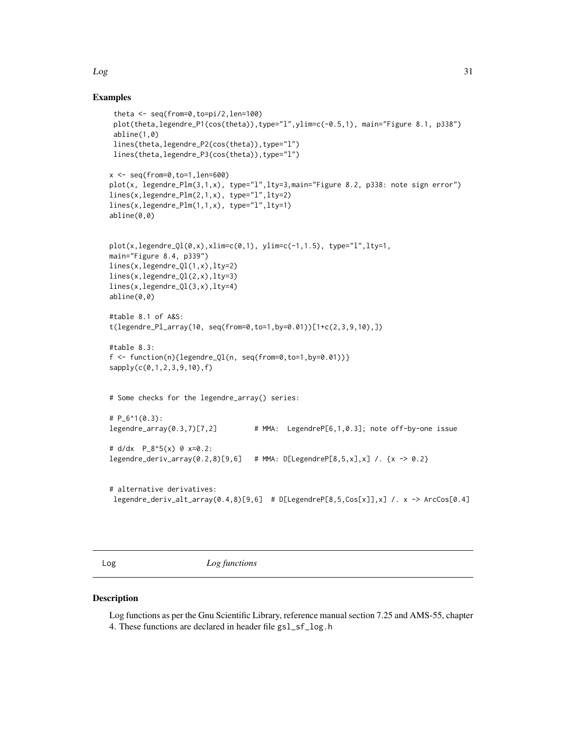## Examples

```
 theta <- seq(from=0,to=pi/2,len=100)
 plot(theta,legendre_P1(cos(theta)),type="l",ylim=c(-0.5,1), main="Figure 8.1, p338")
 abline(1,0)
 lines(theta,legendre_P2(cos(theta)),type="l")
 lines(theta,legendre_P3(cos(theta)),type="l")

x <- seq(from=0,to=1,len=600)
plot(x, legendre_Plm(3,1,x), type="l",lty=3,main="Figure 8.2, p338: note sign error")
lines(x,legendre_Plm(2,1,x), type="l",lty=2)
lines(x,legendre_Plm(1,1,x), type="l",lty=1)
abline(0,0)


plot(x,legendre_Ql(0,x),xlim=c(0,1), ylim=c(-1,1.5), type="l",lty=1,
main="Figure 8.4, p339")
lines(x,legendre_Ql(1,x),lty=2)
lines(x,legendre_Ql(2,x),lty=3)
lines(x,legendre_Ql(3,x),lty=4)
abline(0,0)

#table 8.1 of A&S:
t(legendre_Pl_array(10, seq(from=0,to=1,by=0.01))[1+c(2,3,9,10),])

#table 8.3:
f <- function(n){legendre_Ql(n, seq(from=0,to=1,by=0.01))}
sapply(c(0,1,2,3,9,10),f)


# Some checks for the legendre_array() series:

# P_6^1(0.3):
legendre_array(0.3,7)[7,2]         # MMA:  LegendreP[6,1,0.3]; note off-by-one issue

# d/dx  P_8^5(x) @ x=0.2:
legendre_deriv_array(0.2,8)[9,6]   # MMA: D[LegendreP[8,5,x],x] /. {x -> 0.2}


# alternative derivatives:
 legendre_deriv_alt_array(0.4,8)[9,6]  # D[LegendreP[8,5,Cos[x]],x] /. x -> ArcCos[0.4]
```

---

# Log *Log functions*

## Description

Log functions as per the Gnu Scientific Library, reference manual section 7.25 and AMS-55, chapter 4. These functions are declared in header file `gsl_sf_log.h`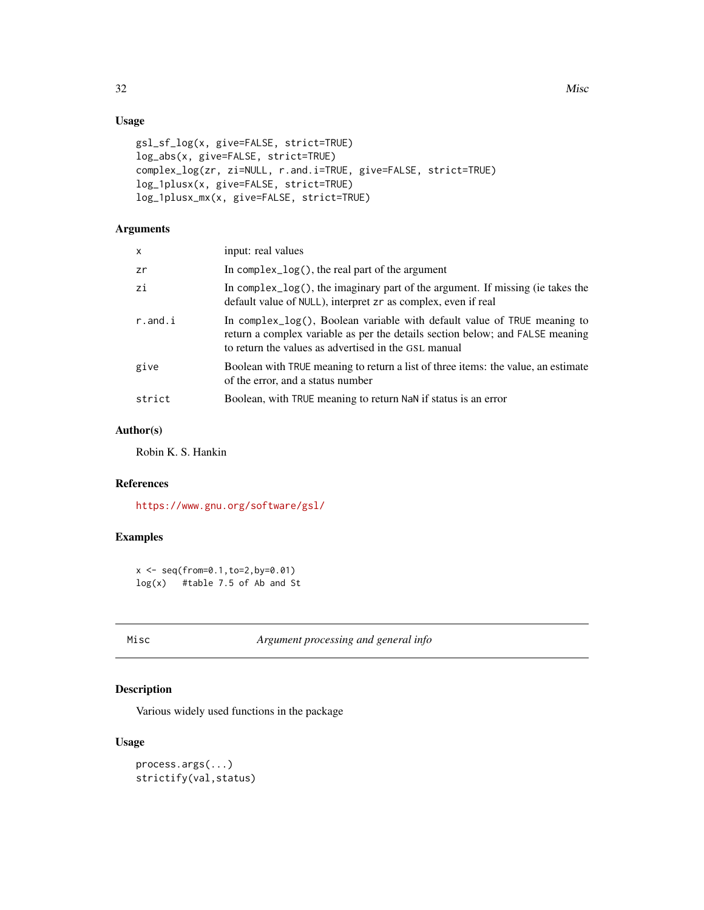### Usage

```
gsl_sf_log(x, give=FALSE, strict=TRUE)
log_abs(x, give=FALSE, strict=TRUE)
complex_log(zr, zi=NULL, r.and.i=TRUE, give=FALSE, strict=TRUE)
log_1plusx(x, give=FALSE, strict=TRUE)
log_1plusx_mx(x, give=FALSE, strict=TRUE)
```

### Arguments

| | |
|---|---|
| `x` | input: real values |
| `zr` | In `complex_log()`, the real part of the argument |
| `zi` | In `complex_log()`, the imaginary part of the argument. If missing (ie takes the default value of `NULL`), interpret `zr` as complex, even if real |
| `r.and.i` | In `complex_log()`, Boolean variable with default value of `TRUE` meaning to return a complex variable as per the details section below; and `FALSE` meaning to return the values as advertised in the GSL manual |
| `give` | Boolean with `TRUE` meaning to return a list of three items: the value, an estimate of the error, and a status number |
| `strict` | Boolean, with `TRUE` meaning to return `NaN` if status is an error |

### Author(s)

Robin K. S. Hankin

### References

https://www.gnu.org/software/gsl/

### Examples

```
x <- seq(from=0.1,to=2,by=0.01)
log(x)   #table 7.5 of Ab and St
```

---

## Misc *Argument processing and general info*

### Description

Various widely used functions in the package

### Usage

```
process.args(...)
strictify(val,status)
```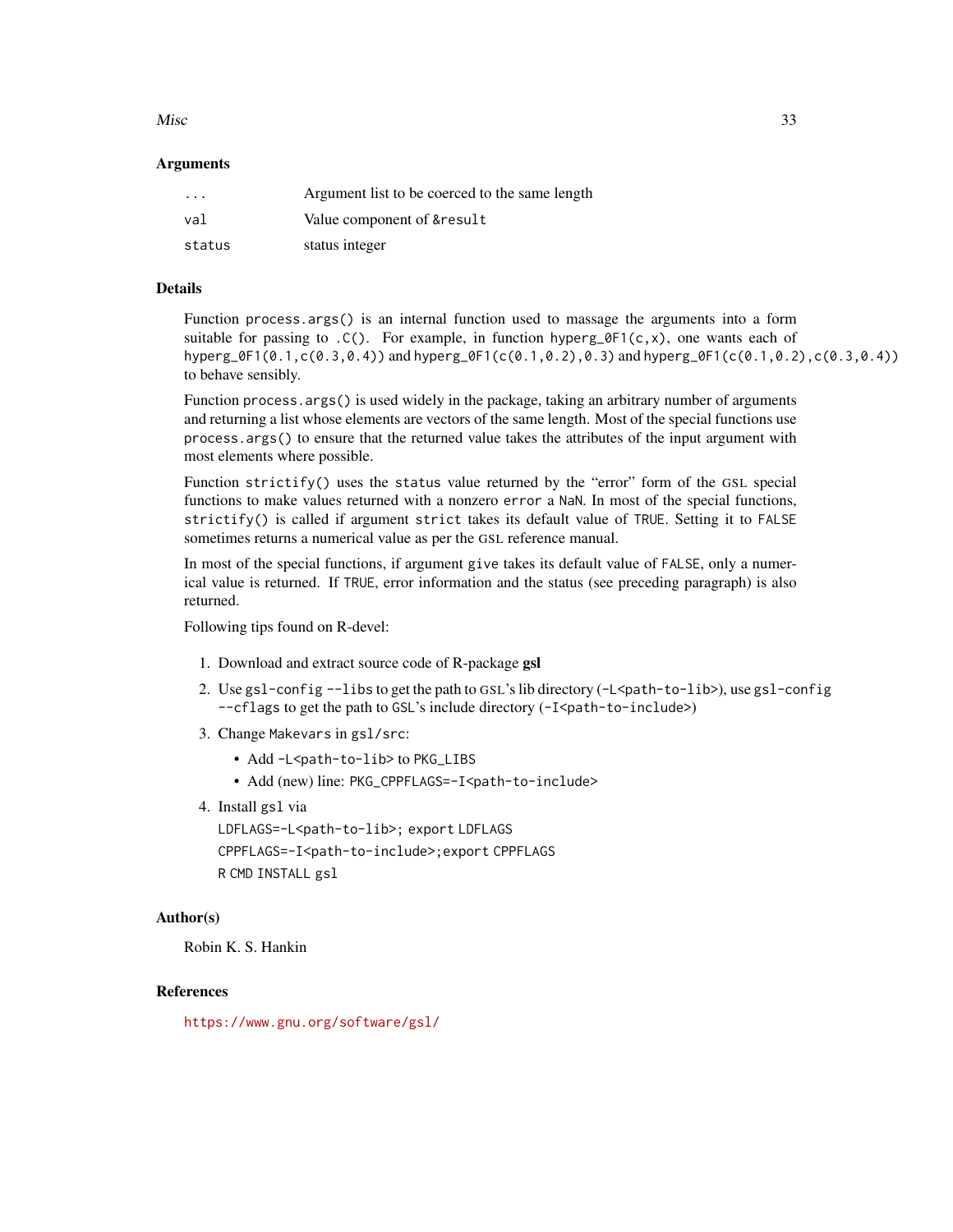### Arguments

| | |
|---|---|
| `...` | Argument list to be coerced to the same length |
| `val` | Value component of `&result` |
| `status` | status integer |

### Details

Function `process.args()` is an internal function used to massage the arguments into a form suitable for passing to `.C()`. For example, in function `hyperg_0F1(c,x)`, one wants each of `hyperg_0F1(0.1,c(0.3,0.4))` and `hyperg_0F1(c(0.1,0.2),0.3)` and `hyperg_0F1(c(0.1,0.2),c(0.3,0.4))` to behave sensibly.

Function `process.args()` is used widely in the package, taking an arbitrary number of arguments and returning a list whose elements are vectors of the same length. Most of the special functions use `process.args()` to ensure that the returned value takes the attributes of the input argument with most elements where possible.

Function `strictify()` uses the `status` value returned by the "error" form of the GSL special functions to make values returned with a nonzero `error` a `NaN`. In most of the special functions, `strictify()` is called if argument `strict` takes its default value of `TRUE`. Setting it to `FALSE` sometimes returns a numerical value as per the GSL reference manual.

In most of the special functions, if argument `give` takes its default value of `FALSE`, only a numerical value is returned. If `TRUE`, error information and the status (see preceding paragraph) is also returned.

Following tips found on R-devel:

1. Download and extract source code of R-package **gsl**
2. Use `gsl-config --libs` to get the path to GSL's lib directory (`-L<path-to-lib>`), use `gsl-config --cflags` to get the path to GSL's include directory (`-I<path-to-include>`)
3. Change `Makevars` in `gsl/src`:
   - Add `-L<path-to-lib>` to `PKG_LIBS`
   - Add (new) line: `PKG_CPPFLAGS=-I<path-to-include>`
4. Install `gsl` via

   ```
   LDFLAGS=-L<path-to-lib>; export LDFLAGS
   CPPFLAGS=-I<path-to-include>;export CPPFLAGS
   R CMD INSTALL gsl
   ```

### Author(s)

Robin K. S. Hankin

### References

https://www.gnu.org/software/gsl/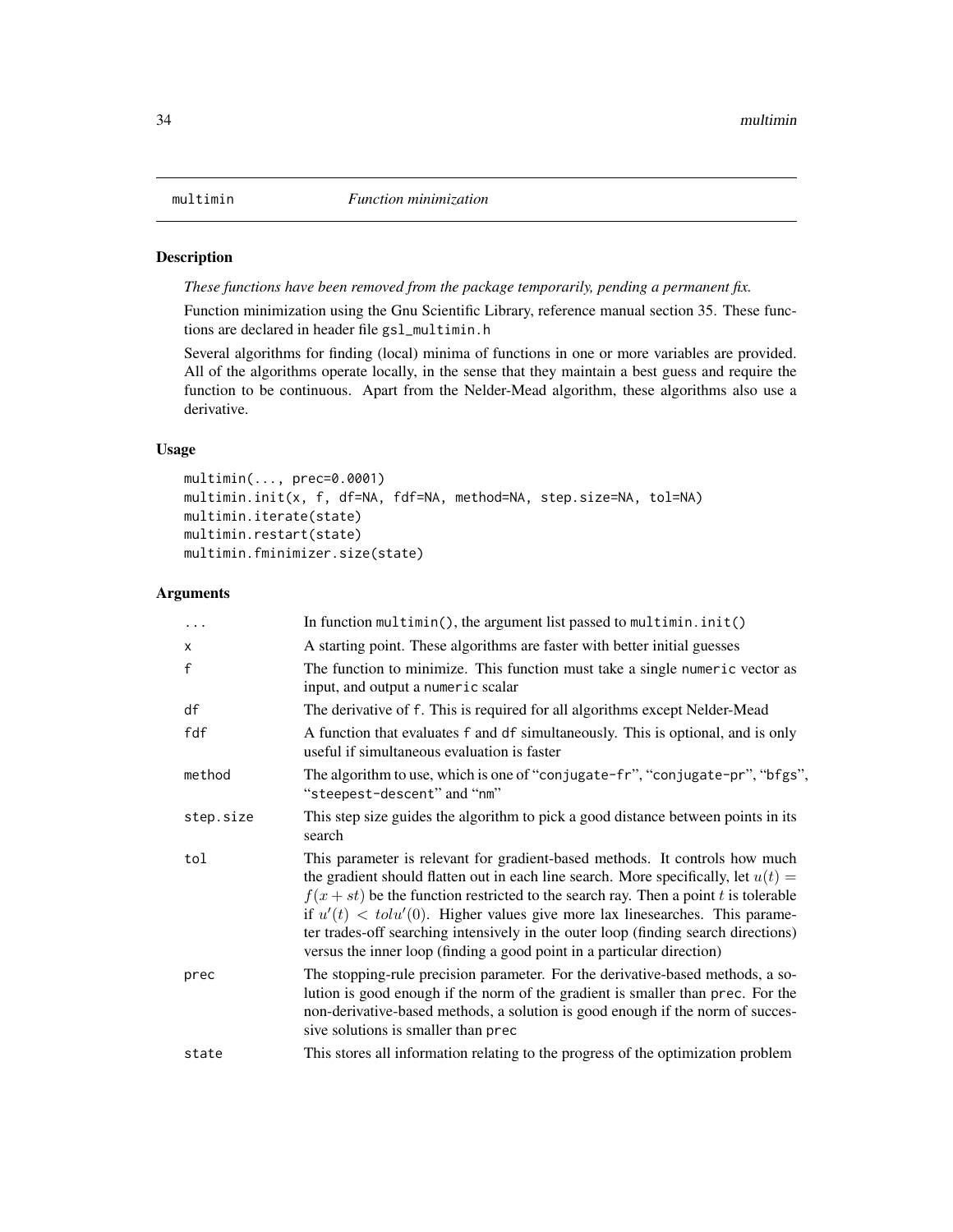# multimin — *Function minimization*

## Description

*These functions have been removed from the package temporarily, pending a permanent fix.*

Function minimization using the Gnu Scientific Library, reference manual section 35. These functions are declared in header file `gsl_multimin.h`

Several algorithms for finding (local) minima of functions in one or more variables are provided. All of the algorithms operate locally, in the sense that they maintain a best guess and require the function to be continuous. Apart from the Nelder-Mead algorithm, these algorithms also use a derivative.

## Usage

```
multimin(..., prec=0.0001)
multimin.init(x, f, df=NA, fdf=NA, method=NA, step.size=NA, tol=NA)
multimin.iterate(state)
multimin.restart(state)
multimin.fminimizer.size(state)
```

## Arguments

| Argument | Description |
|---|---|
| `...` | In function `multimin()`, the argument list passed to `multimin.init()` |
| `x` | A starting point. These algorithms are faster with better initial guesses |
| `f` | The function to minimize. This function must take a single `numeric` vector as input, and output a `numeric` scalar |
| `df` | The derivative of `f`. This is required for all algorithms except Nelder-Mead |
| `fdf` | A function that evaluates `f` and `df` simultaneously. This is optional, and is only useful if simultaneous evaluation is faster |
| `method` | The algorithm to use, which is one of "`conjugate-fr`", "`conjugate-pr`", "`bfgs`", "`steepest-descent`" and "`nm`" |
| `step.size` | This step size guides the algorithm to pick a good distance between points in its search |
| `tol` | This parameter is relevant for gradient-based methods. It controls how much the gradient should flatten out in each line search. More specifically, let $u(t) = f(x + st)$ be the function restricted to the search ray. Then a point $t$ is tolerable if $u'(t) < tol u'(0)$. Higher values give more lax linesearches. This parameter trades-off searching intensively in the outer loop (finding search directions) versus the inner loop (finding a good point in a particular direction) |
| `prec` | The stopping-rule precision parameter. For the derivative-based methods, a solution is good enough if the norm of the gradient is smaller than `prec`. For the non-derivative-based methods, a solution is good enough if the norm of successive solutions is smaller than `prec` |
| `state` | This stores all information relating to the progress of the optimization problem |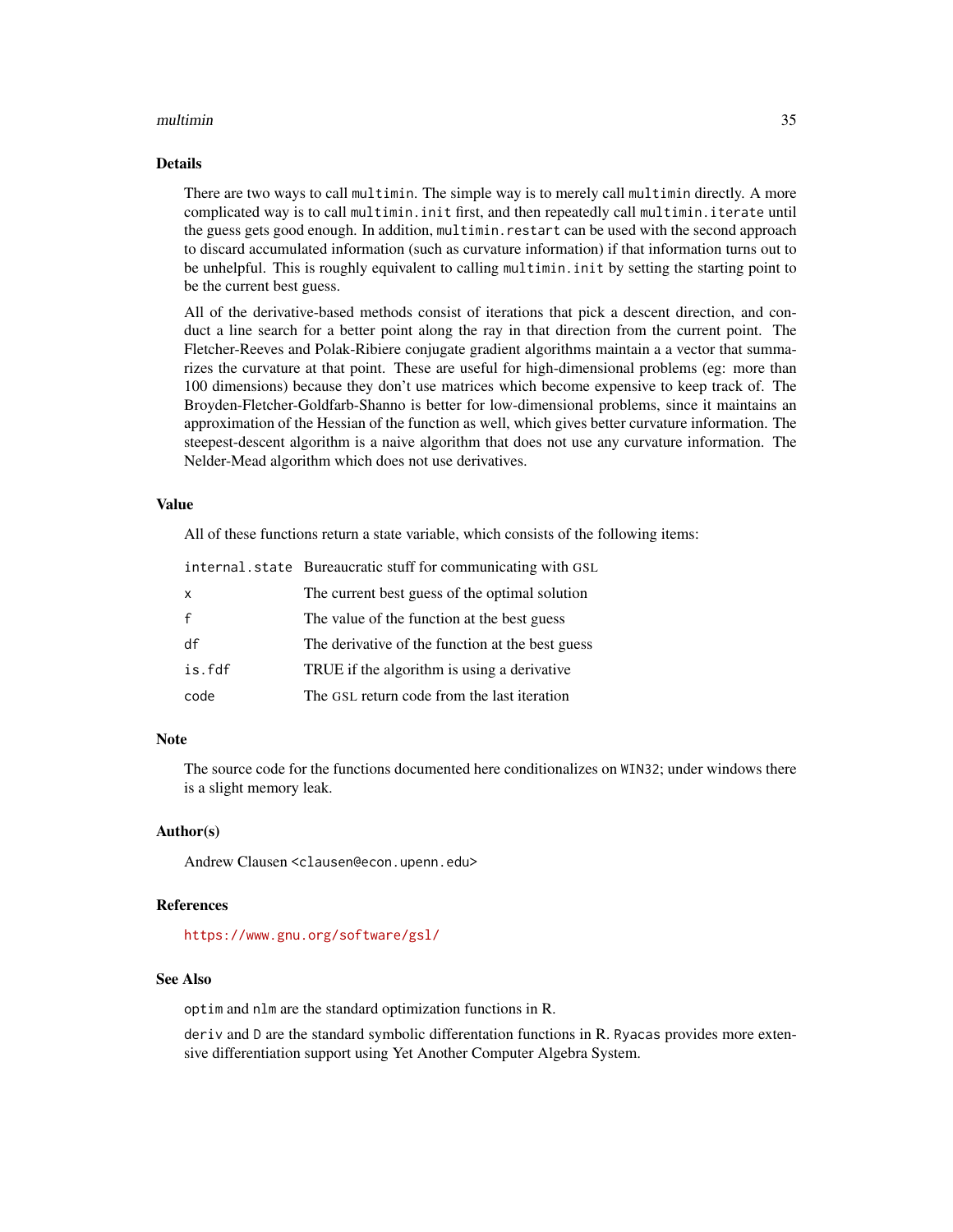## Details

There are two ways to call `multimin`. The simple way is to merely call `multimin` directly. A more complicated way is to call `multimin.init` first, and then repeatedly call `multimin.iterate` until the guess gets good enough. In addition, `multimin.restart` can be used with the second approach to discard accumulated information (such as curvature information) if that information turns out to be unhelpful. This is roughly equivalent to calling `multimin.init` by setting the starting point to be the current best guess.

All of the derivative-based methods consist of iterations that pick a descent direction, and conduct a line search for a better point along the ray in that direction from the current point. The Fletcher-Reeves and Polak-Ribiere conjugate gradient algorithms maintain a a vector that summarizes the curvature at that point. These are useful for high-dimensional problems (eg: more than 100 dimensions) because they don't use matrices which become expensive to keep track of. The Broyden-Fletcher-Goldfarb-Shanno is better for low-dimensional problems, since it maintains an approximation of the Hessian of the function as well, which gives better curvature information. The steepest-descent algorithm is a naive algorithm that does not use any curvature information. The Nelder-Mead algorithm which does not use derivatives.

## Value

All of these functions return a state variable, which consists of the following items:

| | |
|---|---|
| `internal.state` | Bureaucratic stuff for communicating with GSL |
| `x` | The current best guess of the optimal solution |
| `f` | The value of the function at the best guess |
| `df` | The derivative of the function at the best guess |
| `is.fdf` | TRUE if the algorithm is using a derivative |
| `code` | The GSL return code from the last iteration |

## Note

The source code for the functions documented here conditionalizes on `WIN32`; under windows there is a slight memory leak.

## Author(s)

Andrew Clausen <clausen@econ.upenn.edu>

## References

https://www.gnu.org/software/gsl/

## See Also

`optim` and `nlm` are the standard optimization functions in R.

`deriv` and `D` are the standard symbolic differentation functions in R. `Ryacas` provides more extensive differentiation support using Yet Another Computer Algebra System.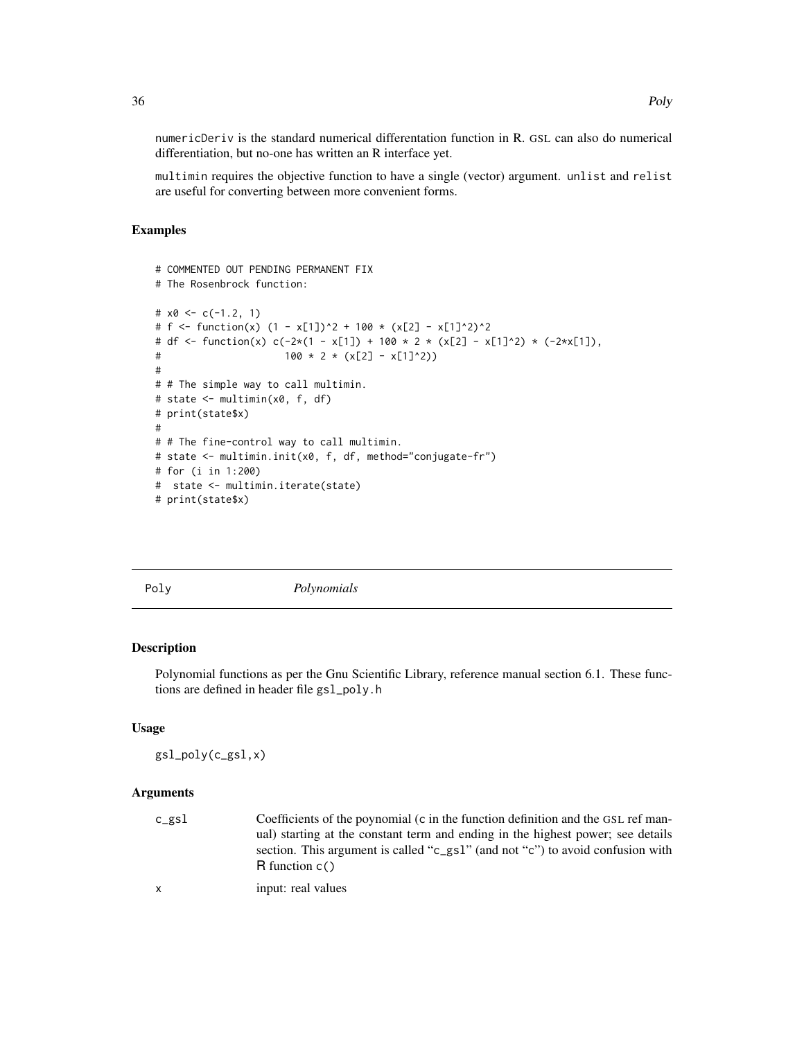numericDeriv is the standard numerical differentation function in R. GSL can also do numerical differentiation, but no-one has written an R interface yet.

multimin requires the objective function to have a single (vector) argument. unlist and relist are useful for converting between more convenient forms.

## Examples

```
# COMMENTED OUT PENDING PERMANENT FIX
# The Rosenbrock function:

# x0 <- c(-1.2, 1)
# f <- function(x) (1 - x[1])^2 + 100 * (x[2] - x[1]^2)^2
# df <- function(x) c(-2*(1 - x[1]) + 100 * 2 * (x[2] - x[1]^2) * (-2*x[1]),
#                     100 * 2 * (x[2] - x[1]^2))
#
# # The simple way to call multimin.
# state <- multimin(x0, f, df)
# print(state$x)
#
# # The fine-control way to call multimin.
# state <- multimin.init(x0, f, df, method="conjugate-fr")
# for (i in 1:200)
#  state <- multimin.iterate(state)
# print(state$x)
```

---

# Poly *Polynomials*

## Description

Polynomial functions as per the Gnu Scientific Library, reference manual section 6.1. These functions are defined in header file gsl_poly.h

## Usage

```
gsl_poly(c_gsl,x)
```

## Arguments

| | |
|---|---|
| c_gsl | Coefficients of the poynomial (c in the function definition and the GSL ref manual) starting at the constant term and ending in the highest power; see details section. This argument is called "c_gsl" (and not "c") to avoid confusion with R function c() |
| x | input: real values |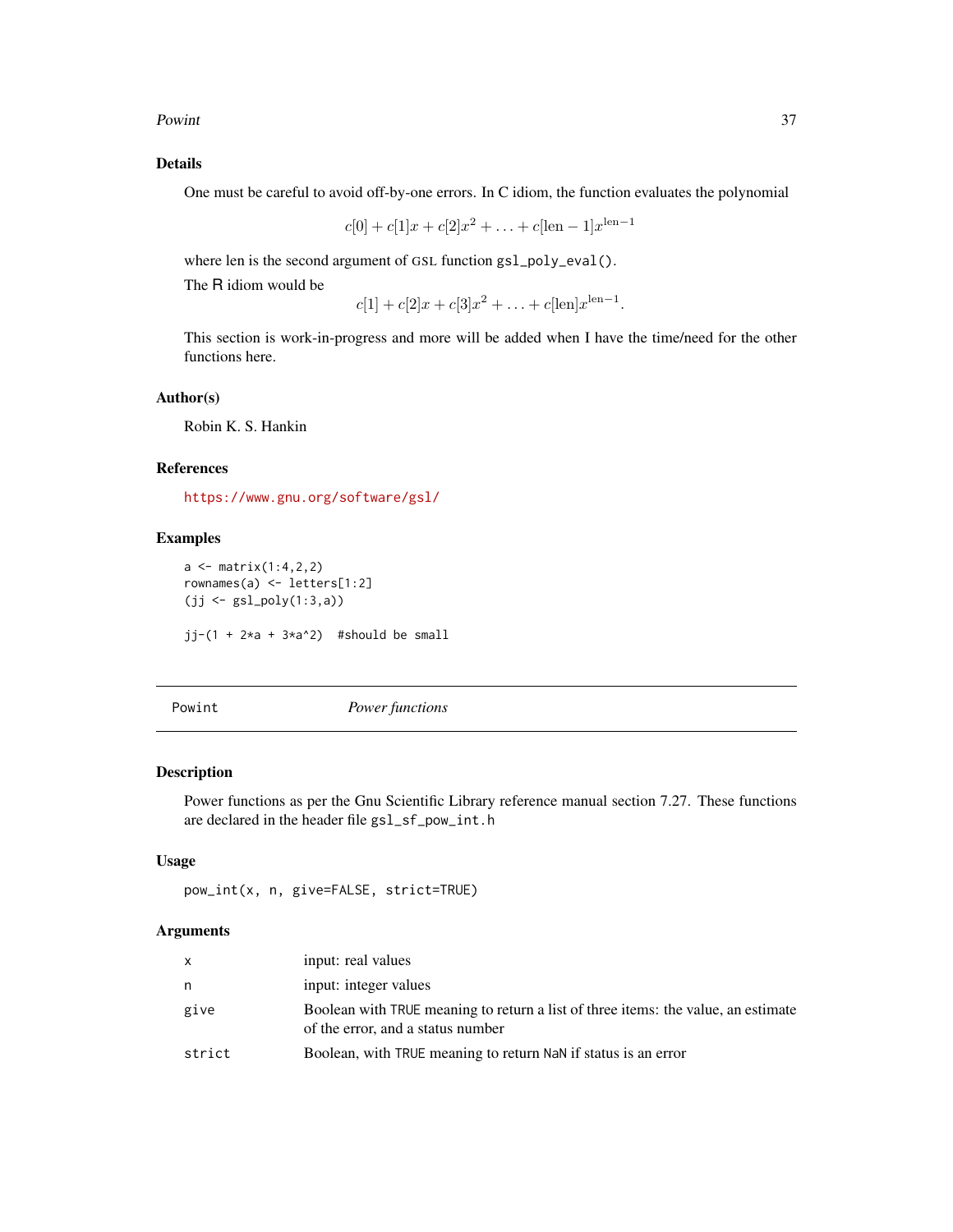## Details

One must be careful to avoid off-by-one errors. In C idiom, the function evaluates the polynomial

$$c[0] + c[1]x + c[2]x^2 + \ldots + c[\mathrm{len}-1]x^{\mathrm{len}-1}$$

where len is the second argument of GSL function `gsl_poly_eval()`.

The R idiom would be

$$c[1] + c[2]x + c[3]x^2 + \ldots + c[\mathrm{len}]x^{\mathrm{len}-1}.$$

This section is work-in-progress and more will be added when I have the time/need for the other functions here.

## Author(s)

Robin K. S. Hankin

## References

https://www.gnu.org/software/gsl/

## Examples

```
a <- matrix(1:4,2,2)
rownames(a) <- letters[1:2]
(jj <- gsl_poly(1:3,a))

jj-(1 + 2*a + 3*a^2)  #should be small
```

---

# Powint — *Power functions*

## Description

Power functions as per the Gnu Scientific Library reference manual section 7.27. These functions are declared in the header file `gsl_sf_pow_int.h`

## Usage

```
pow_int(x, n, give=FALSE, strict=TRUE)
```

## Arguments

| | |
|---|---|
| `x` | input: real values |
| `n` | input: integer values |
| `give` | Boolean with `TRUE` meaning to return a list of three items: the value, an estimate of the error, and a status number |
| `strict` | Boolean, with `TRUE` meaning to return `NaN` if status is an error |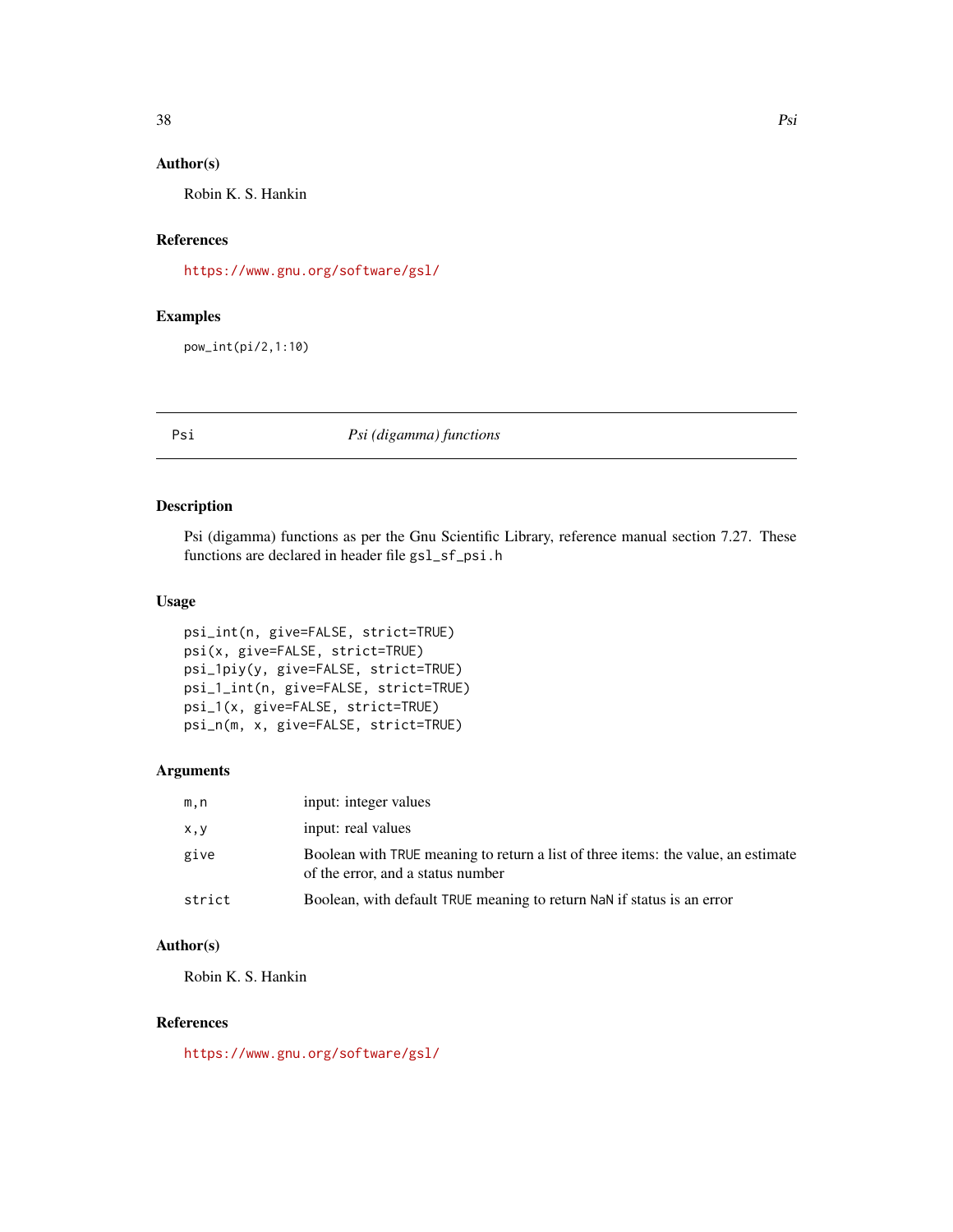### Author(s)

Robin K. S. Hankin

### References

https://www.gnu.org/software/gsl/

### Examples

```
pow_int(pi/2,1:10)
```

---

## Psi — *Psi (digamma) functions*

---

### Description

Psi (digamma) functions as per the Gnu Scientific Library, reference manual section 7.27. These functions are declared in header file `gsl_sf_psi.h`

### Usage

```
psi_int(n, give=FALSE, strict=TRUE)
psi(x, give=FALSE, strict=TRUE)
psi_1piy(y, give=FALSE, strict=TRUE)
psi_1_int(n, give=FALSE, strict=TRUE)
psi_1(x, give=FALSE, strict=TRUE)
psi_n(m, x, give=FALSE, strict=TRUE)
```

### Arguments

| | |
|---|---|
| `m,n` | input: integer values |
| `x,y` | input: real values |
| `give` | Boolean with `TRUE` meaning to return a list of three items: the value, an estimate of the error, and a status number |
| `strict` | Boolean, with default `TRUE` meaning to return `NaN` if status is an error |

### Author(s)

Robin K. S. Hankin

### References

https://www.gnu.org/software/gsl/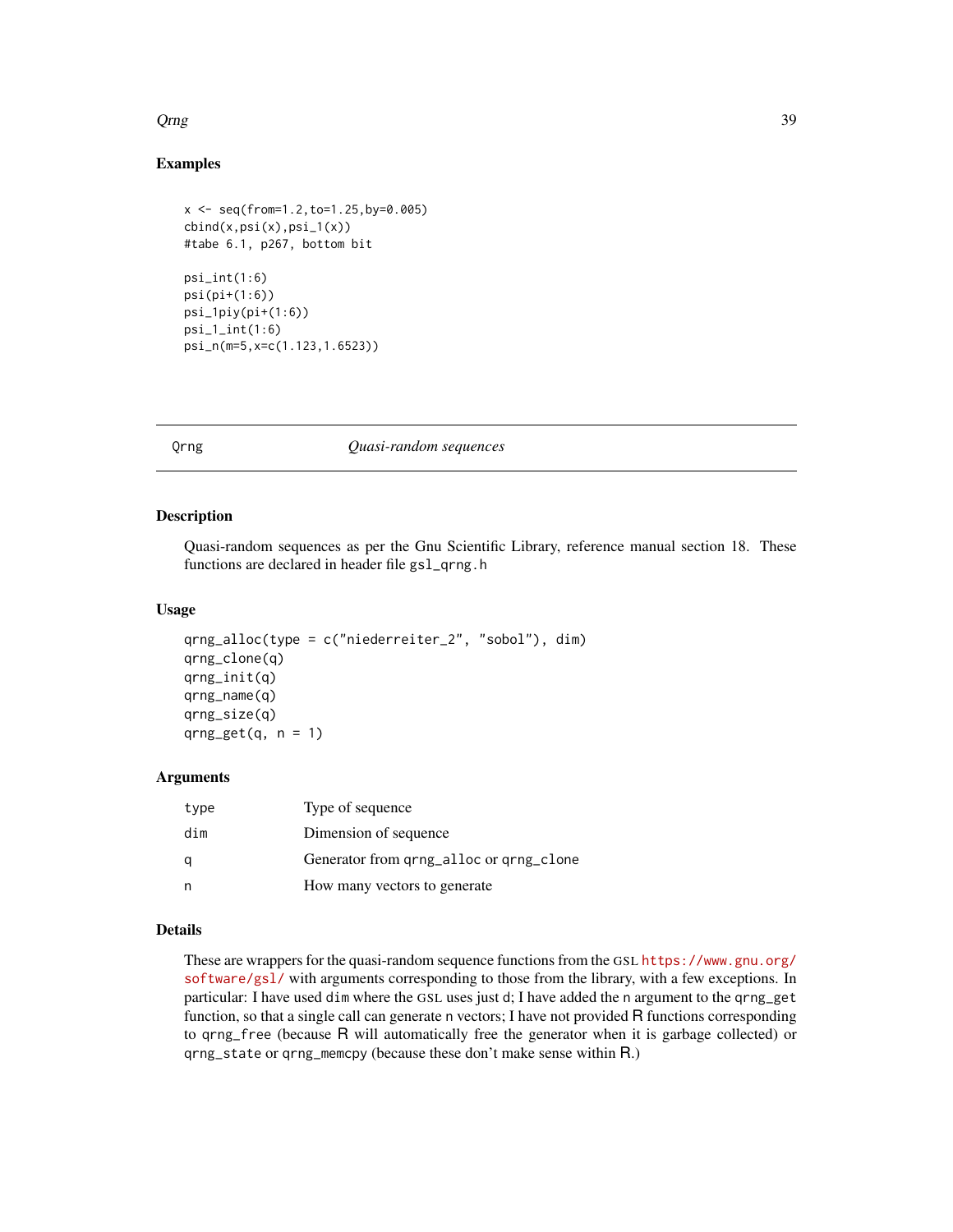## Examples

```
x <- seq(from=1.2,to=1.25,by=0.005)
cbind(x,psi(x),psi_1(x))
#tabe 6.1, p267, bottom bit

psi_int(1:6)
psi(pi+(1:6))
psi_1piy(pi+(1:6))
psi_1_int(1:6)
psi_n(m=5,x=c(1.123,1.6523))
```

---

# Qrng *Quasi-random sequences*

---

## Description

Quasi-random sequences as per the Gnu Scientific Library, reference manual section 18. These functions are declared in header file `gsl_qrng.h`

## Usage

```
qrng_alloc(type = c("niederreiter_2", "sobol"), dim)
qrng_clone(q)
qrng_init(q)
qrng_name(q)
qrng_size(q)
qrng_get(q, n = 1)
```

## Arguments

| | |
|---|---|
| `type` | Type of sequence |
| `dim` | Dimension of sequence |
| `q` | Generator from `qrng_alloc` or `qrng_clone` |
| `n` | How many vectors to generate |

## Details

These are wrappers for the quasi-random sequence functions from the GSL https://www.gnu.org/software/gsl/ with arguments corresponding to those from the library, with a few exceptions. In particular: I have used `dim` where the GSL uses just `d`; I have added the `n` argument to the `qrng_get` function, so that a single call can generate `n` vectors; I have not provided R functions corresponding to `qrng_free` (because R will automatically free the generator when it is garbage collected) or `qrng_state` or `qrng_memcpy` (because these don't make sense within R.)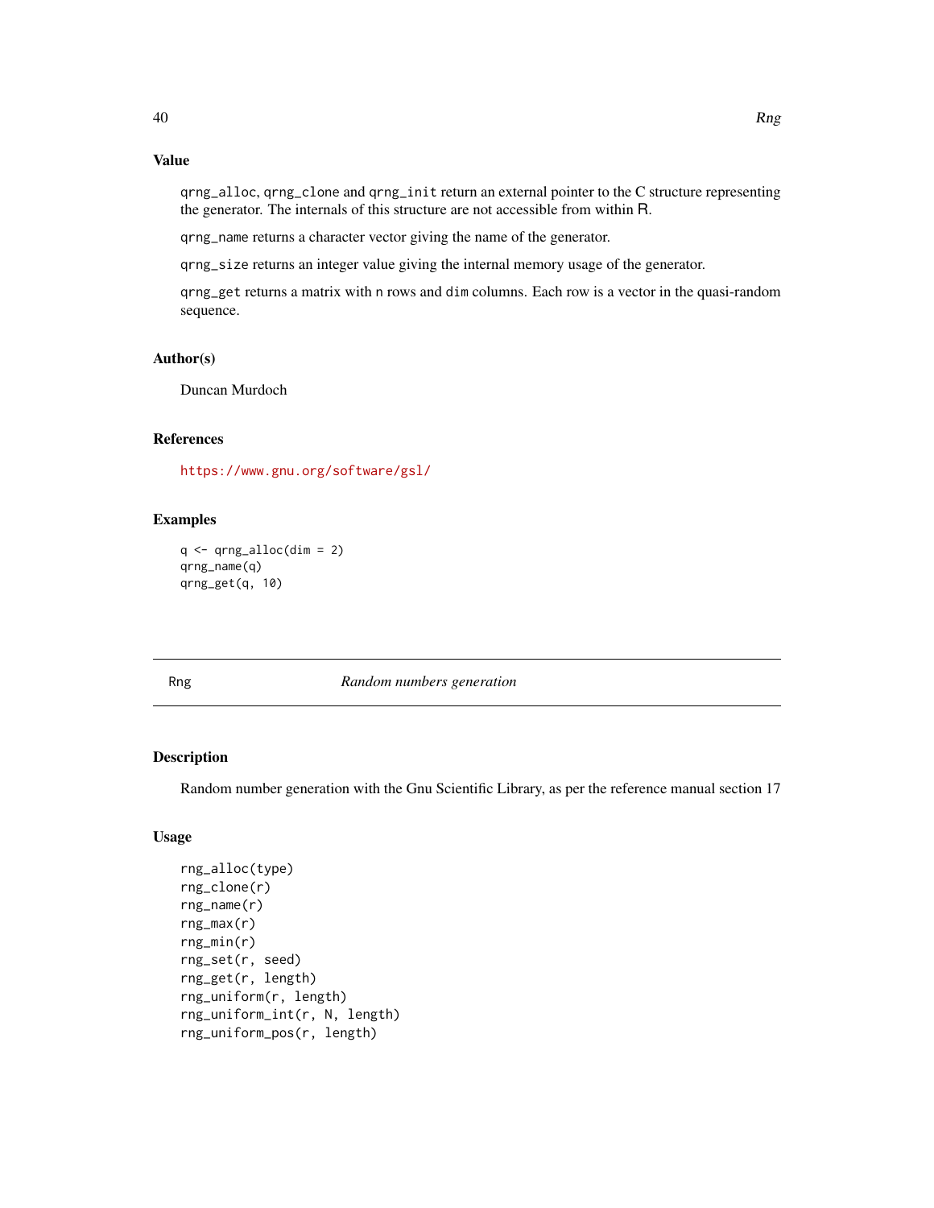### Value

`qrng_alloc`, `qrng_clone` and `qrng_init` return an external pointer to the C structure representing the generator. The internals of this structure are not accessible from within R.

`qrng_name` returns a character vector giving the name of the generator.

`qrng_size` returns an integer value giving the internal memory usage of the generator.

`qrng_get` returns a matrix with `n` rows and `dim` columns. Each row is a vector in the quasi-random sequence.

### Author(s)

Duncan Murdoch

### References

https://www.gnu.org/software/gsl/

### Examples

```
q <- qrng_alloc(dim = 2)
qrng_name(q)
qrng_get(q, 10)
```

---

## Rng — *Random numbers generation*

### Description

Random number generation with the Gnu Scientific Library, as per the reference manual section 17

### Usage

```
rng_alloc(type)
rng_clone(r)
rng_name(r)
rng_max(r)
rng_min(r)
rng_set(r, seed)
rng_get(r, length)
rng_uniform(r, length)
rng_uniform_int(r, N, length)
rng_uniform_pos(r, length)
```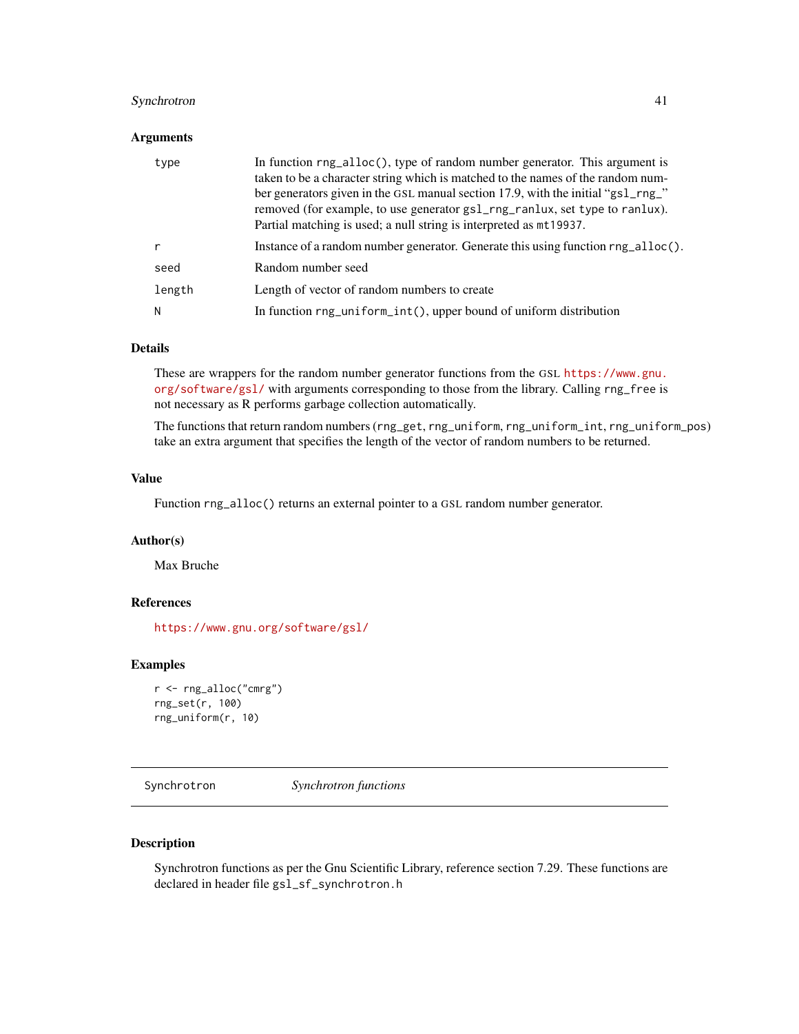## Arguments

| | |
|---|---|
| `type` | In function `rng_alloc()`, type of random number generator. This argument is taken to be a character string which is matched to the names of the random number generators given in the GSL manual section 17.9, with the initial "`gsl_rng_`" removed (for example, to use generator `gsl_rng_ranlux`, set `type` to `ranlux`). Partial matching is used; a null string is interpreted as `mt19937`. |
| `r` | Instance of a random number generator. Generate this using function `rng_alloc()`. |
| `seed` | Random number seed |
| `length` | Length of vector of random numbers to create |
| `N` | In function `rng_uniform_int()`, upper bound of uniform distribution |

## Details

These are wrappers for the random number generator functions from the GSL https://www.gnu.org/software/gsl/ with arguments corresponding to those from the library. Calling `rng_free` is not necessary as R performs garbage collection automatically.

The functions that return random numbers (`rng_get`, `rng_uniform`, `rng_uniform_int`, `rng_uniform_pos`) take an extra argument that specifies the length of the vector of random numbers to be returned.

## Value

Function `rng_alloc()` returns an external pointer to a GSL random number generator.

## Author(s)

Max Bruche

## References

https://www.gnu.org/software/gsl/

## Examples

```
r <- rng_alloc("cmrg")
rng_set(r, 100)
rng_uniform(r, 10)
```

---

# Synchrotron — *Synchrotron functions*

---

## Description

Synchrotron functions as per the Gnu Scientific Library, reference section 7.29. These functions are declared in header file `gsl_sf_synchrotron.h`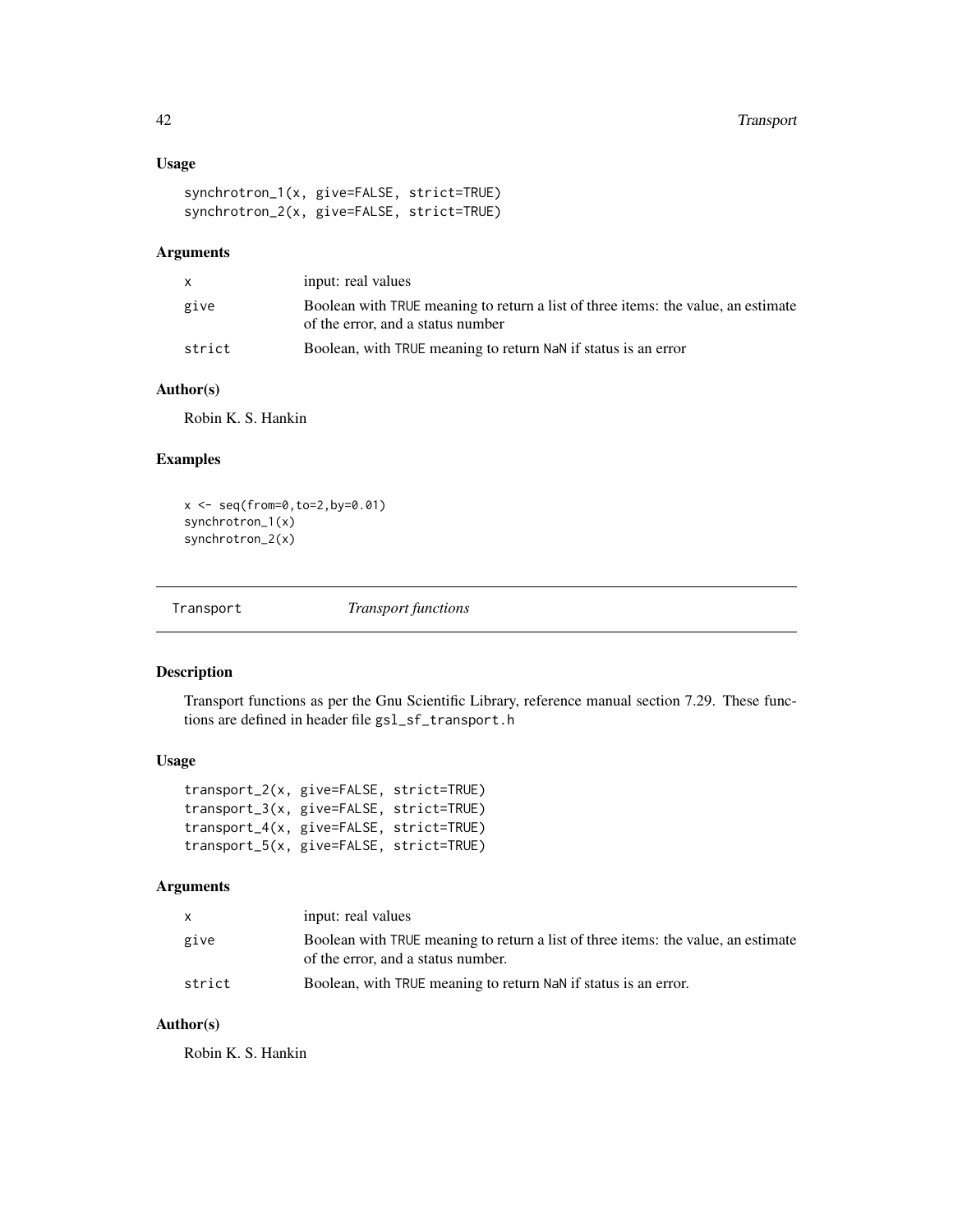### Usage

```
synchrotron_1(x, give=FALSE, strict=TRUE)
synchrotron_2(x, give=FALSE, strict=TRUE)
```

### Arguments

| | |
|---|---|
| x | input: real values |
| give | Boolean with TRUE meaning to return a list of three items: the value, an estimate of the error, and a status number |
| strict | Boolean, with TRUE meaning to return NaN if status is an error |

### Author(s)

Robin K. S. Hankin

### Examples

```
x <- seq(from=0,to=2,by=0.01)
synchrotron_1(x)
synchrotron_2(x)
```

---

## Transport    *Transport functions*

---

### Description

Transport functions as per the Gnu Scientific Library, reference manual section 7.29. These functions are defined in header file gsl_sf_transport.h

### Usage

```
transport_2(x, give=FALSE, strict=TRUE)
transport_3(x, give=FALSE, strict=TRUE)
transport_4(x, give=FALSE, strict=TRUE)
transport_5(x, give=FALSE, strict=TRUE)
```

### Arguments

| | |
|---|---|
| x | input: real values |
| give | Boolean with TRUE meaning to return a list of three items: the value, an estimate of the error, and a status number. |
| strict | Boolean, with TRUE meaning to return NaN if status is an error. |

### Author(s)

Robin K. S. Hankin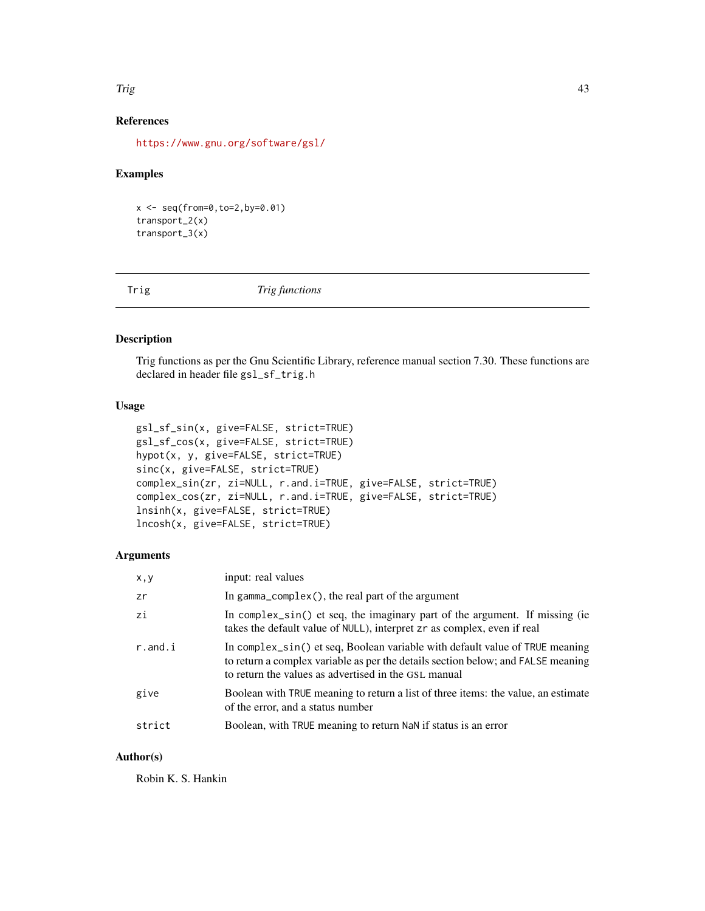### References

https://www.gnu.org/software/gsl/

### Examples

```
x <- seq(from=0,to=2,by=0.01)
transport_2(x)
transport_3(x)
```

---

## Trig — *Trig functions*

### Description

Trig functions as per the Gnu Scientific Library, reference manual section 7.30. These functions are declared in header file `gsl_sf_trig.h`

### Usage

```
gsl_sf_sin(x, give=FALSE, strict=TRUE)
gsl_sf_cos(x, give=FALSE, strict=TRUE)
hypot(x, y, give=FALSE, strict=TRUE)
sinc(x, give=FALSE, strict=TRUE)
complex_sin(zr, zi=NULL, r.and.i=TRUE, give=FALSE, strict=TRUE)
complex_cos(zr, zi=NULL, r.and.i=TRUE, give=FALSE, strict=TRUE)
lnsinh(x, give=FALSE, strict=TRUE)
lncosh(x, give=FALSE, strict=TRUE)
```

### Arguments

| | |
|---|---|
| `x,y` | input: real values |
| `zr` | In `gamma_complex()`, the real part of the argument |
| `zi` | In `complex_sin()` et seq, the imaginary part of the argument. If missing (ie takes the default value of `NULL`), interpret `zr` as complex, even if real |
| `r.and.i` | In `complex_sin()` et seq, Boolean variable with default value of `TRUE` meaning to return a complex variable as per the details section below; and `FALSE` meaning to return the values as advertised in the GSL manual |
| `give` | Boolean with `TRUE` meaning to return a list of three items: the value, an estimate of the error, and a status number |
| `strict` | Boolean, with `TRUE` meaning to return `NaN` if status is an error |

### Author(s)

Robin K. S. Hankin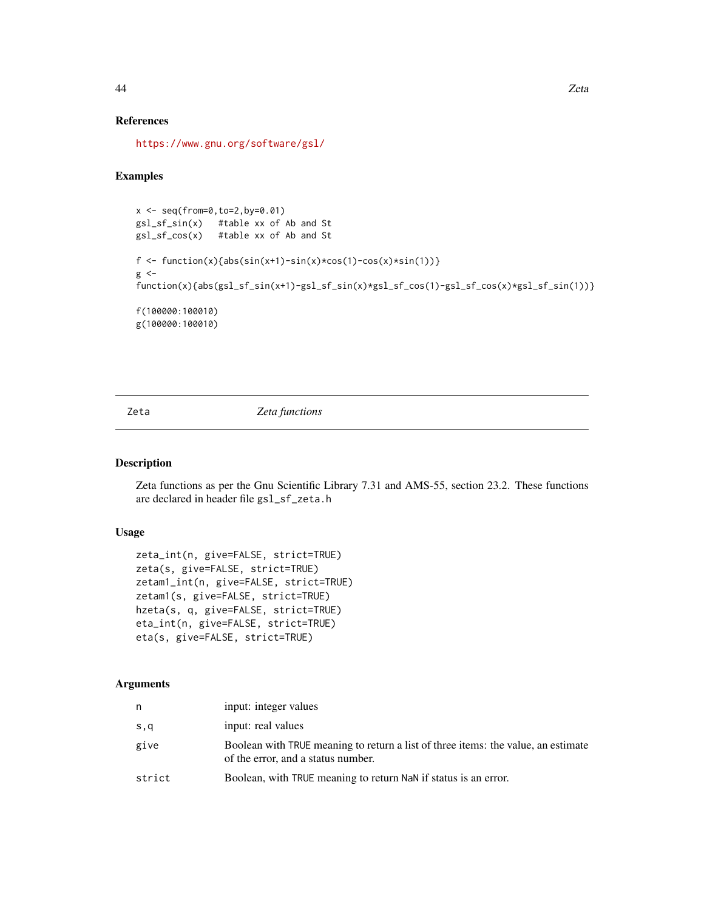### References

https://www.gnu.org/software/gsl/

### Examples

```
x <- seq(from=0,to=2,by=0.01)
gsl_sf_sin(x)   #table xx of Ab and St
gsl_sf_cos(x)   #table xx of Ab and St

f <- function(x){abs(sin(x+1)-sin(x)*cos(1)-cos(x)*sin(1))}
g <-
function(x){abs(gsl_sf_sin(x+1)-gsl_sf_sin(x)*gsl_sf_cos(1)-gsl_sf_cos(x)*gsl_sf_sin(1))}

f(100000:100010)
g(100000:100010)
```

---

## Zeta *Zeta functions*

---

### Description

Zeta functions as per the Gnu Scientific Library 7.31 and AMS-55, section 23.2. These functions are declared in header file `gsl_sf_zeta.h`

### Usage

```
zeta_int(n, give=FALSE, strict=TRUE)
zeta(s, give=FALSE, strict=TRUE)
zetam1_int(n, give=FALSE, strict=TRUE)
zetam1(s, give=FALSE, strict=TRUE)
hzeta(s, q, give=FALSE, strict=TRUE)
eta_int(n, give=FALSE, strict=TRUE)
eta(s, give=FALSE, strict=TRUE)
```

### Arguments

| | |
|---|---|
| `n` | input: integer values |
| `s,q` | input: real values |
| `give` | Boolean with `TRUE` meaning to return a list of three items: the value, an estimate of the error, and a status number. |
| `strict` | Boolean, with `TRUE` meaning to return `NaN` if status is an error. |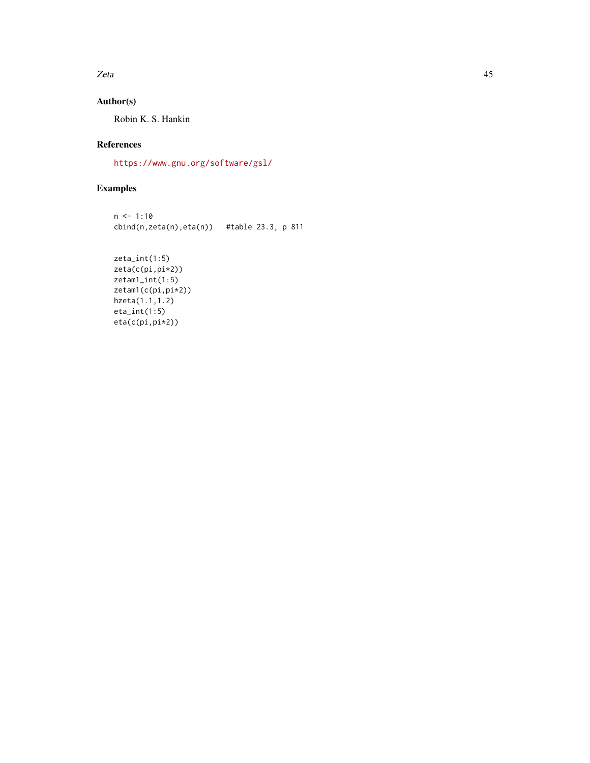## Author(s)

Robin K. S. Hankin

## References

https://www.gnu.org/software/gsl/

## Examples

```
n <- 1:10
cbind(n,zeta(n),eta(n))   #table 23.3, p 811


zeta_int(1:5)
zeta(c(pi,pi*2))
zetam1_int(1:5)
zetam1(c(pi,pi*2))
hzeta(1.1,1.2)
eta_int(1:5)
eta(c(pi,pi*2))
```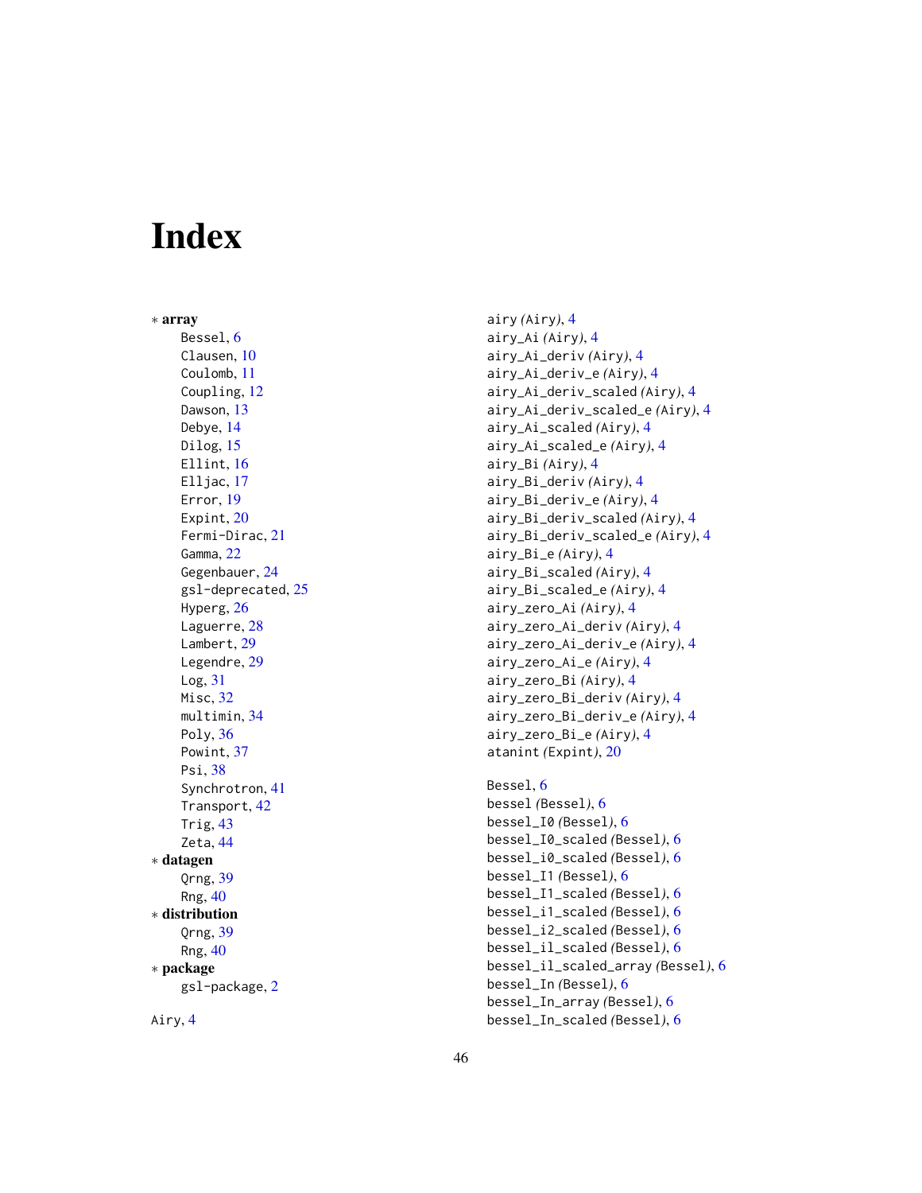# Index

∗ **array**

Bessel, 6
Clausen, 10
Coulomb, 11
Coupling, 12
Dawson, 13
Debye, 14
Dilog, 15
Ellint, 16
Elljac, 17
Error, 19
Expint, 20
Fermi-Dirac, 21
Gamma, 22
Gegenbauer, 24
gsl-deprecated, 25
Hyperg, 26
Laguerre, 28
Lambert, 29
Legendre, 29
Log, 31
Misc, 32
multimin, 34
Poly, 36
Powint, 37
Psi, 38
Synchrotron, 41
Transport, 42
Trig, 43
Zeta, 44

∗ **datagen**

Qrng, 39
Rng, 40

∗ **distribution**

Qrng, 39
Rng, 40

∗ **package**

gsl-package, 2

Airy, 4
airy *(Airy)*, 4
airy_Ai *(Airy)*, 4
airy_Ai_deriv *(Airy)*, 4
airy_Ai_deriv_e *(Airy)*, 4
airy_Ai_deriv_scaled *(Airy)*, 4
airy_Ai_deriv_scaled_e *(Airy)*, 4
airy_Ai_scaled *(Airy)*, 4
airy_Ai_scaled_e *(Airy)*, 4
airy_Bi *(Airy)*, 4
airy_Bi_deriv *(Airy)*, 4
airy_Bi_deriv_e *(Airy)*, 4
airy_Bi_deriv_scaled *(Airy)*, 4
airy_Bi_deriv_scaled_e *(Airy)*, 4
airy_Bi_e *(Airy)*, 4
airy_Bi_scaled *(Airy)*, 4
airy_Bi_scaled_e *(Airy)*, 4
airy_zero_Ai *(Airy)*, 4
airy_zero_Ai_deriv *(Airy)*, 4
airy_zero_Ai_deriv_e *(Airy)*, 4
airy_zero_Ai_e *(Airy)*, 4
airy_zero_Bi *(Airy)*, 4
airy_zero_Bi_deriv *(Airy)*, 4
airy_zero_Bi_deriv_e *(Airy)*, 4
airy_zero_Bi_e *(Airy)*, 4
atanint *(Expint)*, 20

Bessel, 6
bessel *(Bessel)*, 6
bessel_I0 *(Bessel)*, 6
bessel_I0_scaled *(Bessel)*, 6
bessel_i0_scaled *(Bessel)*, 6
bessel_I1 *(Bessel)*, 6
bessel_I1_scaled *(Bessel)*, 6
bessel_i1_scaled *(Bessel)*, 6
bessel_i2_scaled *(Bessel)*, 6
bessel_il_scaled *(Bessel)*, 6
bessel_il_scaled_array *(Bessel)*, 6
bessel_In *(Bessel)*, 6
bessel_In_array *(Bessel)*, 6
bessel_In_scaled *(Bessel)*, 6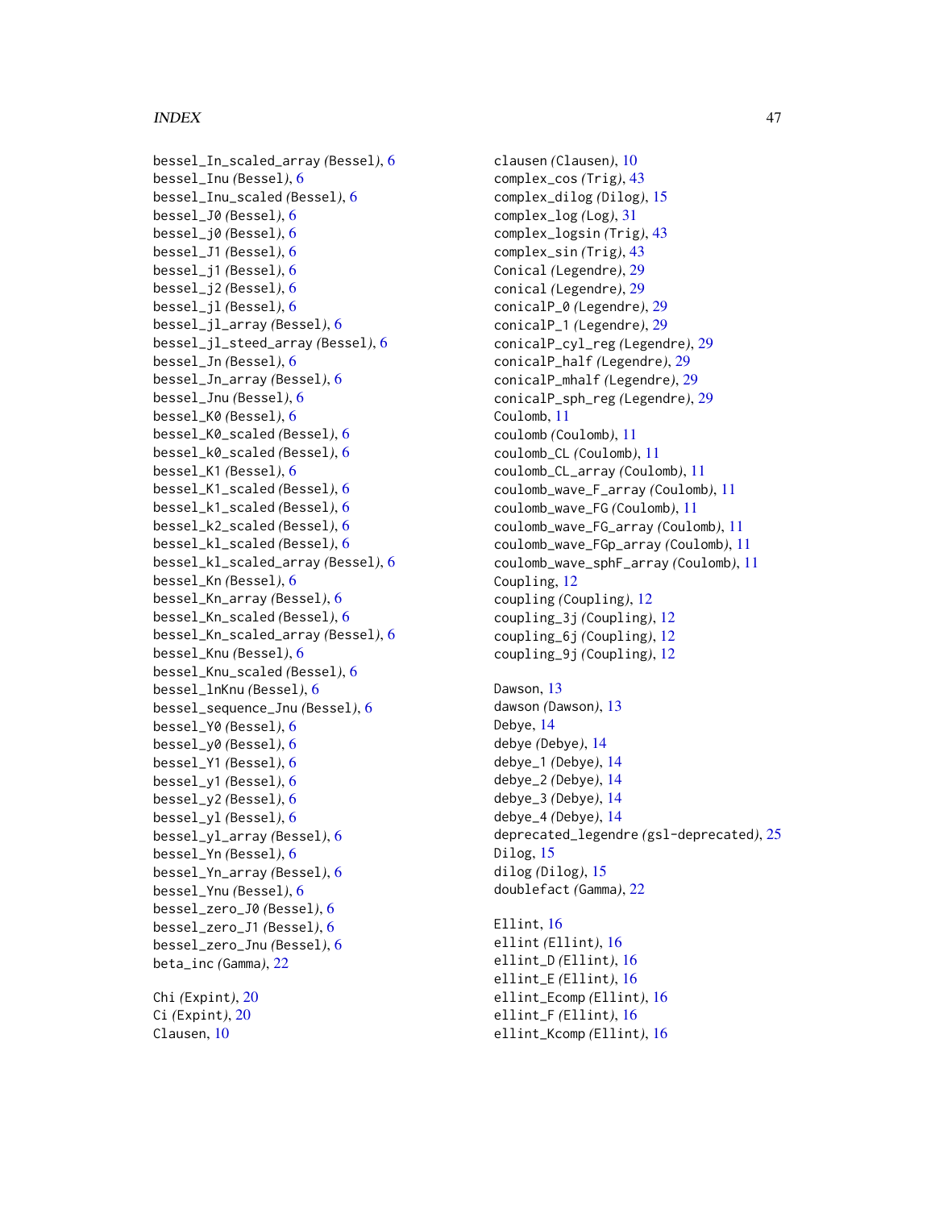bessel_In_scaled_array *(Bessel)*, 6
bessel_Inu *(Bessel)*, 6
bessel_Inu_scaled *(Bessel)*, 6
bessel_J0 *(Bessel)*, 6
bessel_j0 *(Bessel)*, 6
bessel_J1 *(Bessel)*, 6
bessel_j1 *(Bessel)*, 6
bessel_j2 *(Bessel)*, 6
bessel_jl *(Bessel)*, 6
bessel_jl_array *(Bessel)*, 6
bessel_jl_steed_array *(Bessel)*, 6
bessel_Jn *(Bessel)*, 6
bessel_Jn_array *(Bessel)*, 6
bessel_Jnu *(Bessel)*, 6
bessel_K0 *(Bessel)*, 6
bessel_K0_scaled *(Bessel)*, 6
bessel_k0_scaled *(Bessel)*, 6
bessel_K1 *(Bessel)*, 6
bessel_K1_scaled *(Bessel)*, 6
bessel_k1_scaled *(Bessel)*, 6
bessel_k2_scaled *(Bessel)*, 6
bessel_kl_scaled *(Bessel)*, 6
bessel_kl_scaled_array *(Bessel)*, 6
bessel_Kn *(Bessel)*, 6
bessel_Kn_array *(Bessel)*, 6
bessel_Kn_scaled *(Bessel)*, 6
bessel_Kn_scaled_array *(Bessel)*, 6
bessel_Knu *(Bessel)*, 6
bessel_Knu_scaled *(Bessel)*, 6
bessel_lnKnu *(Bessel)*, 6
bessel_sequence_Jnu *(Bessel)*, 6
bessel_Y0 *(Bessel)*, 6
bessel_y0 *(Bessel)*, 6
bessel_Y1 *(Bessel)*, 6
bessel_y1 *(Bessel)*, 6
bessel_y2 *(Bessel)*, 6
bessel_yl *(Bessel)*, 6
bessel_yl_array *(Bessel)*, 6
bessel_Yn *(Bessel)*, 6
bessel_Yn_array *(Bessel)*, 6
bessel_Ynu *(Bessel)*, 6
bessel_zero_J0 *(Bessel)*, 6
bessel_zero_J1 *(Bessel)*, 6
bessel_zero_Jnu *(Bessel)*, 6
beta_inc *(Gamma)*, 22

Chi *(Expint)*, 20
Ci *(Expint)*, 20
Clausen, 10
clausen *(Clausen)*, 10
complex_cos *(Trig)*, 43
complex_dilog *(Dilog)*, 15
complex_log *(Log)*, 31
complex_logsin *(Trig)*, 43
complex_sin *(Trig)*, 43
Conical *(Legendre)*, 29
conical *(Legendre)*, 29
conicalP_0 *(Legendre)*, 29
conicalP_1 *(Legendre)*, 29
conicalP_cyl_reg *(Legendre)*, 29
conicalP_half *(Legendre)*, 29
conicalP_mhalf *(Legendre)*, 29
conicalP_sph_reg *(Legendre)*, 29
Coulomb, 11
coulomb *(Coulomb)*, 11
coulomb_CL *(Coulomb)*, 11
coulomb_CL_array *(Coulomb)*, 11
coulomb_wave_F_array *(Coulomb)*, 11
coulomb_wave_FG *(Coulomb)*, 11
coulomb_wave_FG_array *(Coulomb)*, 11
coulomb_wave_FGp_array *(Coulomb)*, 11
coulomb_wave_sphF_array *(Coulomb)*, 11
Coupling, 12
coupling *(Coupling)*, 12
coupling_3j *(Coupling)*, 12
coupling_6j *(Coupling)*, 12
coupling_9j *(Coupling)*, 12

Dawson, 13
dawson *(Dawson)*, 13
Debye, 14
debye *(Debye)*, 14
debye_1 *(Debye)*, 14
debye_2 *(Debye)*, 14
debye_3 *(Debye)*, 14
debye_4 *(Debye)*, 14
deprecated_legendre *(gsl-deprecated)*, 25
Dilog, 15
dilog *(Dilog)*, 15
doublefact *(Gamma)*, 22

Ellint, 16
ellint *(Ellint)*, 16
ellint_D *(Ellint)*, 16
ellint_E *(Ellint)*, 16
ellint_Ecomp *(Ellint)*, 16
ellint_F *(Ellint)*, 16
ellint_Kcomp *(Ellint)*, 16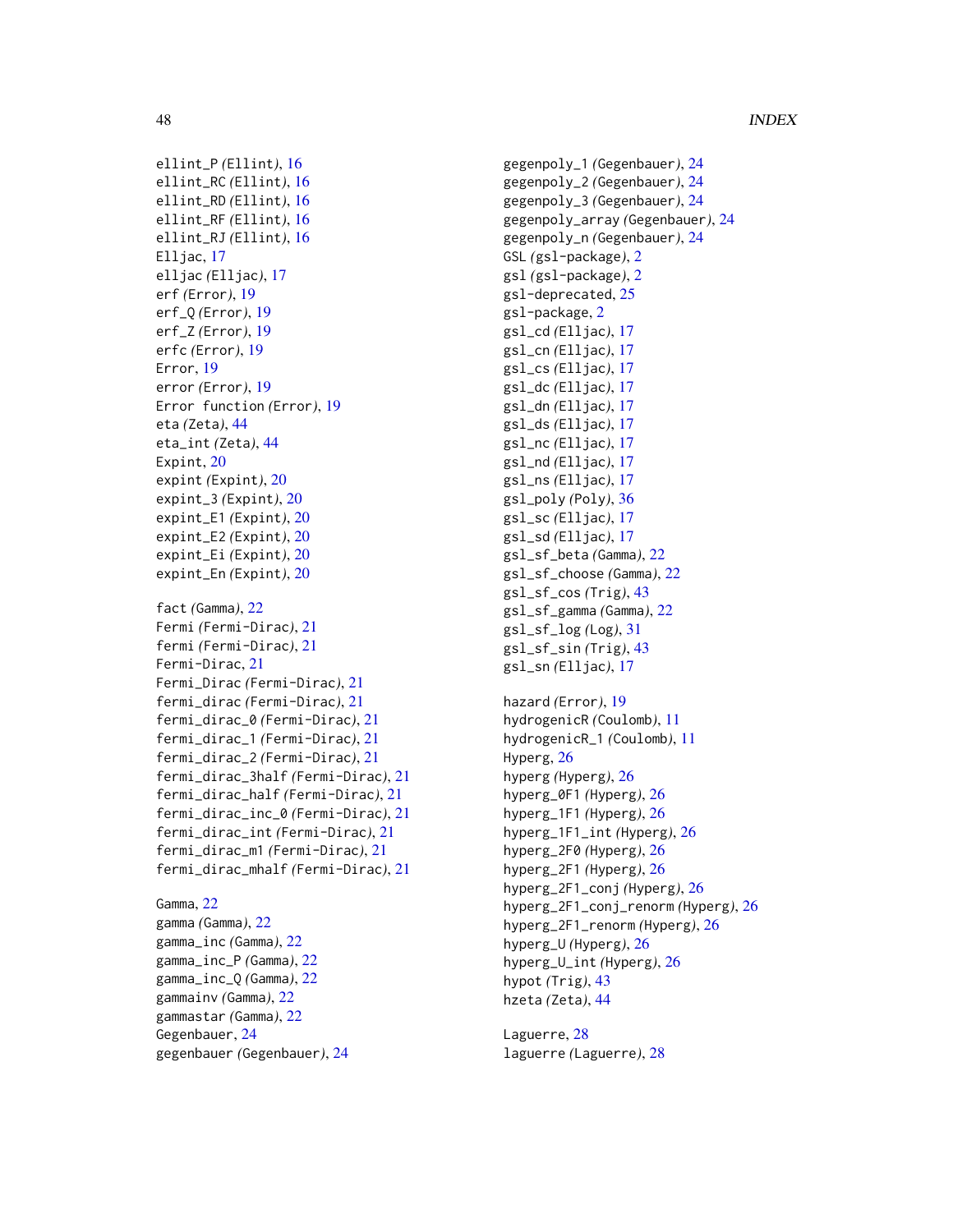ellint_P *(Ellint)*, 16
ellint_RC *(Ellint)*, 16
ellint_RD *(Ellint)*, 16
ellint_RF *(Ellint)*, 16
ellint_RJ *(Ellint)*, 16
Elljac, 17
elljac *(Elljac)*, 17
erf *(Error)*, 19
erf_Q *(Error)*, 19
erf_Z *(Error)*, 19
erfc *(Error)*, 19
Error, 19
error *(Error)*, 19
Error function *(Error)*, 19
eta *(Zeta)*, 44
eta_int *(Zeta)*, 44
Expint, 20
expint *(Expint)*, 20
expint_3 *(Expint)*, 20
expint_E1 *(Expint)*, 20
expint_E2 *(Expint)*, 20
expint_Ei *(Expint)*, 20
expint_En *(Expint)*, 20

fact *(Gamma)*, 22
Fermi *(Fermi-Dirac)*, 21
fermi *(Fermi-Dirac)*, 21
Fermi-Dirac, 21
Fermi_Dirac *(Fermi-Dirac)*, 21
fermi_dirac *(Fermi-Dirac)*, 21
fermi_dirac_0 *(Fermi-Dirac)*, 21
fermi_dirac_1 *(Fermi-Dirac)*, 21
fermi_dirac_2 *(Fermi-Dirac)*, 21
fermi_dirac_3half *(Fermi-Dirac)*, 21
fermi_dirac_half *(Fermi-Dirac)*, 21
fermi_dirac_inc_0 *(Fermi-Dirac)*, 21
fermi_dirac_int *(Fermi-Dirac)*, 21
fermi_dirac_m1 *(Fermi-Dirac)*, 21
fermi_dirac_mhalf *(Fermi-Dirac)*, 21

Gamma, 22
gamma *(Gamma)*, 22
gamma_inc *(Gamma)*, 22
gamma_inc_P *(Gamma)*, 22
gamma_inc_Q *(Gamma)*, 22
gammainv *(Gamma)*, 22
gammastar *(Gamma)*, 22
Gegenbauer, 24
gegenbauer *(Gegenbauer)*, 24
gegenpoly_1 *(Gegenbauer)*, 24
gegenpoly_2 *(Gegenbauer)*, 24
gegenpoly_3 *(Gegenbauer)*, 24
gegenpoly_array *(Gegenbauer)*, 24
gegenpoly_n *(Gegenbauer)*, 24
GSL *(gsl-package)*, 2
gsl *(gsl-package)*, 2
gsl-deprecated, 25
gsl-package, 2
gsl_cd *(Elljac)*, 17
gsl_cn *(Elljac)*, 17
gsl_cs *(Elljac)*, 17
gsl_dc *(Elljac)*, 17
gsl_dn *(Elljac)*, 17
gsl_ds *(Elljac)*, 17
gsl_nc *(Elljac)*, 17
gsl_nd *(Elljac)*, 17
gsl_ns *(Elljac)*, 17
gsl_poly *(Poly)*, 36
gsl_sc *(Elljac)*, 17
gsl_sd *(Elljac)*, 17
gsl_sf_beta *(Gamma)*, 22
gsl_sf_choose *(Gamma)*, 22
gsl_sf_cos *(Trig)*, 43
gsl_sf_gamma *(Gamma)*, 22
gsl_sf_log *(Log)*, 31
gsl_sf_sin *(Trig)*, 43
gsl_sn *(Elljac)*, 17

hazard *(Error)*, 19
hydrogenicR *(Coulomb)*, 11
hydrogenicR_1 *(Coulomb)*, 11
Hyperg, 26
hyperg *(Hyperg)*, 26
hyperg_0F1 *(Hyperg)*, 26
hyperg_1F1 *(Hyperg)*, 26
hyperg_1F1_int *(Hyperg)*, 26
hyperg_2F0 *(Hyperg)*, 26
hyperg_2F1 *(Hyperg)*, 26
hyperg_2F1_conj *(Hyperg)*, 26
hyperg_2F1_conj_renorm *(Hyperg)*, 26
hyperg_2F1_renorm *(Hyperg)*, 26
hyperg_U *(Hyperg)*, 26
hyperg_U_int *(Hyperg)*, 26
hypot *(Trig)*, 43
hzeta *(Zeta)*, 44

Laguerre, 28
laguerre *(Laguerre)*, 28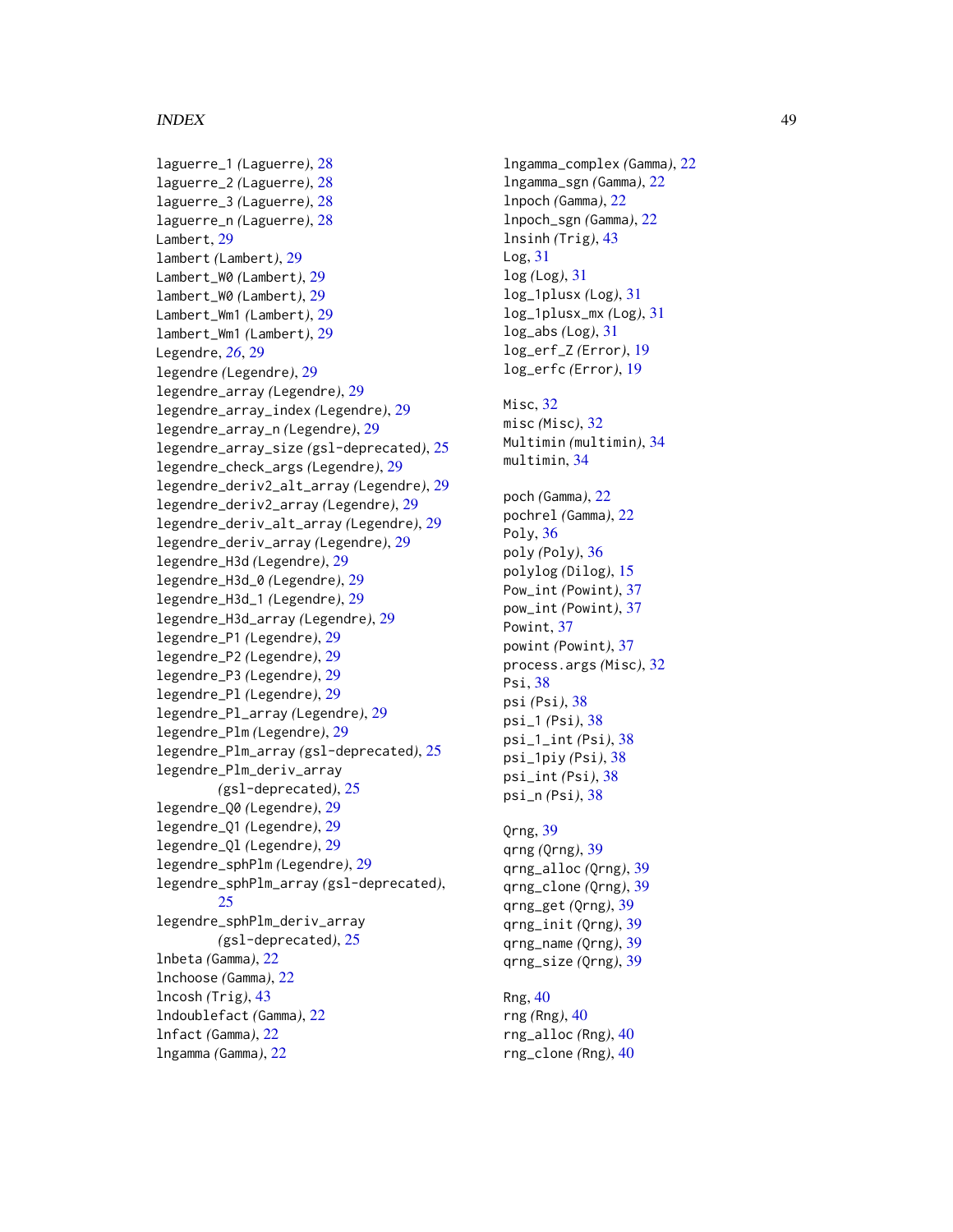laguerre_1 *(Laguerre)*, 28
laguerre_2 *(Laguerre)*, 28
laguerre_3 *(Laguerre)*, 28
laguerre_n *(Laguerre)*, 28
Lambert, 29
lambert *(Lambert)*, 29
Lambert_W0 *(Lambert)*, 29
lambert_W0 *(Lambert)*, 29
Lambert_Wm1 *(Lambert)*, 29
lambert_Wm1 *(Lambert)*, 29
Legendre, *26*, 29
legendre *(Legendre)*, 29
legendre_array *(Legendre)*, 29
legendre_array_index *(Legendre)*, 29
legendre_array_n *(Legendre)*, 29
legendre_array_size *(gsl-deprecated)*, 25
legendre_check_args *(Legendre)*, 29
legendre_deriv2_alt_array *(Legendre)*, 29
legendre_deriv2_array *(Legendre)*, 29
legendre_deriv_alt_array *(Legendre)*, 29
legendre_deriv_array *(Legendre)*, 29
legendre_H3d *(Legendre)*, 29
legendre_H3d_0 *(Legendre)*, 29
legendre_H3d_1 *(Legendre)*, 29
legendre_H3d_array *(Legendre)*, 29
legendre_P1 *(Legendre)*, 29
legendre_P2 *(Legendre)*, 29
legendre_P3 *(Legendre)*, 29
legendre_Pl *(Legendre)*, 29
legendre_Pl_array *(Legendre)*, 29
legendre_Plm *(Legendre)*, 29
legendre_Plm_array *(gsl-deprecated)*, 25
legendre_Plm_deriv_array *(gsl-deprecated)*, 25
legendre_Q0 *(Legendre)*, 29
legendre_Q1 *(Legendre)*, 29
legendre_Ql *(Legendre)*, 29
legendre_sphPlm *(Legendre)*, 29
legendre_sphPlm_array *(gsl-deprecated)*, 25
legendre_sphPlm_deriv_array *(gsl-deprecated)*, 25
lnbeta *(Gamma)*, 22
lnchoose *(Gamma)*, 22
lncosh *(Trig)*, 43
lndoublefact *(Gamma)*, 22
lnfact *(Gamma)*, 22
lngamma *(Gamma)*, 22
lngamma_complex *(Gamma)*, 22
lngamma_sgn *(Gamma)*, 22
lnpoch *(Gamma)*, 22
lnpoch_sgn *(Gamma)*, 22
lnsinh *(Trig)*, 43
Log, 31
log *(Log)*, 31
log_1plusx *(Log)*, 31
log_1plusx_mx *(Log)*, 31
log_abs *(Log)*, 31
log_erf_Z *(Error)*, 19
log_erfc *(Error)*, 19

Misc, 32
misc *(Misc)*, 32
Multimin *(multimin)*, 34
multimin, 34

poch *(Gamma)*, 22
pochrel *(Gamma)*, 22
Poly, 36
poly *(Poly)*, 36
polylog *(Dilog)*, 15
Pow_int *(Powint)*, 37
pow_int *(Powint)*, 37
Powint, 37
powint *(Powint)*, 37
process.args *(Misc)*, 32
Psi, 38
psi *(Psi)*, 38
psi_1 *(Psi)*, 38
psi_1_int *(Psi)*, 38
psi_1piy *(Psi)*, 38
psi_int *(Psi)*, 38
psi_n *(Psi)*, 38

Qrng, 39
qrng *(Qrng)*, 39
qrng_alloc *(Qrng)*, 39
qrng_clone *(Qrng)*, 39
qrng_get *(Qrng)*, 39
qrng_init *(Qrng)*, 39
qrng_name *(Qrng)*, 39
qrng_size *(Qrng)*, 39

Rng, 40
rng *(Rng)*, 40
rng_alloc *(Rng)*, 40
rng_clone *(Rng)*, 40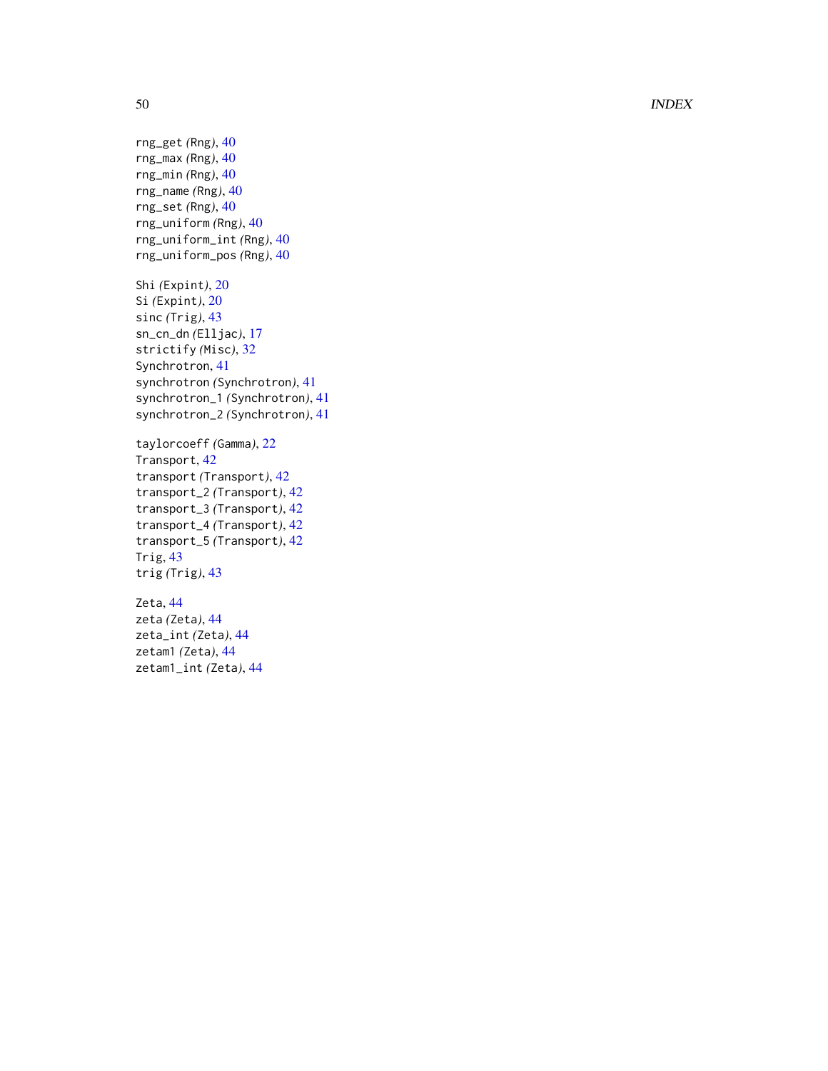rng_get *(Rng)*, 40
rng_max *(Rng)*, 40
rng_min *(Rng)*, 40
rng_name *(Rng)*, 40
rng_set *(Rng)*, 40
rng_uniform *(Rng)*, 40
rng_uniform_int *(Rng)*, 40
rng_uniform_pos *(Rng)*, 40

Shi *(Expint)*, 20
Si *(Expint)*, 20
sinc *(Trig)*, 43
sn_cn_dn *(Elljac)*, 17
strictify *(Misc)*, 32
Synchrotron, 41
synchrotron *(Synchrotron)*, 41
synchrotron_1 *(Synchrotron)*, 41
synchrotron_2 *(Synchrotron)*, 41

taylorcoeff *(Gamma)*, 22
Transport, 42
transport *(Transport)*, 42
transport_2 *(Transport)*, 42
transport_3 *(Transport)*, 42
transport_4 *(Transport)*, 42
transport_5 *(Transport)*, 42
Trig, 43
trig *(Trig)*, 43

Zeta, 44
zeta *(Zeta)*, 44
zeta_int *(Zeta)*, 44
zetam1 *(Zeta)*, 44
zetam1_int *(Zeta)*, 44